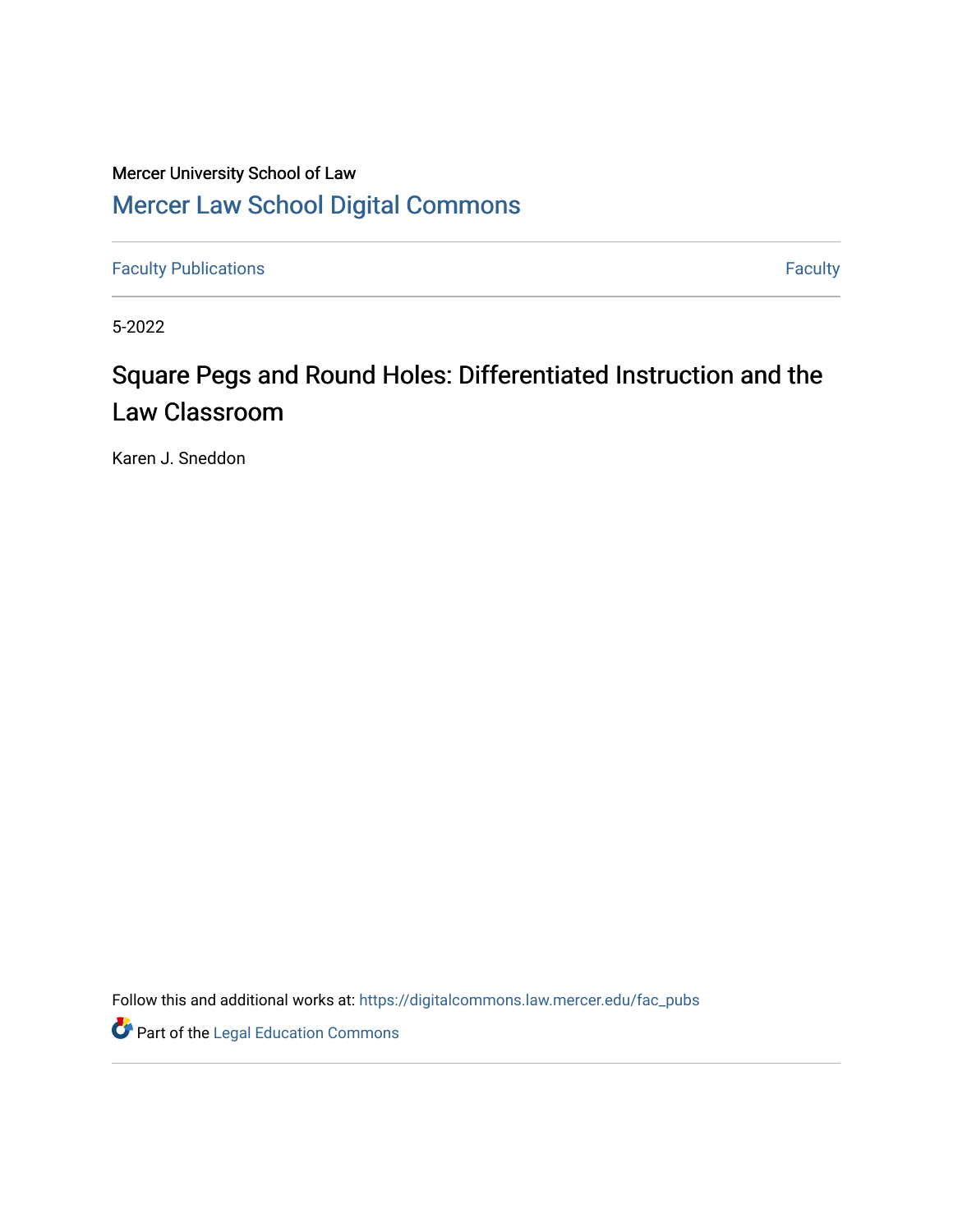Mercer University School of Law

# Mercer Law School Digital Commons

Faculty Publications | Faculty

5-2022

## Square Pegs and Round Holes: Differentiated Instruction and the Law Classroom

Karen J. Sneddon

Follow this and additional works at: https://digitalcommons.law.mercer.edu/fac_pubs

Part of the Legal Education Commons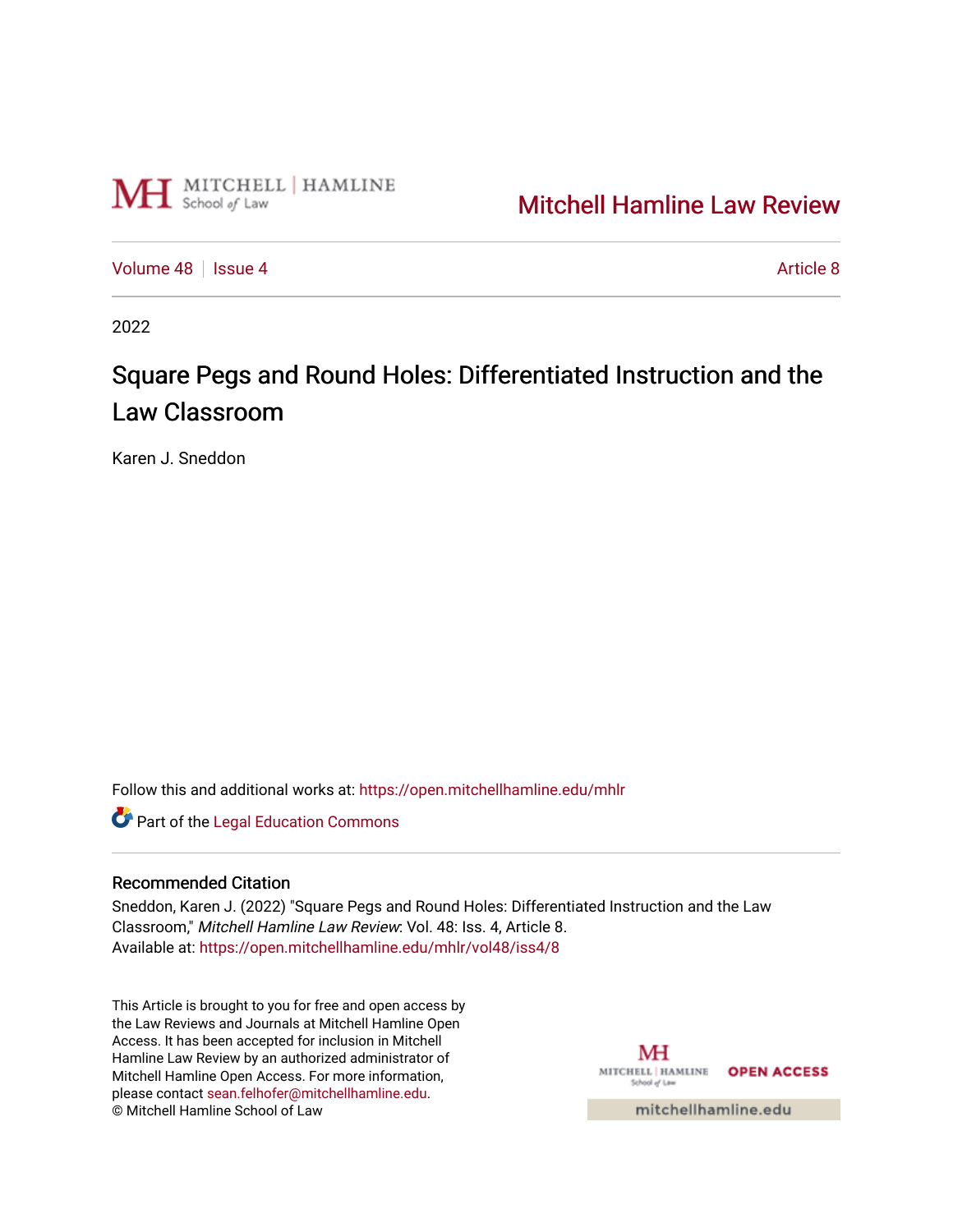Mitchell Hamline Law Review

Volume 48 | Issue 4 | Article 8

2022

# Square Pegs and Round Holes: Differentiated Instruction and the Law Classroom

Karen J. Sneddon

Follow this and additional works at: https://open.mitchellhamline.edu/mhlr

Part of the Legal Education Commons

## Recommended Citation

Sneddon, Karen J. (2022) "Square Pegs and Round Holes: Differentiated Instruction and the Law Classroom," *Mitchell Hamline Law Review*: Vol. 48: Iss. 4, Article 8.
Available at: https://open.mitchellhamline.edu/mhlr/vol48/iss4/8

This Article is brought to you for free and open access by the Law Reviews and Journals at Mitchell Hamline Open Access. It has been accepted for inclusion in Mitchell Hamline Law Review by an authorized administrator of Mitchell Hamline Open Access. For more information, please contact sean.felhofer@mitchellhamline.edu.
© Mitchell Hamline School of Law

OPEN ACCESS

mitchellhamline.edu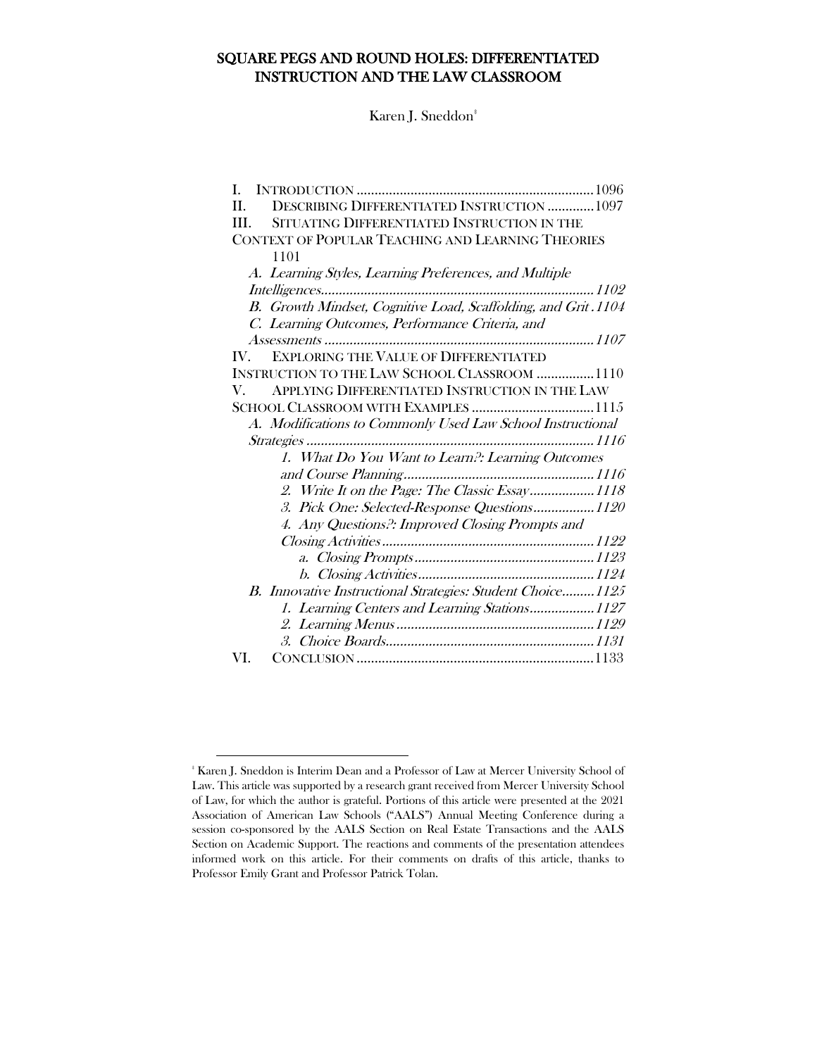# SQUARE PEGS AND ROUND HOLES: DIFFERENTIATED INSTRUCTION AND THE LAW CLASSROOM

Karen J. Sneddon[‡]

I. INTRODUCTION .......... 1096
II. DESCRIBING DIFFERENTIATED INSTRUCTION .......... 1097
III. SITUATING DIFFERENTIATED INSTRUCTION IN THE CONTEXT OF POPULAR TEACHING AND LEARNING THEORIES .......... 1101
  *A. Learning Styles, Learning Preferences, and Multiple Intelligences.......... 1102*
  *B. Growth Mindset, Cognitive Load, Scaffolding, and Grit .......... 1104*
  *C. Learning Outcomes, Performance Criteria, and Assessments .......... 1107*
IV. EXPLORING THE VALUE OF DIFFERENTIATED INSTRUCTION TO THE LAW SCHOOL CLASSROOM .......... 1110
V. APPLYING DIFFERENTIATED INSTRUCTION IN THE LAW SCHOOL CLASSROOM WITH EXAMPLES .......... 1115
  *A. Modifications to Commonly Used Law School Instructional Strategies .......... 1116*
    *1. What Do You Want to Learn?: Learning Outcomes and Course Planning.......... 1116*
    *2. Write It on the Page: The Classic Essay .......... 1118*
    *3. Pick One: Selected-Response Questions.......... 1120*
    *4. Any Questions?: Improved Closing Prompts and Closing Activities .......... 1122*
      *a. Closing Prompts .......... 1123*
      *b. Closing Activities .......... 1124*
  *B. Innovative Instructional Strategies: Student Choice.......... 1125*
    *1. Learning Centers and Learning Stations.......... 1127*
    *2. Learning Menus .......... 1129*
    *3. Choice Boards.......... 1131*
VI. CONCLUSION .......... 1133

---

[‡] Karen J. Sneddon is Interim Dean and a Professor of Law at Mercer University School of Law. This article was supported by a research grant received from Mercer University School of Law, for which the author is grateful. Portions of this article were presented at the 2021 Association of American Law Schools ("AALS") Annual Meeting Conference during a session co-sponsored by the AALS Section on Real Estate Transactions and the AALS Section on Academic Support. The reactions and comments of the presentation attendees informed work on this article. For their comments on drafts of this article, thanks to Professor Emily Grant and Professor Patrick Tolan.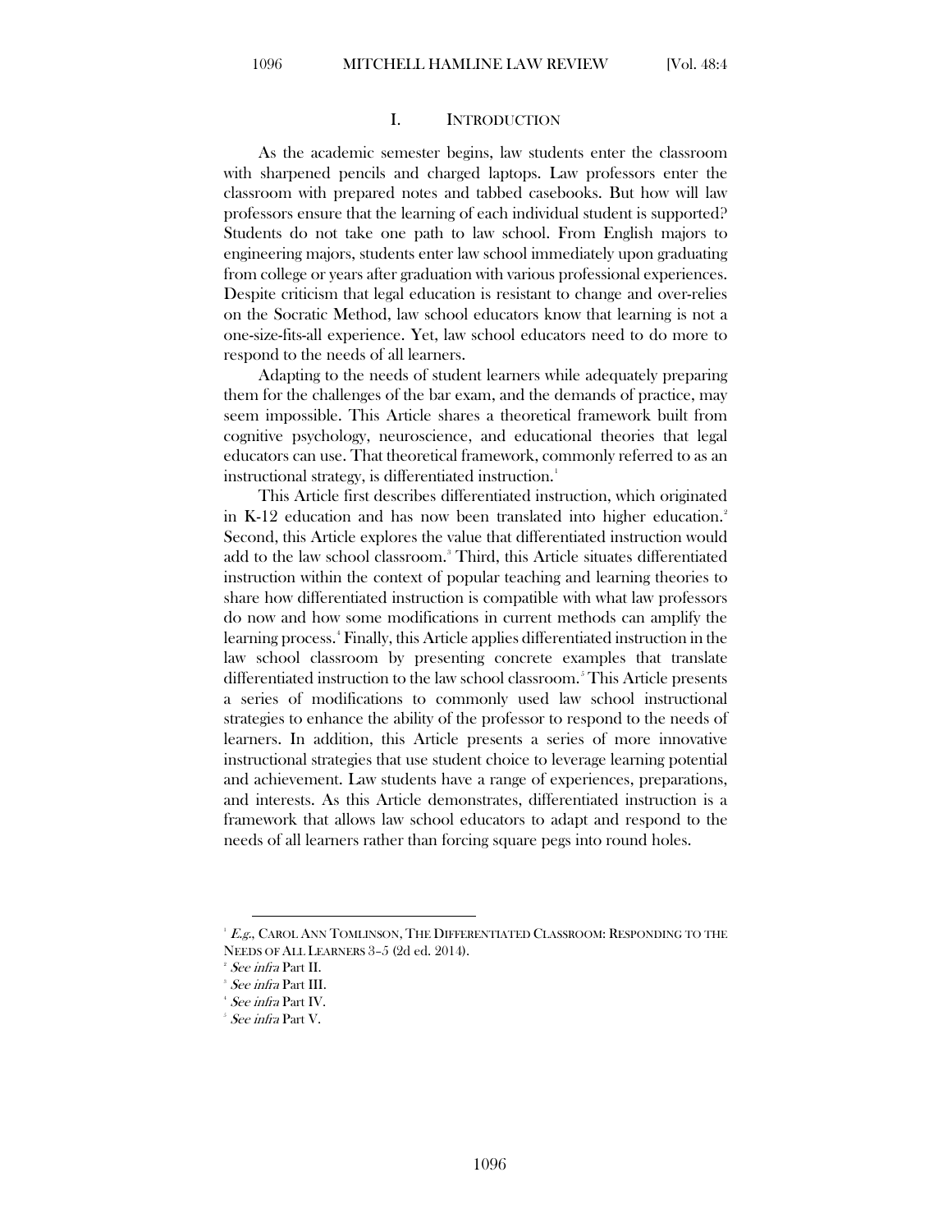## I. INTRODUCTION

As the academic semester begins, law students enter the classroom with sharpened pencils and charged laptops. Law professors enter the classroom with prepared notes and tabbed casebooks. But how will law professors ensure that the learning of each individual student is supported? Students do not take one path to law school. From English majors to engineering majors, students enter law school immediately upon graduating from college or years after graduation with various professional experiences. Despite criticism that legal education is resistant to change and over-relies on the Socratic Method, law school educators know that learning is not a one-size-fits-all experience. Yet, law school educators need to do more to respond to the needs of all learners.

Adapting to the needs of student learners while adequately preparing them for the challenges of the bar exam, and the demands of practice, may seem impossible. This Article shares a theoretical framework built from cognitive psychology, neuroscience, and educational theories that legal educators can use. That theoretical framework, commonly referred to as an instructional strategy, is differentiated instruction.[1]

This Article first describes differentiated instruction, which originated in K-12 education and has now been translated into higher education.[2] Second, this Article explores the value that differentiated instruction would add to the law school classroom.[3] Third, this Article situates differentiated instruction within the context of popular teaching and learning theories to share how differentiated instruction is compatible with what law professors do now and how some modifications in current methods can amplify the learning process.[4] Finally, this Article applies differentiated instruction in the law school classroom by presenting concrete examples that translate differentiated instruction to the law school classroom.[5] This Article presents a series of modifications to commonly used law school instructional strategies to enhance the ability of the professor to respond to the needs of learners. In addition, this Article presents a series of more innovative instructional strategies that use student choice to leverage learning potential and achievement. Law students have a range of experiences, preparations, and interests. As this Article demonstrates, differentiated instruction is a framework that allows law school educators to adapt and respond to the needs of all learners rather than forcing square pegs into round holes.

---

[1] *E.g.*, CAROL ANN TOMLINSON, THE DIFFERENTIATED CLASSROOM: RESPONDING TO THE NEEDS OF ALL LEARNERS 3–5 (2d ed. 2014).

[2] *See infra* Part II.

[3] *See infra* Part III.

[4] *See infra* Part IV.

[5] *See infra* Part V.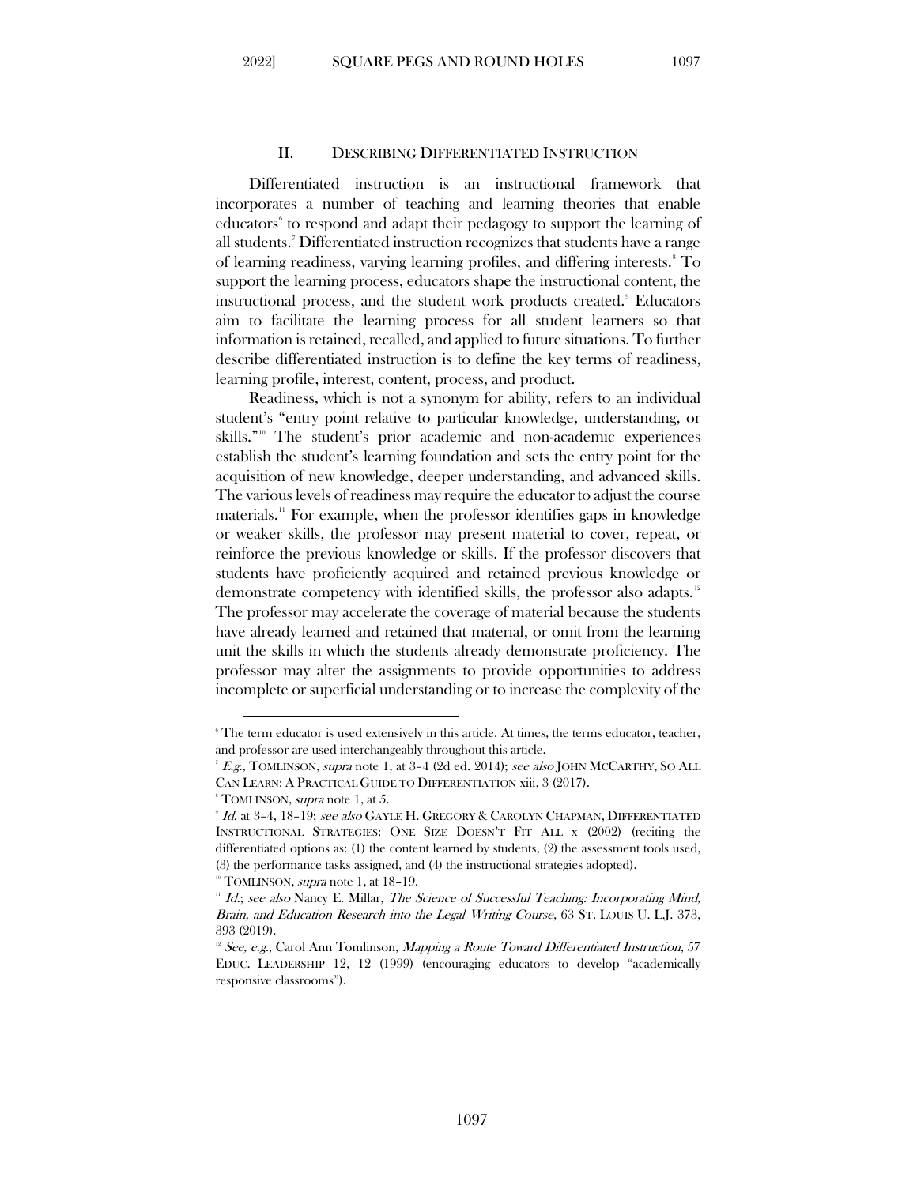## II. DESCRIBING DIFFERENTIATED INSTRUCTION

Differentiated instruction is an instructional framework that incorporates a number of teaching and learning theories that enable educators[6] to respond and adapt their pedagogy to support the learning of all students.[7] Differentiated instruction recognizes that students have a range of learning readiness, varying learning profiles, and differing interests.[8] To support the learning process, educators shape the instructional content, the instructional process, and the student work products created.[9] Educators aim to facilitate the learning process for all student learners so that information is retained, recalled, and applied to future situations. To further describe differentiated instruction is to define the key terms of readiness, learning profile, interest, content, process, and product.

Readiness, which is not a synonym for ability, refers to an individual student's "entry point relative to particular knowledge, understanding, or skills."[10] The student's prior academic and non-academic experiences establish the student's learning foundation and sets the entry point for the acquisition of new knowledge, deeper understanding, and advanced skills. The various levels of readiness may require the educator to adjust the course materials.[11] For example, when the professor identifies gaps in knowledge or weaker skills, the professor may present material to cover, repeat, or reinforce the previous knowledge or skills. If the professor discovers that students have proficiently acquired and retained previous knowledge or demonstrate competency with identified skills, the professor also adapts.[12] The professor may accelerate the coverage of material because the students have already learned and retained that material, or omit from the learning unit the skills in which the students already demonstrate proficiency. The professor may alter the assignments to provide opportunities to address incomplete or superficial understanding or to increase the complexity of the

---

[6] The term educator is used extensively in this article. At times, the terms educator, teacher, and professor are used interchangeably throughout this article.

[7] *E.g.*, TOMLINSON, *supra* note 1, at 3–4 (2d ed. 2014); *see also* JOHN MCCARTHY, SO ALL CAN LEARN: A PRACTICAL GUIDE TO DIFFERENTIATION xiii, 3 (2017).

[8] TOMLINSON, *supra* note 1, at 5.

[9] *Id.* at 3–4, 18–19; *see also* GAYLE H. GREGORY & CAROLYN CHAPMAN, DIFFERENTIATED INSTRUCTIONAL STRATEGIES: ONE SIZE DOESN'T FIT ALL x (2002) (reciting the differentiated options as: (1) the content learned by students, (2) the assessment tools used, (3) the performance tasks assigned, and (4) the instructional strategies adopted).

[10] TOMLINSON, *supra* note 1, at 18–19.

[11] *Id.*; *see also* Nancy E. Millar, *The Science of Successful Teaching: Incorporating Mind, Brain, and Education Research into the Legal Writing Course*, 63 ST. LOUIS U. L.J. 373, 393 (2019).

[12] *See, e.g.*, Carol Ann Tomlinson, *Mapping a Route Toward Differentiated Instruction*, 57 EDUC. LEADERSHIP 12, 12 (1999) (encouraging educators to develop "academically responsive classrooms").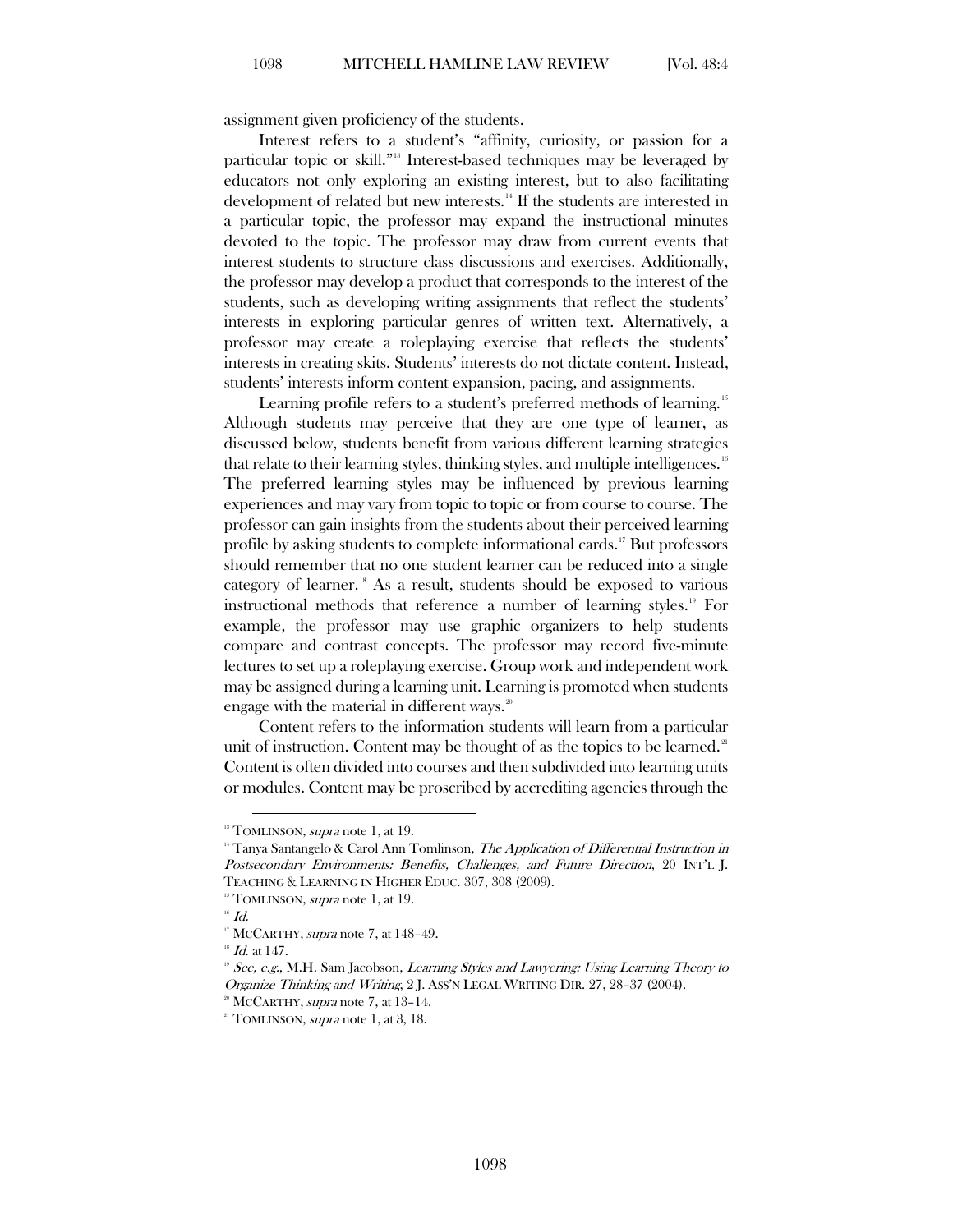assignment given proficiency of the students.

Interest refers to a student's "affinity, curiosity, or passion for a particular topic or skill."[13] Interest-based techniques may be leveraged by educators not only exploring an existing interest, but to also facilitating development of related but new interests.[14] If the students are interested in a particular topic, the professor may expand the instructional minutes devoted to the topic. The professor may draw from current events that interest students to structure class discussions and exercises. Additionally, the professor may develop a product that corresponds to the interest of the students, such as developing writing assignments that reflect the students' interests in exploring particular genres of written text. Alternatively, a professor may create a roleplaying exercise that reflects the students' interests in creating skits. Students' interests do not dictate content. Instead, students' interests inform content expansion, pacing, and assignments.

Learning profile refers to a student's preferred methods of learning.[15] Although students may perceive that they are one type of learner, as discussed below, students benefit from various different learning strategies that relate to their learning styles, thinking styles, and multiple intelligences.[16] The preferred learning styles may be influenced by previous learning experiences and may vary from topic to topic or from course to course. The professor can gain insights from the students about their perceived learning profile by asking students to complete informational cards.[17] But professors should remember that no one student learner can be reduced into a single category of learner.[18] As a result, students should be exposed to various instructional methods that reference a number of learning styles.[19] For example, the professor may use graphic organizers to help students compare and contrast concepts. The professor may record five-minute lectures to set up a roleplaying exercise. Group work and independent work may be assigned during a learning unit. Learning is promoted when students engage with the material in different ways.[20]

Content refers to the information students will learn from a particular unit of instruction. Content may be thought of as the topics to be learned.[21] Content is often divided into courses and then subdivided into learning units or modules. Content may be proscribed by accrediting agencies through the

---

[13] TOMLINSON, *supra* note 1, at 19.

[14] Tanya Santangelo & Carol Ann Tomlinson, *The Application of Differential Instruction in Postsecondary Environments: Benefits, Challenges, and Future Direction*, 20 INT'L J. TEACHING & LEARNING IN HIGHER EDUC. 307, 308 (2009).

[15] TOMLINSON, *supra* note 1, at 19.

[16] *Id.*

[17] MCCARTHY, *supra* note 7, at 148–49.

[18] *Id.* at 147.

[19] *See, e.g.*, M.H. Sam Jacobson, *Learning Styles and Lawyering: Using Learning Theory to Organize Thinking and Writing*, 2 J. ASS'N LEGAL WRITING DIR. 27, 28–37 (2004).

[20] MCCARTHY, *supra* note 7, at 13–14.

[21] TOMLINSON, *supra* note 1, at 3, 18.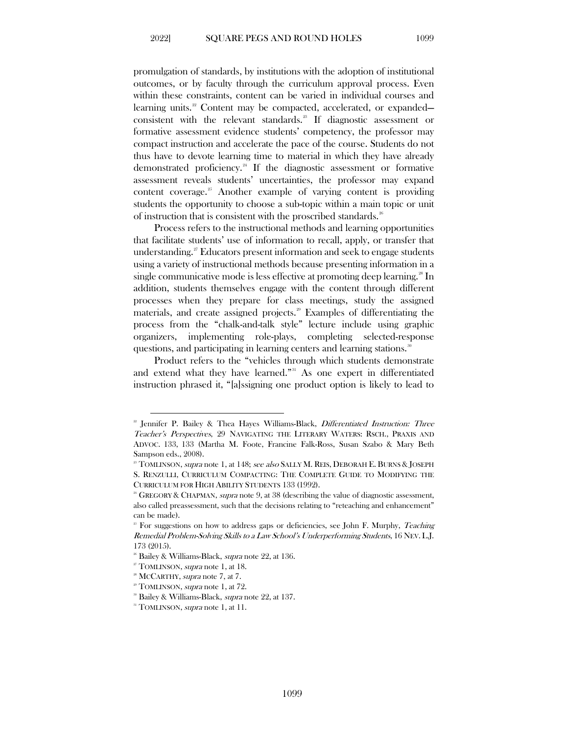promulgation of standards, by institutions with the adoption of institutional outcomes, or by faculty through the curriculum approval process. Even within these constraints, content can be varied in individual courses and learning units.[22] Content may be compacted, accelerated, or expanded—consistent with the relevant standards.[23] If diagnostic assessment or formative assessment evidence students' competency, the professor may compact instruction and accelerate the pace of the course. Students do not thus have to devote learning time to material in which they have already demonstrated proficiency.[24] If the diagnostic assessment or formative assessment reveals students' uncertainties, the professor may expand content coverage.[25] Another example of varying content is providing students the opportunity to choose a sub-topic within a main topic or unit of instruction that is consistent with the proscribed standards.[26]

Process refers to the instructional methods and learning opportunities that facilitate students' use of information to recall, apply, or transfer that understanding.[27] Educators present information and seek to engage students using a variety of instructional methods because presenting information in a single communicative mode is less effective at promoting deep learning.[28] In addition, students themselves engage with the content through different processes when they prepare for class meetings, study the assigned materials, and create assigned projects.[29] Examples of differentiating the process from the "chalk-and-talk style" lecture include using graphic organizers, implementing role-plays, completing selected-response questions, and participating in learning centers and learning stations.[30]

Product refers to the "vehicles through which students demonstrate and extend what they have learned."[31] As one expert in differentiated instruction phrased it, "[a]ssigning one product option is likely to lead to

---

[22] Jennifer P. Bailey & Thea Hayes Williams-Black, *Differentiated Instruction: Three Teacher's Perspectives*, 29 NAVIGATING THE LITERARY WATERS: RSCH., PRAXIS AND ADVOC. 133, 133 (Martha M. Foote, Francine Falk-Ross, Susan Szabo & Mary Beth Sampson eds., 2008).

[23] TOMLINSON, *supra* note 1, at 148; *see also* SALLY M. REIS, DEBORAH E. BURNS & JOSEPH S. RENZULLI, CURRICULUM COMPACTING: THE COMPLETE GUIDE TO MODIFYING THE CURRICULUM FOR HIGH ABILITY STUDENTS 133 (1992).

[24] GREGORY & CHAPMAN, *supra* note 9, at 38 (describing the value of diagnostic assessment, also called preassessment, such that the decisions relating to "reteaching and enhancement" can be made).

[25] For suggestions on how to address gaps or deficiencies, see John F. Murphy, *Teaching Remedial Problem-Solving Skills to a Law School's Underperforming Students*, 16 NEV. L.J. 173 (2015).

[26] Bailey & Williams-Black, *supra* note 22, at 136.

[27] TOMLINSON, *supra* note 1, at 18.

[28] MCCARTHY, *supra* note 7, at 7.

[29] TOMLINSON, *supra* note 1, at 72.

[30] Bailey & Williams-Black, *supra* note 22, at 137.

[31] TOMLINSON, *supra* note 1, at 11.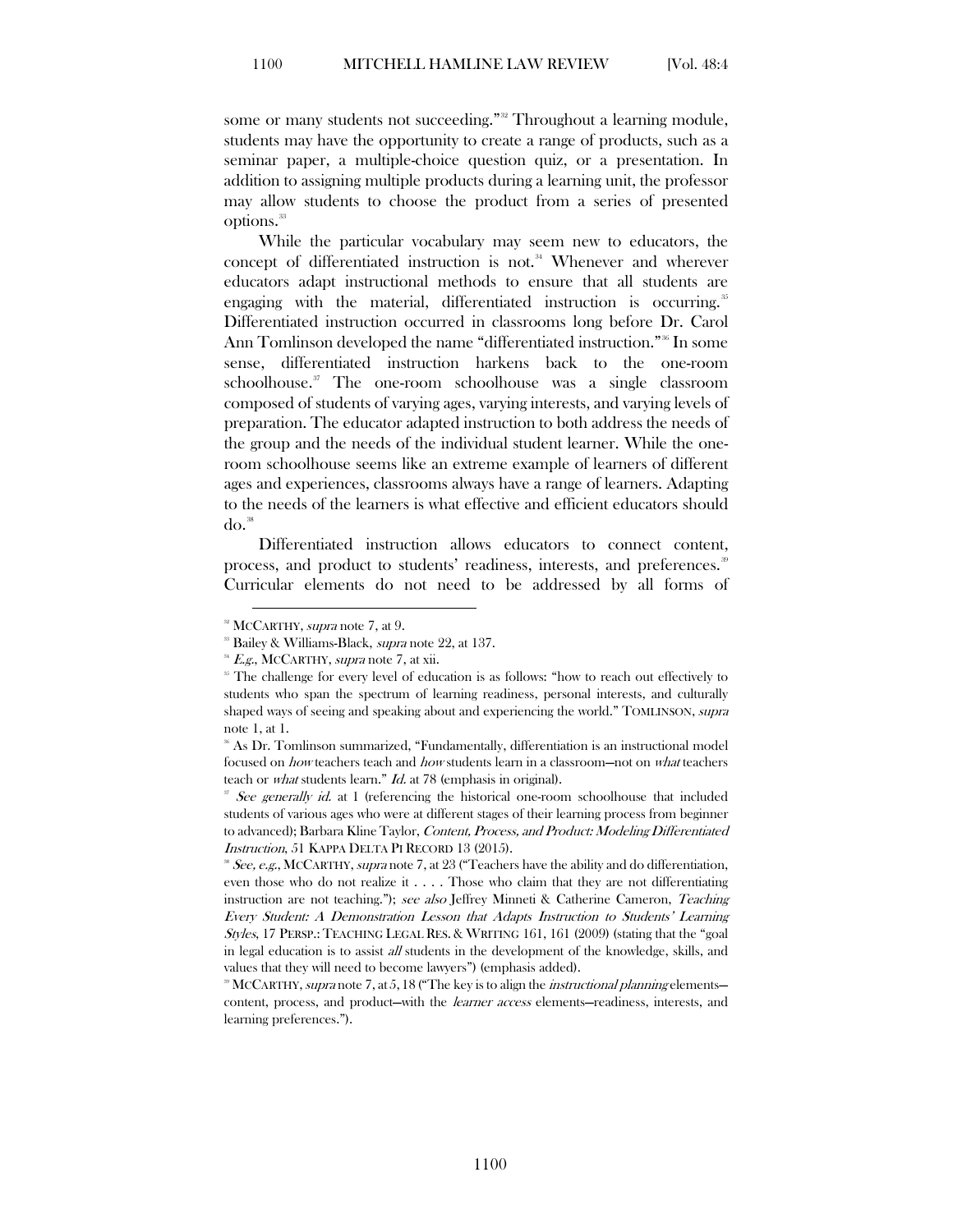some or many students not succeeding."[32] Throughout a learning module, students may have the opportunity to create a range of products, such as a seminar paper, a multiple-choice question quiz, or a presentation. In addition to assigning multiple products during a learning unit, the professor may allow students to choose the product from a series of presented options.[33]

While the particular vocabulary may seem new to educators, the concept of differentiated instruction is not.[34] Whenever and wherever educators adapt instructional methods to ensure that all students are engaging with the material, differentiated instruction is occurring.[35] Differentiated instruction occurred in classrooms long before Dr. Carol Ann Tomlinson developed the name "differentiated instruction."[36] In some sense, differentiated instruction harkens back to the one-room schoolhouse.[37] The one-room schoolhouse was a single classroom composed of students of varying ages, varying interests, and varying levels of preparation. The educator adapted instruction to both address the needs of the group and the needs of the individual student learner. While the one-room schoolhouse seems like an extreme example of learners of different ages and experiences, classrooms always have a range of learners. Adapting to the needs of the learners is what effective and efficient educators should do.[38]

Differentiated instruction allows educators to connect content, process, and product to students' readiness, interests, and preferences.[39] Curricular elements do not need to be addressed by all forms of

---

[32] MCCARTHY, *supra* note 7, at 9.

[33] Bailey & Williams-Black, *supra* note 22, at 137.

[34] *E.g.*, MCCARTHY, *supra* note 7, at xii.

[35] The challenge for every level of education is as follows: "how to reach out effectively to students who span the spectrum of learning readiness, personal interests, and culturally shaped ways of seeing and speaking about and experiencing the world." TOMLINSON, *supra* note 1, at 1.

[36] As Dr. Tomlinson summarized, "Fundamentally, differentiation is an instructional model focused on *how* teachers teach and *how* students learn in a classroom—not on *what* teachers teach or *what* students learn." *Id.* at 78 (emphasis in original).

[37] *See generally id.* at 1 (referencing the historical one-room schoolhouse that included students of various ages who were at different stages of their learning process from beginner to advanced); Barbara Kline Taylor, *Content, Process, and Product: Modeling Differentiated Instruction*, 51 KAPPA DELTA PI RECORD 13 (2015).

[38] *See, e.g.*, MCCARTHY, *supra* note 7, at 23 ("Teachers have the ability and do differentiation, even those who do not realize it . . . . Those who claim that they are not differentiating instruction are not teaching."); *see also* Jeffrey Minneti & Catherine Cameron, *Teaching Every Student: A Demonstration Lesson that Adapts Instruction to Students' Learning Styles*, 17 PERSP.: TEACHING LEGAL RES. & WRITING 161, 161 (2009) (stating that the "goal in legal education is to assist *all* students in the development of the knowledge, skills, and values that they will need to become lawyers") (emphasis added).

[39] MCCARTHY, *supra* note 7, at 5, 18 ("The key is to align the *instructional planning* elements—content, process, and product—with the *learner access* elements—readiness, interests, and learning preferences.").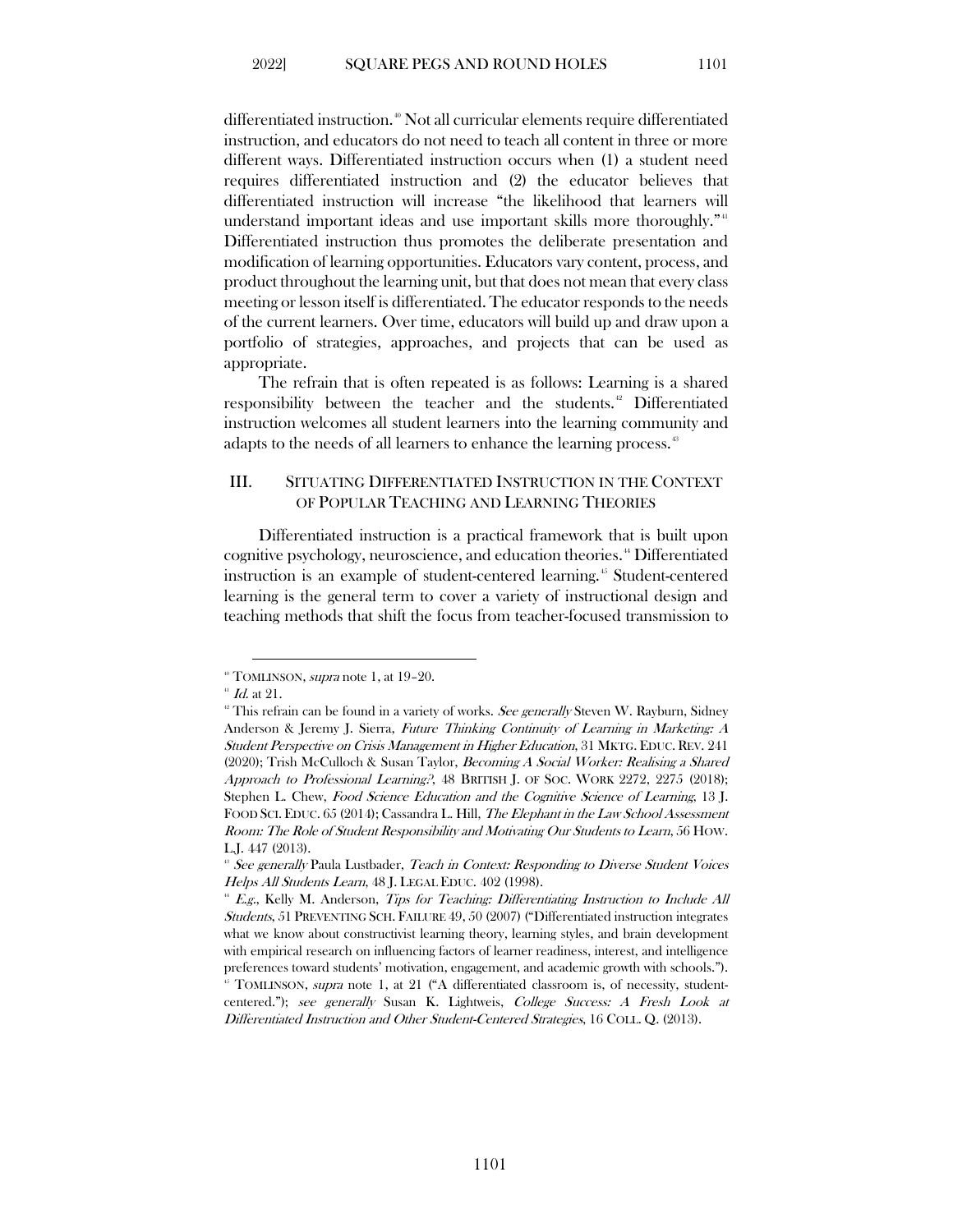differentiated instruction.[40] Not all curricular elements require differentiated instruction, and educators do not need to teach all content in three or more different ways. Differentiated instruction occurs when (1) a student need requires differentiated instruction and (2) the educator believes that differentiated instruction will increase "the likelihood that learners will understand important ideas and use important skills more thoroughly."[41] Differentiated instruction thus promotes the deliberate presentation and modification of learning opportunities. Educators vary content, process, and product throughout the learning unit, but that does not mean that every class meeting or lesson itself is differentiated. The educator responds to the needs of the current learners. Over time, educators will build up and draw upon a portfolio of strategies, approaches, and projects that can be used as appropriate.

The refrain that is often repeated is as follows: Learning is a shared responsibility between the teacher and the students.[42] Differentiated instruction welcomes all student learners into the learning community and adapts to the needs of all learners to enhance the learning process.[43]

## III. SITUATING DIFFERENTIATED INSTRUCTION IN THE CONTEXT OF POPULAR TEACHING AND LEARNING THEORIES

Differentiated instruction is a practical framework that is built upon cognitive psychology, neuroscience, and education theories.[44] Differentiated instruction is an example of student-centered learning.[45] Student-centered learning is the general term to cover a variety of instructional design and teaching methods that shift the focus from teacher-focused transmission to

---

[40] TOMLINSON, *supra* note 1, at 19–20.

[41] *Id.* at 21.

[42] This refrain can be found in a variety of works. *See generally* Steven W. Rayburn, Sidney Anderson & Jeremy J. Sierra, *Future Thinking Continuity of Learning in Marketing: A Student Perspective on Crisis Management in Higher Education*, 31 MKTG. EDUC. REV. 241 (2020); Trish McCulloch & Susan Taylor, *Becoming A Social Worker: Realising a Shared Approach to Professional Learning?*, 48 BRITISH J. OF SOC. WORK 2272, 2275 (2018); Stephen L. Chew, *Food Science Education and the Cognitive Science of Learning*, 13 J. FOOD SCI. EDUC. 65 (2014); Cassandra L. Hill, *The Elephant in the Law School Assessment Room: The Role of Student Responsibility and Motivating Our Students to Learn*, 56 HOW. L.J. 447 (2013).

[43] *See generally* Paula Lustbader, *Teach in Context: Responding to Diverse Student Voices Helps All Students Learn*, 48 J. LEGAL EDUC. 402 (1998).

[44] *E.g.*, Kelly M. Anderson, *Tips for Teaching: Differentiating Instruction to Include All Students*, 51 PREVENTING SCH. FAILURE 49, 50 (2007) ("Differentiated instruction integrates what we know about constructivist learning theory, learning styles, and brain development with empirical research on influencing factors of learner readiness, interest, and intelligence preferences toward students' motivation, engagement, and academic growth with schools.").

[45] TOMLINSON, *supra* note 1, at 21 ("A differentiated classroom is, of necessity, student-centered."); *see generally* Susan K. Lightweis, *College Success: A Fresh Look at Differentiated Instruction and Other Student-Centered Strategies*, 16 COLL. Q. (2013).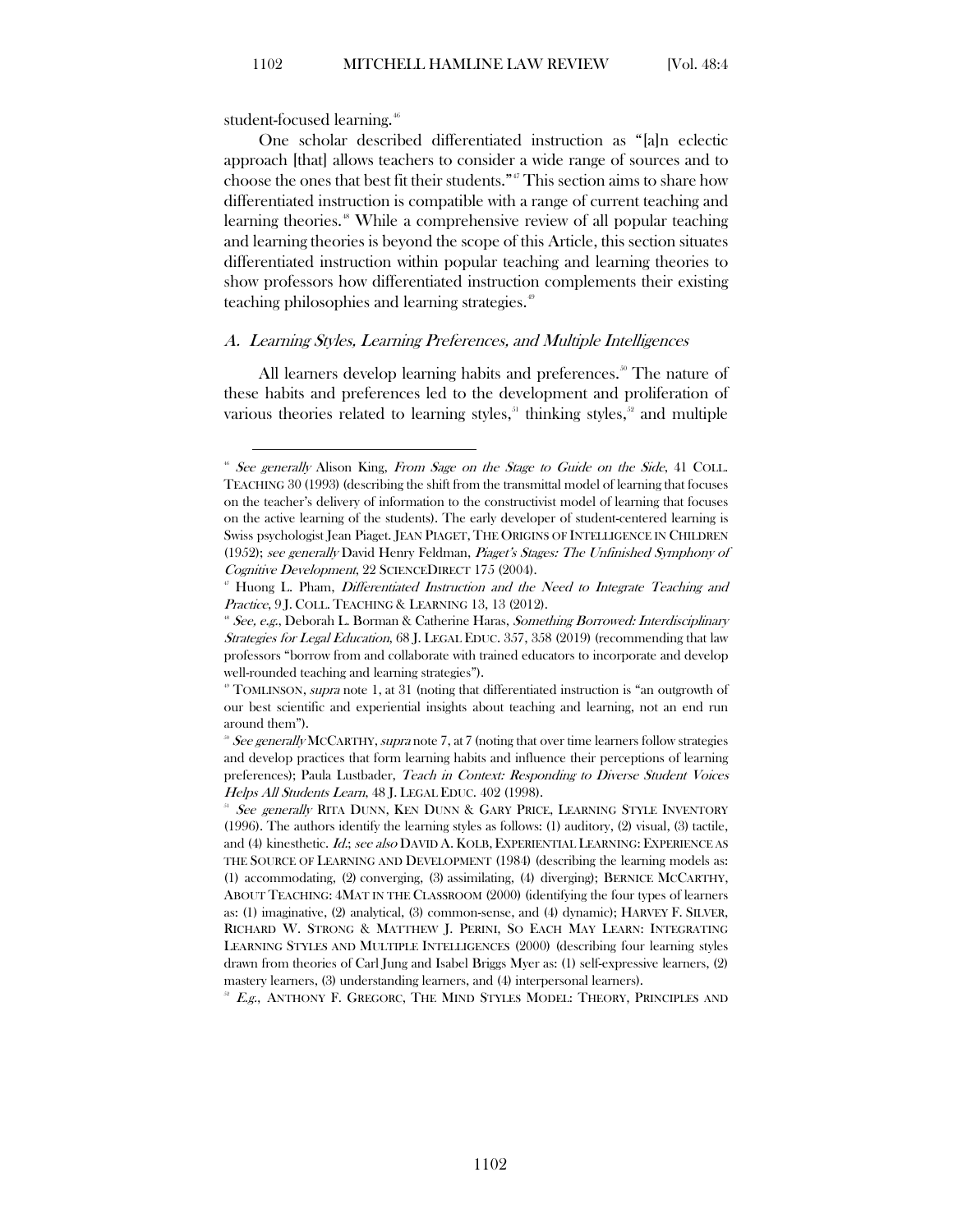student-focused learning.[46]

One scholar described differentiated instruction as "[a]n eclectic approach [that] allows teachers to consider a wide range of sources and to choose the ones that best fit their students."[47] This section aims to share how differentiated instruction is compatible with a range of current teaching and learning theories.[48] While a comprehensive review of all popular teaching and learning theories is beyond the scope of this Article, this section situates differentiated instruction within popular teaching and learning theories to show professors how differentiated instruction complements their existing teaching philosophies and learning strategies.[49]

### *A. Learning Styles, Learning Preferences, and Multiple Intelligences*

All learners develop learning habits and preferences.[50] The nature of these habits and preferences led to the development and proliferation of various theories related to learning styles,[51] thinking styles,[52] and multiple

---

[46] *See generally* Alison King, *From Sage on the Stage to Guide on the Side*, 41 COLL. TEACHING 30 (1993) (describing the shift from the transmittal model of learning that focuses on the teacher's delivery of information to the constructivist model of learning that focuses on the active learning of the students). The early developer of student-centered learning is Swiss psychologist Jean Piaget. JEAN PIAGET, THE ORIGINS OF INTELLIGENCE IN CHILDREN (1952); *see generally* David Henry Feldman, *Piaget's Stages: The Unfinished Symphony of Cognitive Development*, 22 SCIENCEDIRECT 175 (2004).

[47] Huong L. Pham, *Differentiated Instruction and the Need to Integrate Teaching and Practice*, 9 J. COLL. TEACHING & LEARNING 13, 13 (2012).

[48] *See, e.g.*, Deborah L. Borman & Catherine Haras, *Something Borrowed: Interdisciplinary Strategies for Legal Education*, 68 J. LEGAL EDUC. 357, 358 (2019) (recommending that law professors "borrow from and collaborate with trained educators to incorporate and develop well-rounded teaching and learning strategies").

[49] TOMLINSON, *supra* note 1, at 31 (noting that differentiated instruction is "an outgrowth of our best scientific and experiential insights about teaching and learning, not an end run around them").

[50] *See generally* MCCARTHY, *supra* note 7, at 7 (noting that over time learners follow strategies and develop practices that form learning habits and influence their perceptions of learning preferences); Paula Lustbader, *Teach in Context: Responding to Diverse Student Voices Helps All Students Learn*, 48 J. LEGAL EDUC. 402 (1998).

[51] *See generally* RITA DUNN, KEN DUNN & GARY PRICE, LEARNING STYLE INVENTORY (1996). The authors identify the learning styles as follows: (1) auditory, (2) visual, (3) tactile, and (4) kinesthetic. *Id.*; *see also* DAVID A. KOLB, EXPERIENTIAL LEARNING: EXPERIENCE AS THE SOURCE OF LEARNING AND DEVELOPMENT (1984) (describing the learning models as: (1) accommodating, (2) converging, (3) assimilating, (4) diverging); BERNICE MCCARTHY, ABOUT TEACHING: 4MAT IN THE CLASSROOM (2000) (identifying the four types of learners as: (1) imaginative, (2) analytical, (3) common-sense, and (4) dynamic); HARVEY F. SILVER, RICHARD W. STRONG & MATTHEW J. PERINI, SO EACH MAY LEARN: INTEGRATING LEARNING STYLES AND MULTIPLE INTELLIGENCES (2000) (describing four learning styles drawn from theories of Carl Jung and Isabel Briggs Myer as: (1) self-expressive learners, (2) mastery learners, (3) understanding learners, and (4) interpersonal learners).

[52] *E.g.*, ANTHONY F. GREGORC, THE MIND STYLES MODEL: THEORY, PRINCIPLES AND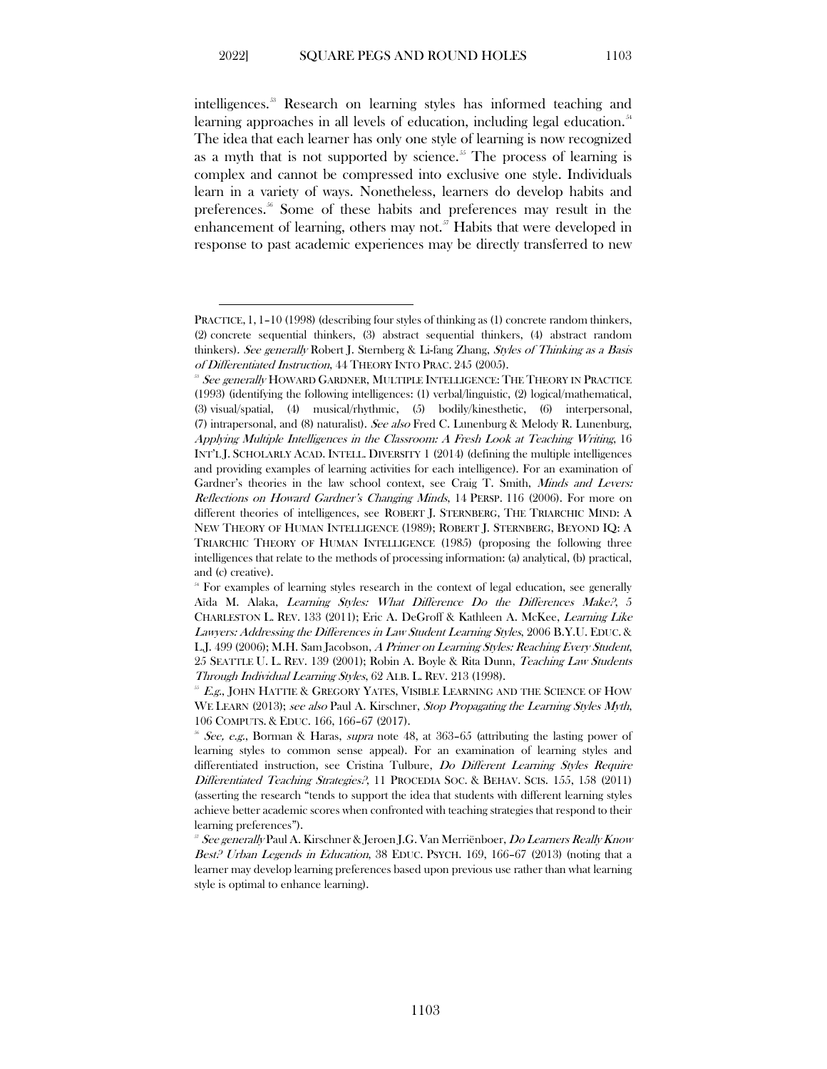intelligences.[53] Research on learning styles has informed teaching and learning approaches in all levels of education, including legal education.[54] The idea that each learner has only one style of learning is now recognized as a myth that is not supported by science.[55] The process of learning is complex and cannot be compressed into exclusive one style. Individuals learn in a variety of ways. Nonetheless, learners do develop habits and preferences.[56] Some of these habits and preferences may result in the enhancement of learning, others may not.[57] Habits that were developed in response to past academic experiences may be directly transferred to new

---

PRACTICE, 1, 1–10 (1998) (describing four styles of thinking as (1) concrete random thinkers, (2) concrete sequential thinkers, (3) abstract sequential thinkers, (4) abstract random thinkers). *See generally* Robert J. Sternberg & Li-fang Zhang, *Styles of Thinking as a Basis of Differentiated Instruction*, 44 THEORY INTO PRAC. 245 (2005).

[53] *See generally* HOWARD GARDNER, MULTIPLE INTELLIGENCE: THE THEORY IN PRACTICE (1993) (identifying the following intelligences: (1) verbal/linguistic, (2) logical/mathematical, (3) visual/spatial, (4) musical/rhythmic, (5) bodily/kinesthetic, (6) interpersonal, (7) intrapersonal, and (8) naturalist). *See also* Fred C. Lunenburg & Melody R. Lunenburg, *Applying Multiple Intelligences in the Classroom: A Fresh Look at Teaching Writing*, 16 INT'L J. SCHOLARLY ACAD. INTELL. DIVERSITY 1 (2014) (defining the multiple intelligences and providing examples of learning activities for each intelligence). For an examination of Gardner's theories in the law school context, see Craig T. Smith, *Minds and Levers: Reflections on Howard Gardner's Changing Minds*, 14 PERSP. 116 (2006). For more on different theories of intelligences, see ROBERT J. STERNBERG, THE TRIARCHIC MIND: A NEW THEORY OF HUMAN INTELLIGENCE (1989); ROBERT J. STERNBERG, BEYOND IQ: A TRIARCHIC THEORY OF HUMAN INTELLIGENCE (1985) (proposing the following three intelligences that relate to the methods of processing information: (a) analytical, (b) practical, and (c) creative).

[54] For examples of learning styles research in the context of legal education, see generally Aïda M. Alaka, *Learning Styles: What Difference Do the Differences Make?*, 5 CHARLESTON L. REV. 133 (2011); Eric A. DeGroff & Kathleen A. McKee, *Learning Like Lawyers: Addressing the Differences in Law Student Learning Styles*, 2006 B.Y.U. EDUC. & L.J. 499 (2006); M.H. Sam Jacobson, *A Primer on Learning Styles: Reaching Every Student*, 25 SEATTLE U. L. REV. 139 (2001); Robin A. Boyle & Rita Dunn, *Teaching Law Students Through Individual Learning Styles*, 62 ALB. L. REV. 213 (1998).

[55] *E.g.*, JOHN HATTIE & GREGORY YATES, VISIBLE LEARNING AND THE SCIENCE OF HOW WE LEARN (2013); *see also* Paul A. Kirschner, *Stop Propagating the Learning Styles Myth*, 106 COMPUTS. & EDUC. 166, 166–67 (2017).

[56] *See, e.g.*, Borman & Haras, *supra* note 48, at 363–65 (attributing the lasting power of learning styles to common sense appeal). For an examination of learning styles and differentiated instruction, see Cristina Tulbure, *Do Different Learning Styles Require Differentiated Teaching Strategies?*, 11 PROCEDIA SOC. & BEHAV. SCIS. 155, 158 (2011) (asserting the research "tends to support the idea that students with different learning styles achieve better academic scores when confronted with teaching strategies that respond to their learning preferences").

[57] *See generally* Paul A. Kirschner & Jeroen J.G. Van Merriënboer, *Do Learners Really Know Best? Urban Legends in Education*, 38 EDUC. PSYCH. 169, 166–67 (2013) (noting that a learner may develop learning preferences based upon previous use rather than what learning style is optimal to enhance learning).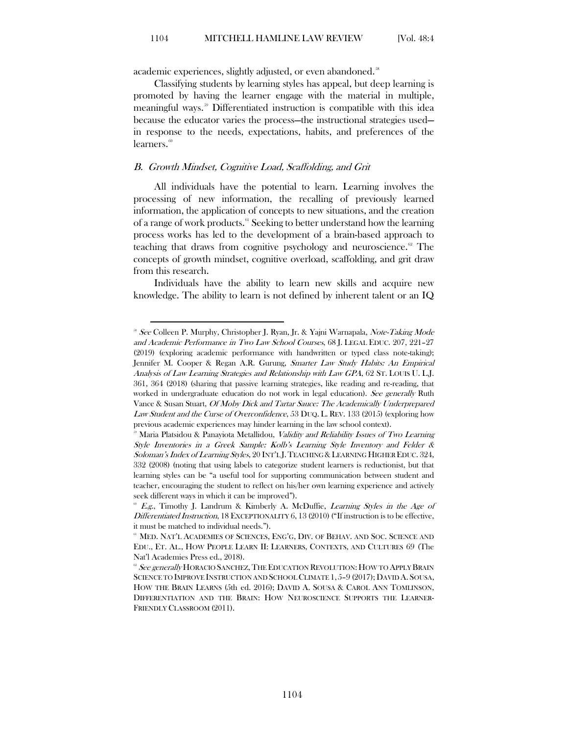academic experiences, slightly adjusted, or even abandoned.[58]

Classifying students by learning styles has appeal, but deep learning is promoted by having the learner engage with the material in multiple, meaningful ways.[59] Differentiated instruction is compatible with this idea because the educator varies the process—the instructional strategies used—in response to the needs, expectations, habits, and preferences of the learners.[60]

### *B. Growth Mindset, Cognitive Load, Scaffolding, and Grit*

All individuals have the potential to learn. Learning involves the processing of new information, the recalling of previously learned information, the application of concepts to new situations, and the creation of a range of work products.[61] Seeking to better understand how the learning process works has led to the development of a brain-based approach to teaching that draws from cognitive psychology and neuroscience.[62] The concepts of growth mindset, cognitive overload, scaffolding, and grit draw from this research.

Individuals have the ability to learn new skills and acquire new knowledge. The ability to learn is not defined by inherent talent or an IQ

---

[58] *See* Colleen P. Murphy, Christopher J. Ryan, Jr. & Yajni Warnapala, *Note-Taking Mode and Academic Performance in Two Law School Courses*, 68 J. LEGAL EDUC. 207, 221–27 (2019) (exploring academic performance with handwritten or typed class note-taking); Jennifer M. Cooper & Regan A.R. Gurung, *Smarter Law Study Habits: An Empirical Analysis of Law Learning Strategies and Relationship with Law GPA*, 62 ST. LOUIS U. L.J. 361, 364 (2018) (sharing that passive learning strategies, like reading and re-reading, that worked in undergraduate education do not work in legal education). *See generally* Ruth Vance & Susan Stuart, *Of Moby Dick and Tartar Sauce: The Academically Underprepared Law Student and the Curse of Overconfidence*, 53 DUQ. L. REV. 133 (2015) (exploring how previous academic experiences may hinder learning in the law school context).

[59] Maria Platsidou & Panayiota Metallidou, *Validity and Reliability Issues of Two Learning Style Inventories in a Greek Sample: Kolb's Learning Style Inventory and Felder & Soloman's Index of Learning Styles*, 20 INT'L J. TEACHING & LEARNING HIGHER EDUC. 324, 332 (2008) (noting that using labels to categorize student learners is reductionist, but that learning styles can be "a useful tool for supporting communication between student and teacher, encouraging the student to reflect on his/her own learning experience and actively seek different ways in which it can be improved").

[60] *E.g.*, Timothy J. Landrum & Kimberly A. McDuffie, *Learning Styles in the Age of Differentiated Instruction*, 18 EXCEPTIONALITY 6, 13 (2010) ("If instruction is to be effective, it must be matched to individual needs.").

[61] MED. NAT'L ACADEMIES OF SCIENCES, ENG'G, DIV. OF BEHAV. AND SOC. SCIENCE AND EDU., ET. AL., HOW PEOPLE LEARN II: LEARNERS, CONTEXTS, AND CULTURES 69 (The Nat'l Academies Press ed., 2018).

[62] *See generally* HORACIO SANCHEZ, THE EDUCATION REVOLUTION: HOW TO APPLY BRAIN SCIENCE TO IMPROVE INSTRUCTION AND SCHOOL CLIMATE 1, 5–9 (2017); DAVID A. SOUSA, HOW THE BRAIN LEARNS (5th ed. 2016); DAVID A. SOUSA & CAROL ANN TOMLINSON, DIFFERENTIATION AND THE BRAIN: HOW NEUROSCIENCE SUPPORTS THE LEARNER-FRIENDLY CLASSROOM (2011).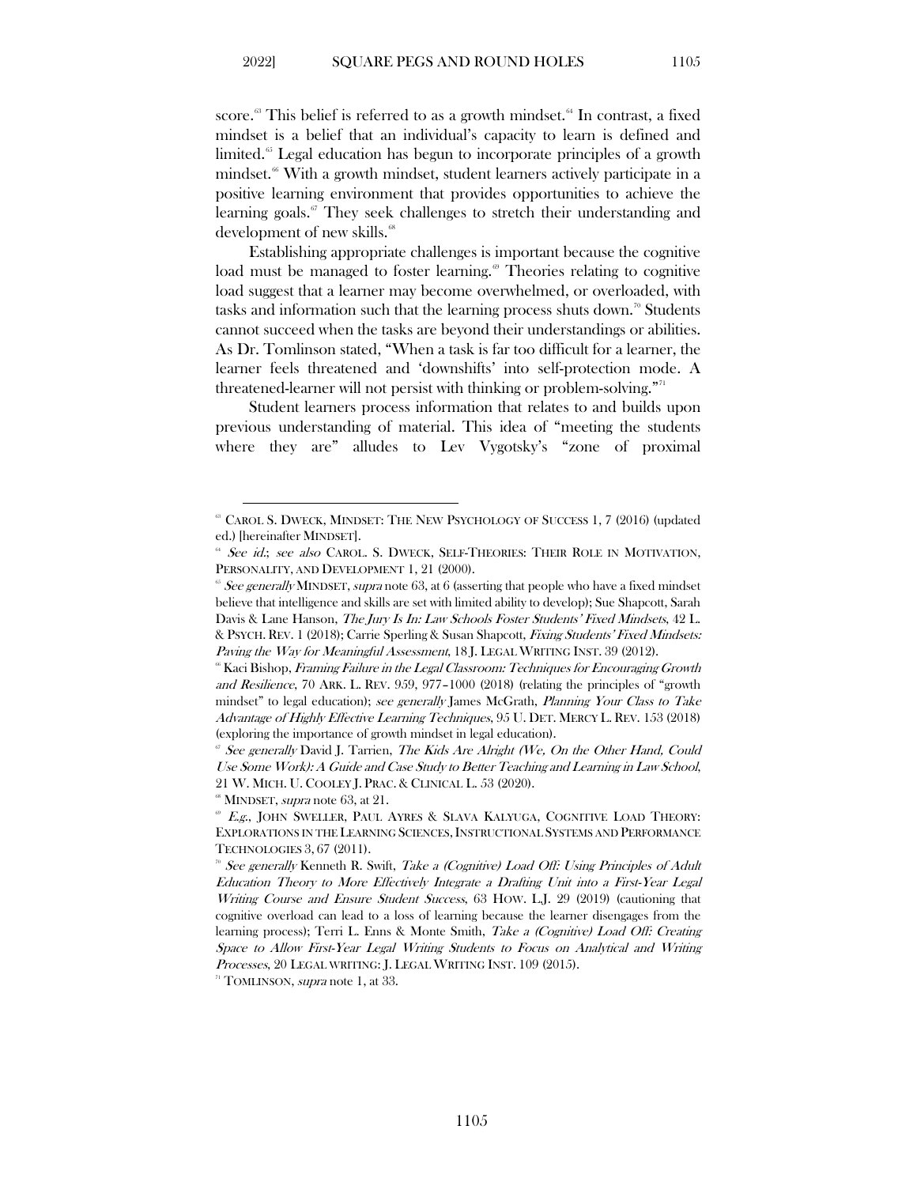score.[63] This belief is referred to as a growth mindset.[64] In contrast, a fixed mindset is a belief that an individual's capacity to learn is defined and limited.[65] Legal education has begun to incorporate principles of a growth mindset.[66] With a growth mindset, student learners actively participate in a positive learning environment that provides opportunities to achieve the learning goals.[67] They seek challenges to stretch their understanding and development of new skills.[68]

Establishing appropriate challenges is important because the cognitive load must be managed to foster learning.[69] Theories relating to cognitive load suggest that a learner may become overwhelmed, or overloaded, with tasks and information such that the learning process shuts down.[70] Students cannot succeed when the tasks are beyond their understandings or abilities. As Dr. Tomlinson stated, "When a task is far too difficult for a learner, the learner feels threatened and 'downshifts' into self-protection mode. A threatened-learner will not persist with thinking or problem-solving."[71]

Student learners process information that relates to and builds upon previous understanding of material. This idea of "meeting the students where they are" alludes to Lev Vygotsky's "zone of proximal

---

[63] CAROL S. DWECK, MINDSET: THE NEW PSYCHOLOGY OF SUCCESS 1, 7 (2016) (updated ed.) [hereinafter MINDSET].

[64] *See id.*; *see also* CAROL. S. DWECK, SELF-THEORIES: THEIR ROLE IN MOTIVATION, PERSONALITY, AND DEVELOPMENT 1, 21 (2000).

[65] *See generally* MINDSET, *supra* note 63, at 6 (asserting that people who have a fixed mindset believe that intelligence and skills are set with limited ability to develop); Sue Shapcott, Sarah Davis & Lane Hanson, *The Jury Is In: Law Schools Foster Students' Fixed Mindsets*, 42 L. & PSYCH. REV. 1 (2018); Carrie Sperling & Susan Shapcott, *Fixing Students' Fixed Mindsets: Paving the Way for Meaningful Assessment*, 18 J. LEGAL WRITING INST. 39 (2012).

[66] Kaci Bishop, *Framing Failure in the Legal Classroom: Techniques for Encouraging Growth and Resilience*, 70 ARK. L. REV. 959, 977–1000 (2018) (relating the principles of "growth mindset" to legal education); *see generally* James McGrath, *Planning Your Class to Take Advantage of Highly Effective Learning Techniques*, 95 U. DET. MERCY L. REV. 153 (2018) (exploring the importance of growth mindset in legal education).

[67] *See generally* David J. Tarrien, *The Kids Are Alright (We, On the Other Hand, Could Use Some Work): A Guide and Case Study to Better Teaching and Learning in Law School*, 21 W. MICH. U. COOLEY J. PRAC. & CLINICAL L. 53 (2020).

[68] MINDSET, *supra* note 63, at 21.

[69] *E.g.*, JOHN SWELLER, PAUL AYRES & SLAVA KALYUGA, COGNITIVE LOAD THEORY: EXPLORATIONS IN THE LEARNING SCIENCES, INSTRUCTIONAL SYSTEMS AND PERFORMANCE TECHNOLOGIES 3, 67 (2011).

[70] *See generally* Kenneth R. Swift, *Take a (Cognitive) Load Off: Using Principles of Adult Education Theory to More Effectively Integrate a Drafting Unit into a First-Year Legal Writing Course and Ensure Student Success*, 63 HOW. L.J. 29 (2019) (cautioning that cognitive overload can lead to a loss of learning because the learner disengages from the learning process); Terri L. Enns & Monte Smith, *Take a (Cognitive) Load Off: Creating Space to Allow First-Year Legal Writing Students to Focus on Analytical and Writing Processes*, 20 LEGAL WRITING: J. LEGAL WRITING INST. 109 (2015).

[71] TOMLINSON, *supra* note 1, at 33.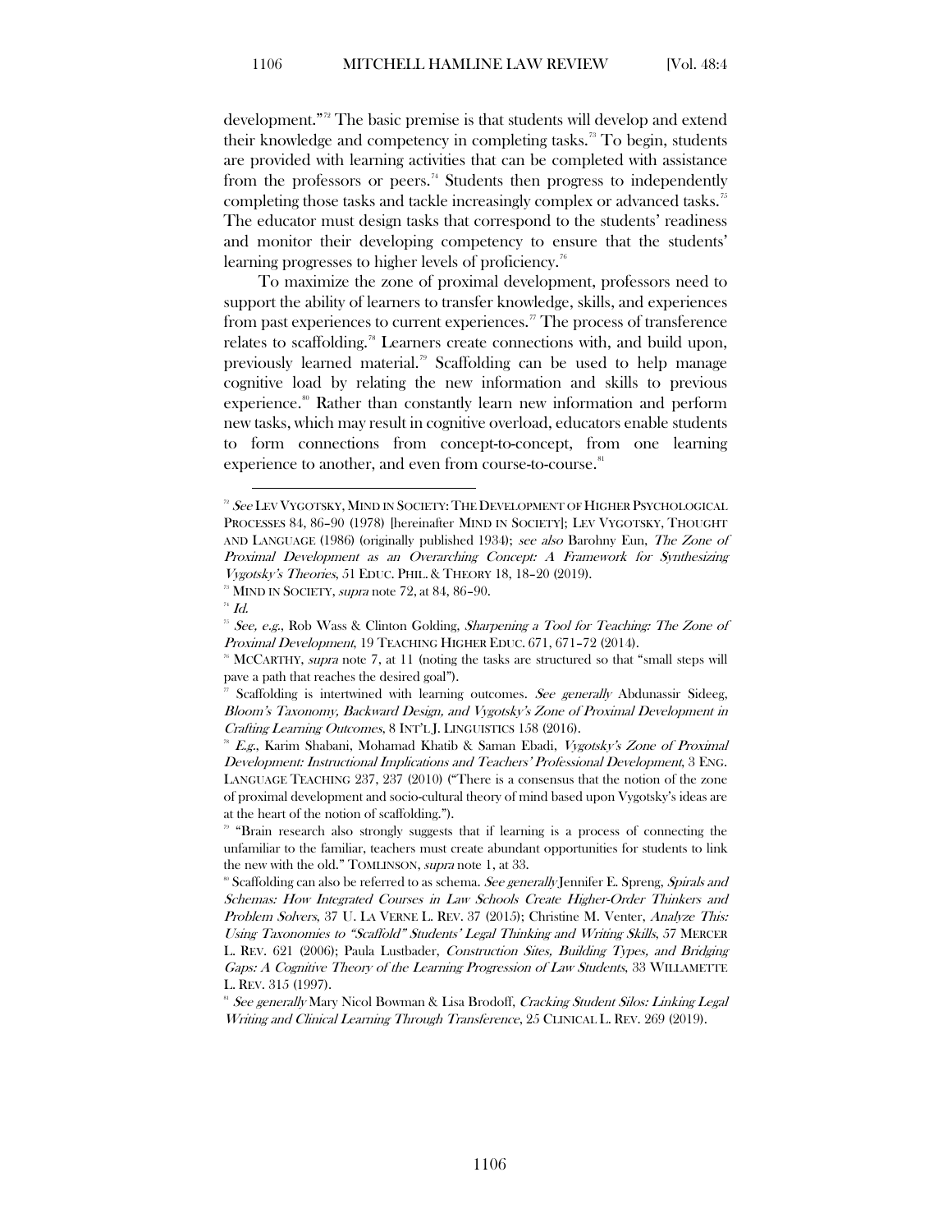development."[72] The basic premise is that students will develop and extend their knowledge and competency in completing tasks.[73] To begin, students are provided with learning activities that can be completed with assistance from the professors or peers.[74] Students then progress to independently completing those tasks and tackle increasingly complex or advanced tasks.[75] The educator must design tasks that correspond to the students' readiness and monitor their developing competency to ensure that the students' learning progresses to higher levels of proficiency.[76]

To maximize the zone of proximal development, professors need to support the ability of learners to transfer knowledge, skills, and experiences from past experiences to current experiences.[77] The process of transference relates to scaffolding.[78] Learners create connections with, and build upon, previously learned material.[79] Scaffolding can be used to help manage cognitive load by relating the new information and skills to previous experience.[80] Rather than constantly learn new information and perform new tasks, which may result in cognitive overload, educators enable students to form connections from concept-to-concept, from one learning experience to another, and even from course-to-course.[81]

---

[72] *See* LEV VYGOTSKY, MIND IN SOCIETY: THE DEVELOPMENT OF HIGHER PSYCHOLOGICAL PROCESSES 84, 86–90 (1978) [hereinafter MIND IN SOCIETY]; LEV VYGOTSKY, THOUGHT AND LANGUAGE (1986) (originally published 1934); *see also* Barohny Eun, *The Zone of Proximal Development as an Overarching Concept: A Framework for Synthesizing Vygotsky's Theories*, 51 EDUC. PHIL. & THEORY 18, 18–20 (2019).

[73] MIND IN SOCIETY, *supra* note 72, at 84, 86–90.

[74] *Id.*

[75] *See, e.g.*, Rob Wass & Clinton Golding, *Sharpening a Tool for Teaching: The Zone of Proximal Development*, 19 TEACHING HIGHER EDUC. 671, 671–72 (2014).

[76] MCCARTHY, *supra* note 7, at 11 (noting the tasks are structured so that "small steps will pave a path that reaches the desired goal").

[77] Scaffolding is intertwined with learning outcomes. *See generally* Abdunassir Sideeg, *Bloom's Taxonomy, Backward Design, and Vygotsky's Zone of Proximal Development in Crafting Learning Outcomes*, 8 INT'L J. LINGUISTICS 158 (2016).

[78] *E.g.*, Karim Shabani, Mohamad Khatib & Saman Ebadi, *Vygotsky's Zone of Proximal Development: Instructional Implications and Teachers' Professional Development*, 3 ENG. LANGUAGE TEACHING 237, 237 (2010) ("There is a consensus that the notion of the zone of proximal development and socio-cultural theory of mind based upon Vygotsky's ideas are at the heart of the notion of scaffolding.").

[79] "Brain research also strongly suggests that if learning is a process of connecting the unfamiliar to the familiar, teachers must create abundant opportunities for students to link the new with the old." TOMLINSON, *supra* note 1, at 33.

[80] Scaffolding can also be referred to as schema. *See generally* Jennifer E. Spreng, *Spirals and Schemas: How Integrated Courses in Law Schools Create Higher-Order Thinkers and Problem Solvers*, 37 U. LA VERNE L. REV. 37 (2015); Christine M. Venter, *Analyze This: Using Taxonomies to "Scaffold" Students' Legal Thinking and Writing Skills*, 57 MERCER L. REV. 621 (2006); Paula Lustbader, *Construction Sites, Building Types, and Bridging Gaps: A Cognitive Theory of the Learning Progression of Law Students*, 33 WILLAMETTE L. REV. 315 (1997).

[81] *See generally* Mary Nicol Bowman & Lisa Brodoff, *Cracking Student Silos: Linking Legal Writing and Clinical Learning Through Transference*, 25 CLINICAL L. REV. 269 (2019).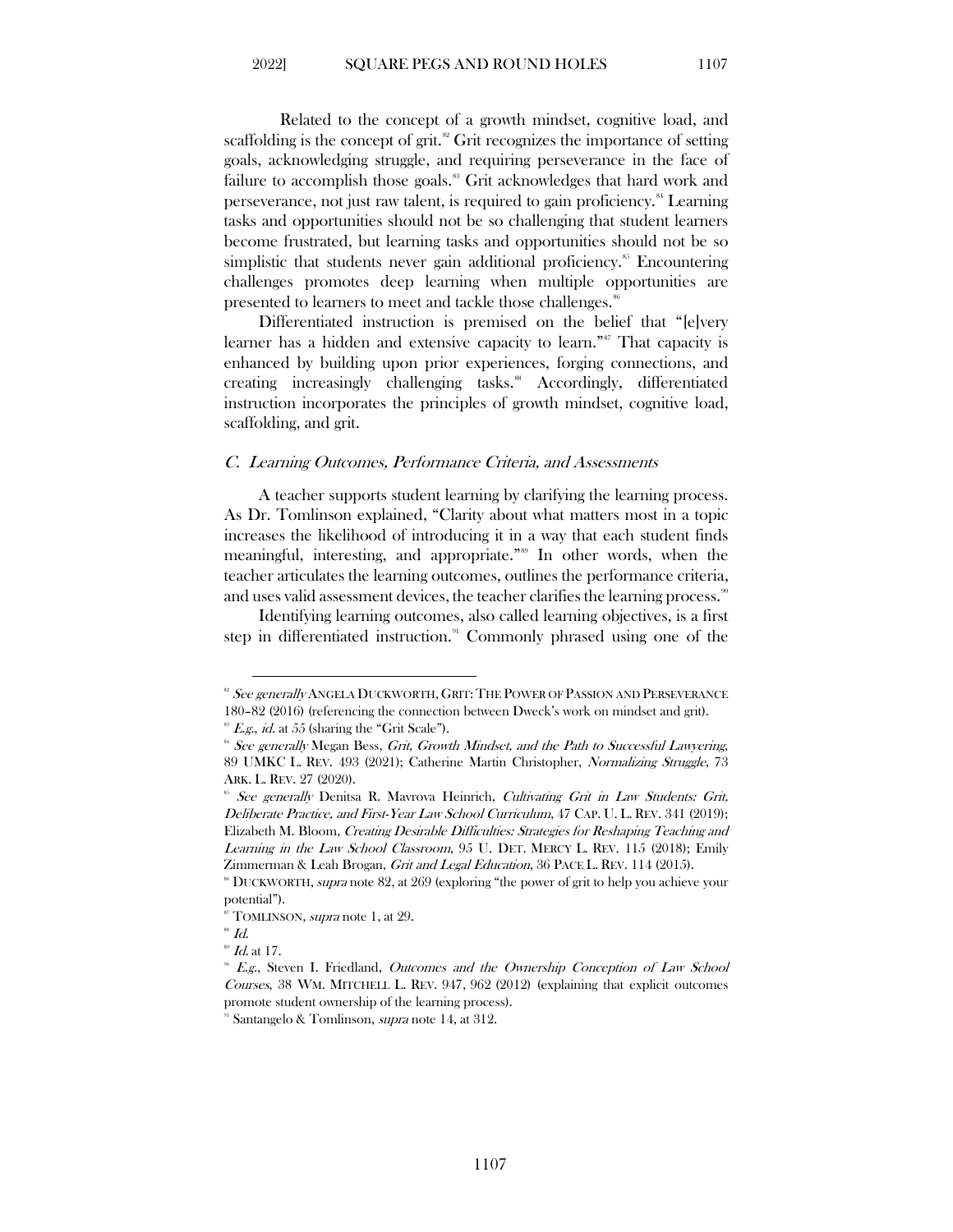Related to the concept of a growth mindset, cognitive load, and scaffolding is the concept of grit.[82] Grit recognizes the importance of setting goals, acknowledging struggle, and requiring perseverance in the face of failure to accomplish those goals.[83] Grit acknowledges that hard work and perseverance, not just raw talent, is required to gain proficiency.[84] Learning tasks and opportunities should not be so challenging that student learners become frustrated, but learning tasks and opportunities should not be so simplistic that students never gain additional proficiency.[85] Encountering challenges promotes deep learning when multiple opportunities are presented to learners to meet and tackle those challenges.[86]

Differentiated instruction is premised on the belief that "[e]very learner has a hidden and extensive capacity to learn."[87] That capacity is enhanced by building upon prior experiences, forging connections, and creating increasingly challenging tasks.[88] Accordingly, differentiated instruction incorporates the principles of growth mindset, cognitive load, scaffolding, and grit.

### *C. Learning Outcomes, Performance Criteria, and Assessments*

A teacher supports student learning by clarifying the learning process. As Dr. Tomlinson explained, "Clarity about what matters most in a topic increases the likelihood of introducing it in a way that each student finds meaningful, interesting, and appropriate."[89] In other words, when the teacher articulates the learning outcomes, outlines the performance criteria, and uses valid assessment devices, the teacher clarifies the learning process.[90]

Identifying learning outcomes, also called learning objectives, is a first step in differentiated instruction.[91] Commonly phrased using one of the

---

[82] *See generally* ANGELA DUCKWORTH, GRIT: THE POWER OF PASSION AND PERSEVERANCE 180–82 (2016) (referencing the connection between Dweck's work on mindset and grit).

[83] *E.g.*, *id.* at 55 (sharing the "Grit Scale").

[84] *See generally* Megan Bess, *Grit, Growth Mindset, and the Path to Successful Lawyering*, 89 UMKC L. REV. 493 (2021); Catherine Martin Christopher, *Normalizing Struggle*, 73 ARK. L. REV. 27 (2020).

[85] *See generally* Denitsa R. Mavrova Heinrich, *Cultivating Grit in Law Students: Grit, Deliberate Practice, and First-Year Law School Curriculum*, 47 CAP. U. L. REV. 341 (2019); Elizabeth M. Bloom, *Creating Desirable Difficulties: Strategies for Reshaping Teaching and Learning in the Law School Classroom*, 95 U. DET. MERCY L. REV. 115 (2018); Emily Zimmerman & Leah Brogan, *Grit and Legal Education*, 36 PACE L. REV. 114 (2015).

[86] DUCKWORTH, *supra* note 82, at 269 (exploring "the power of grit to help you achieve your potential").

[87] TOMLINSON, *supra* note 1, at 29.

[88] *Id.*

[89] *Id.* at 17.

[90] *E.g.*, Steven I. Friedland, *Outcomes and the Ownership Conception of Law School Courses*, 38 WM. MITCHELL L. REV. 947, 962 (2012) (explaining that explicit outcomes promote student ownership of the learning process).

[91] Santangelo & Tomlinson, *supra* note 14, at 312.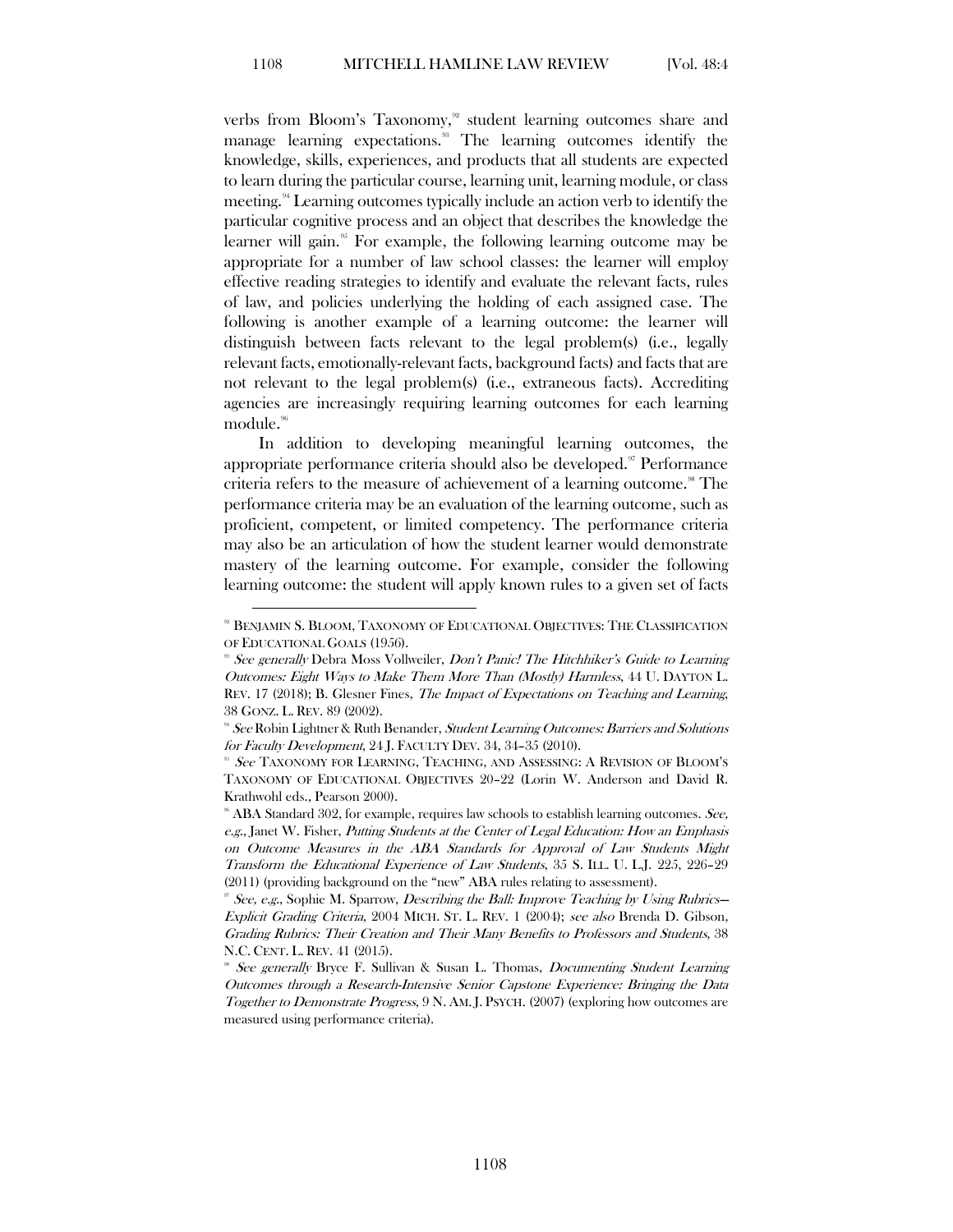verbs from Bloom's Taxonomy,[92] student learning outcomes share and manage learning expectations.[93] The learning outcomes identify the knowledge, skills, experiences, and products that all students are expected to learn during the particular course, learning unit, learning module, or class meeting.[94] Learning outcomes typically include an action verb to identify the particular cognitive process and an object that describes the knowledge the learner will gain.[95] For example, the following learning outcome may be appropriate for a number of law school classes: the learner will employ effective reading strategies to identify and evaluate the relevant facts, rules of law, and policies underlying the holding of each assigned case. The following is another example of a learning outcome: the learner will distinguish between facts relevant to the legal problem(s) (i.e., legally relevant facts, emotionally-relevant facts, background facts) and facts that are not relevant to the legal problem(s) (i.e., extraneous facts). Accrediting agencies are increasingly requiring learning outcomes for each learning module.[96]

In addition to developing meaningful learning outcomes, the appropriate performance criteria should also be developed.[97] Performance criteria refers to the measure of achievement of a learning outcome.[98] The performance criteria may be an evaluation of the learning outcome, such as proficient, competent, or limited competency. The performance criteria may also be an articulation of how the student learner would demonstrate mastery of the learning outcome. For example, consider the following learning outcome: the student will apply known rules to a given set of facts

---

[92] BENJAMIN S. BLOOM, TAXONOMY OF EDUCATIONAL OBJECTIVES: THE CLASSIFICATION OF EDUCATIONAL GOALS (1956).

[93] *See generally* Debra Moss Vollweiler, *Don't Panic! The Hitchhiker's Guide to Learning Outcomes: Eight Ways to Make Them More Than (Mostly) Harmless*, 44 U. DAYTON L. REV. 17 (2018); B. Glesner Fines, *The Impact of Expectations on Teaching and Learning*, 38 GONZ. L. REV. 89 (2002).

[94] *See* Robin Lightner & Ruth Benander, *Student Learning Outcomes: Barriers and Solutions for Faculty Development*, 24 J. FACULTY DEV. 34, 34–35 (2010).

[95] *See* TAXONOMY FOR LEARNING, TEACHING, AND ASSESSING: A REVISION OF BLOOM'S TAXONOMY OF EDUCATIONAL OBJECTIVES 20–22 (Lorin W. Anderson and David R. Krathwohl eds., Pearson 2000).

[96] ABA Standard 302, for example, requires law schools to establish learning outcomes. *See, e.g.*, Janet W. Fisher, *Putting Students at the Center of Legal Education: How an Emphasis on Outcome Measures in the ABA Standards for Approval of Law Students Might Transform the Educational Experience of Law Students*, 35 S. ILL. U. L.J. 225, 226–29 (2011) (providing background on the "new" ABA rules relating to assessment).

[97] *See, e.g.*, Sophie M. Sparrow, *Describing the Ball: Improve Teaching by Using Rubrics—Explicit Grading Criteria*, 2004 MICH. ST. L. REV. 1 (2004); *see also* Brenda D. Gibson, *Grading Rubrics: Their Creation and Their Many Benefits to Professors and Students*, 38 N.C. CENT. L. REV. 41 (2015).

[98] *See generally* Bryce F. Sullivan & Susan L. Thomas, *Documenting Student Learning Outcomes through a Research-Intensive Senior Capstone Experience: Bringing the Data Together to Demonstrate Progress*, 9 N. AM. J. PSYCH. (2007) (exploring how outcomes are measured using performance criteria).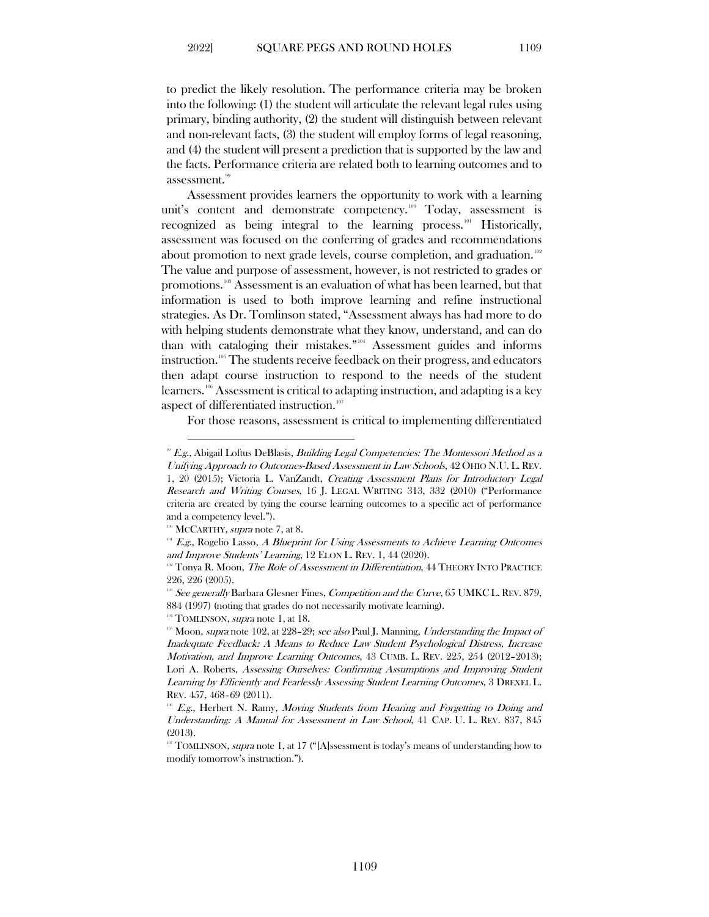to predict the likely resolution. The performance criteria may be broken into the following: (1) the student will articulate the relevant legal rules using primary, binding authority, (2) the student will distinguish between relevant and non-relevant facts, (3) the student will employ forms of legal reasoning, and (4) the student will present a prediction that is supported by the law and the facts. Performance criteria are related both to learning outcomes and to assessment.[99]

Assessment provides learners the opportunity to work with a learning unit's content and demonstrate competency.[100] Today, assessment is recognized as being integral to the learning process.[101] Historically, assessment was focused on the conferring of grades and recommendations about promotion to next grade levels, course completion, and graduation.[102] The value and purpose of assessment, however, is not restricted to grades or promotions.[103] Assessment is an evaluation of what has been learned, but that information is used to both improve learning and refine instructional strategies. As Dr. Tomlinson stated, "Assessment always has had more to do with helping students demonstrate what they know, understand, and can do than with cataloging their mistakes."[104] Assessment guides and informs instruction.[105] The students receive feedback on their progress, and educators then adapt course instruction to respond to the needs of the student learners.[106] Assessment is critical to adapting instruction, and adapting is a key aspect of differentiated instruction.[107]

For those reasons, assessment is critical to implementing differentiated

---

[99] *E.g.*, Abigail Loftus DeBlasis, *Building Legal Competencies: The Montessori Method as a Unifying Approach to Outcomes-Based Assessment in Law Schools*, 42 OHIO N.U. L. REV. 1, 20 (2015); Victoria L. VanZandt, *Creating Assessment Plans for Introductory Legal Research and Writing Courses*, 16 J. LEGAL WRITING 313, 332 (2010) ("Performance criteria are created by tying the course learning outcomes to a specific act of performance and a competency level.").

[100] MCCARTHY, *supra* note 7, at 8.

[101] *E.g.*, Rogelio Lasso, *A Blueprint for Using Assessments to Achieve Learning Outcomes and Improve Students' Learning*, 12 ELON L. REV. 1, 44 (2020).

[102] Tonya R. Moon, *The Role of Assessment in Differentiation*, 44 THEORY INTO PRACTICE 226, 226 (2005).

[103] *See generally* Barbara Glesner Fines, *Competition and the Curve*, 65 UMKC L. REV. 879, 884 (1997) (noting that grades do not necessarily motivate learning).

[104] TOMLINSON, *supra* note 1, at 18.

[105] Moon, *supra* note 102, at 228–29; *see also* Paul J. Manning, *Understanding the Impact of Inadequate Feedback: A Means to Reduce Law Student Psychological Distress, Increase Motivation, and Improve Learning Outcomes*, 43 CUMB. L. REV. 225, 254 (2012–2013); Lori A. Roberts, *Assessing Ourselves: Confirming Assumptions and Improving Student Learning by Efficiently and Fearlessly Assessing Student Learning Outcomes*, 3 DREXEL L. REV. 457, 468–69 (2011).

[106] *E.g.*, Herbert N. Ramy, *Moving Students from Hearing and Forgetting to Doing and Understanding: A Manual for Assessment in Law School*, 41 CAP. U. L. REV. 837, 845 (2013).

[107] TOMLINSON, *supra* note 1, at 17 ("[A]ssessment is today's means of understanding how to modify tomorrow's instruction.").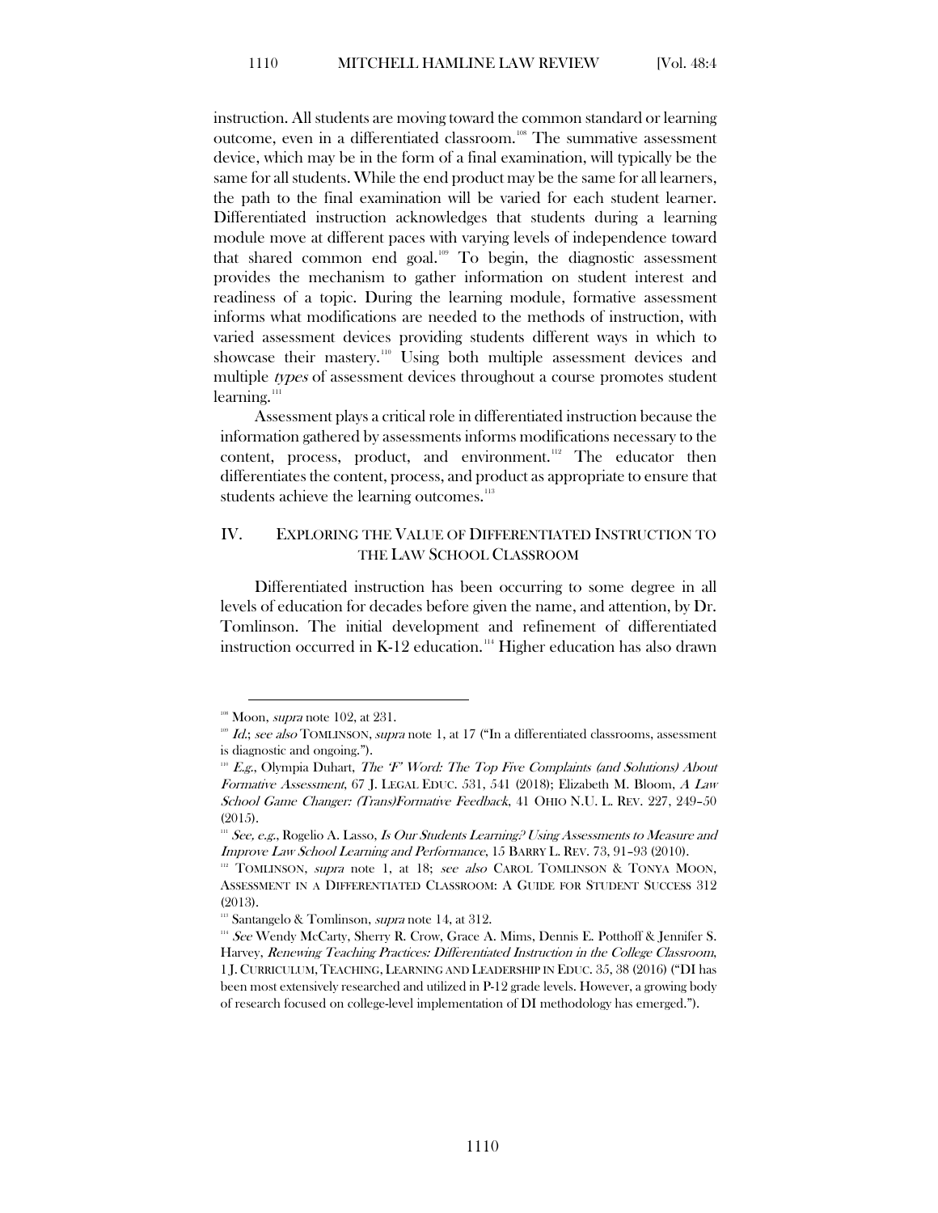instruction. All students are moving toward the common standard or learning outcome, even in a differentiated classroom.[108] The summative assessment device, which may be in the form of a final examination, will typically be the same for all students. While the end product may be the same for all learners, the path to the final examination will be varied for each student learner. Differentiated instruction acknowledges that students during a learning module move at different paces with varying levels of independence toward that shared common end goal.[109] To begin, the diagnostic assessment provides the mechanism to gather information on student interest and readiness of a topic. During the learning module, formative assessment informs what modifications are needed to the methods of instruction, with varied assessment devices providing students different ways in which to showcase their mastery.[110] Using both multiple assessment devices and multiple *types* of assessment devices throughout a course promotes student learning.[111]

Assessment plays a critical role in differentiated instruction because the information gathered by assessments informs modifications necessary to the content, process, product, and environment.[112] The educator then differentiates the content, process, and product as appropriate to ensure that students achieve the learning outcomes.[113]

## IV. EXPLORING THE VALUE OF DIFFERENTIATED INSTRUCTION TO THE LAW SCHOOL CLASSROOM

Differentiated instruction has been occurring to some degree in all levels of education for decades before given the name, and attention, by Dr. Tomlinson. The initial development and refinement of differentiated instruction occurred in K-12 education.[114] Higher education has also drawn

---

[108] Moon, *supra* note 102, at 231.

[109] *Id.*; *see also* TOMLINSON, *supra* note 1, at 17 ("In a differentiated classrooms, assessment is diagnostic and ongoing.").

[110] *E.g.*, Olympia Duhart, *The 'F' Word: The Top Five Complaints (and Solutions) About Formative Assessment*, 67 J. LEGAL EDUC. 531, 541 (2018); Elizabeth M. Bloom, *A Law School Game Changer: (Trans)Formative Feedback*, 41 OHIO N.U. L. REV. 227, 249–50 (2015).

[111] *See, e.g.*, Rogelio A. Lasso, *Is Our Students Learning? Using Assessments to Measure and Improve Law School Learning and Performance*, 15 BARRY L. REV. 73, 91–93 (2010).

[112] TOMLINSON, *supra* note 1, at 18; *see also* CAROL TOMLINSON & TONYA MOON, ASSESSMENT IN A DIFFERENTIATED CLASSROOM: A GUIDE FOR STUDENT SUCCESS 312 (2013).

[113] Santangelo & Tomlinson, *supra* note 14, at 312.

[114] *See* Wendy McCarty, Sherry R. Crow, Grace A. Mims, Dennis E. Potthoff & Jennifer S. Harvey, *Renewing Teaching Practices: Differentiated Instruction in the College Classroom*, 1 J. CURRICULUM, TEACHING, LEARNING AND LEADERSHIP IN EDUC. 35, 38 (2016) ("DI has been most extensively researched and utilized in P-12 grade levels. However, a growing body of research focused on college-level implementation of DI methodology has emerged.").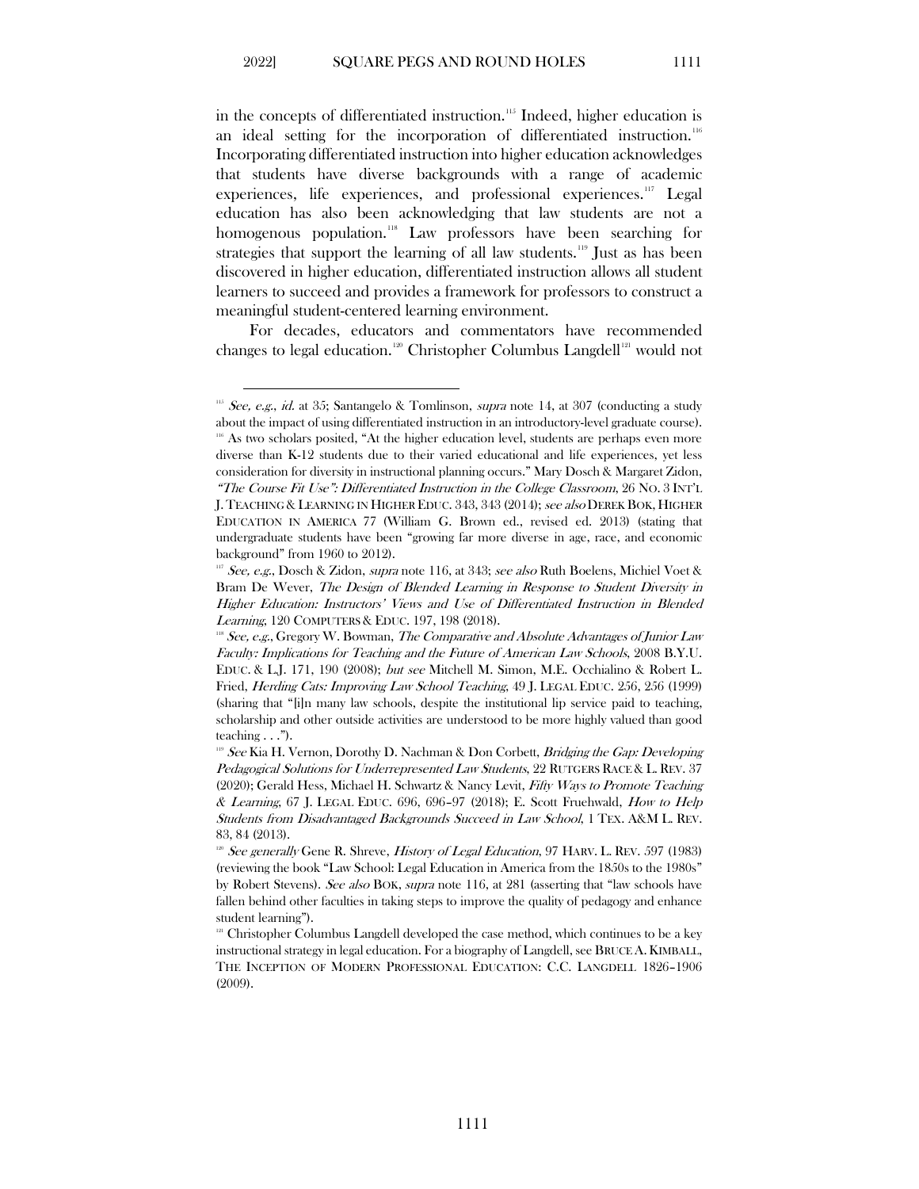in the concepts of differentiated instruction.[115] Indeed, higher education is an ideal setting for the incorporation of differentiated instruction.[116] Incorporating differentiated instruction into higher education acknowledges that students have diverse backgrounds with a range of academic experiences, life experiences, and professional experiences.[117] Legal education has also been acknowledging that law students are not a homogenous population.[118] Law professors have been searching for strategies that support the learning of all law students.[119] Just as has been discovered in higher education, differentiated instruction allows all student learners to succeed and provides a framework for professors to construct a meaningful student-centered learning environment.

For decades, educators and commentators have recommended changes to legal education.[120] Christopher Columbus Langdell[121] would not

---

[115] *See, e.g.*, *id.* at 35; Santangelo & Tomlinson, *supra* note 14, at 307 (conducting a study about the impact of using differentiated instruction in an introductory-level graduate course).

[116] As two scholars posited, "At the higher education level, students are perhaps even more diverse than K-12 students due to their varied educational and life experiences, yet less consideration for diversity in instructional planning occurs." Mary Dosch & Margaret Zidon, *"The Course Fit Use": Differentiated Instruction in the College Classroom*, 26 NO. 3 INT'L J. TEACHING & LEARNING IN HIGHER EDUC. 343, 343 (2014); *see also* DEREK BOK, HIGHER EDUCATION IN AMERICA 77 (William G. Brown ed., revised ed. 2013) (stating that undergraduate students have been "growing far more diverse in age, race, and economic background" from 1960 to 2012).

[117] *See, e.g.*, Dosch & Zidon, *supra* note 116, at 343; *see also* Ruth Boelens, Michiel Voet & Bram De Wever, *The Design of Blended Learning in Response to Student Diversity in Higher Education: Instructors' Views and Use of Differentiated Instruction in Blended Learning*, 120 COMPUTERS & EDUC. 197, 198 (2018).

[118] *See, e.g.*, Gregory W. Bowman, *The Comparative and Absolute Advantages of Junior Law Faculty: Implications for Teaching and the Future of American Law Schools*, 2008 B.Y.U. EDUC. & L.J. 171, 190 (2008); *but see* Mitchell M. Simon, M.E. Occhialino & Robert L. Fried, *Herding Cats: Improving Law School Teaching*, 49 J. LEGAL EDUC. 256, 256 (1999) (sharing that "[i]n many law schools, despite the institutional lip service paid to teaching, scholarship and other outside activities are understood to be more highly valued than good teaching . . .").

[119] *See* Kia H. Vernon, Dorothy D. Nachman & Don Corbett, *Bridging the Gap: Developing Pedagogical Solutions for Underrepresented Law Students*, 22 RUTGERS RACE & L. REV. 37 (2020); Gerald Hess, Michael H. Schwartz & Nancy Levit, *Fifty Ways to Promote Teaching & Learning*, 67 J. LEGAL EDUC. 696, 696–97 (2018); E. Scott Fruehwald, *How to Help Students from Disadvantaged Backgrounds Succeed in Law School*, 1 TEX. A&M L. REV. 83, 84 (2013).

[120] *See generally* Gene R. Shreve, *History of Legal Education*, 97 HARV. L. REV. 597 (1983) (reviewing the book "Law School: Legal Education in America from the 1850s to the 1980s" by Robert Stevens). *See also* BOK, *supra* note 116, at 281 (asserting that "law schools have fallen behind other faculties in taking steps to improve the quality of pedagogy and enhance student learning").

[121] Christopher Columbus Langdell developed the case method, which continues to be a key instructional strategy in legal education. For a biography of Langdell, see BRUCE A. KIMBALL, THE INCEPTION OF MODERN PROFESSIONAL EDUCATION: C.C. LANGDELL 1826–1906 (2009).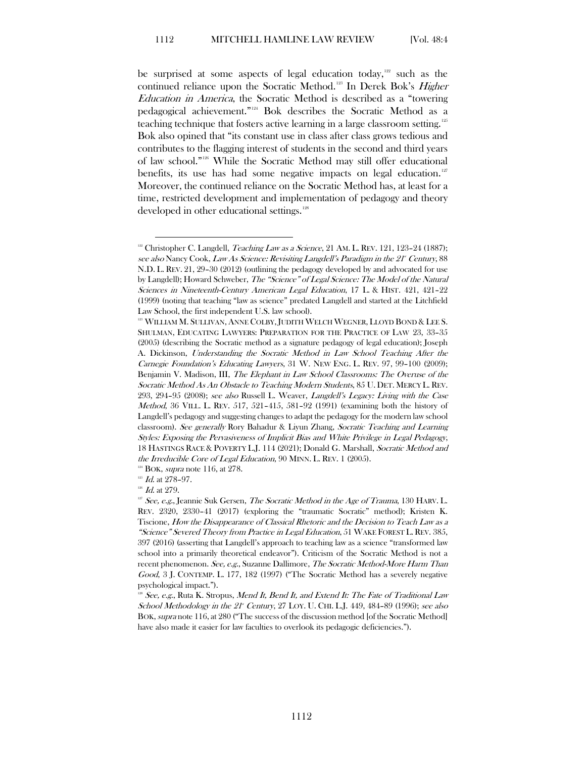be surprised at some aspects of legal education today,[122] such as the continued reliance upon the Socratic Method.[123] In Derek Bok's *Higher Education in America*, the Socratic Method is described as a "towering pedagogical achievement."[124] Bok describes the Socratic Method as a teaching technique that fosters active learning in a large classroom setting.[125] Bok also opined that "its constant use in class after class grows tedious and contributes to the flagging interest of students in the second and third years of law school."[126] While the Socratic Method may still offer educational benefits, its use has had some negative impacts on legal education.[127] Moreover, the continued reliance on the Socratic Method has, at least for a time, restricted development and implementation of pedagogy and theory developed in other educational settings.[128]

---

[122] Christopher C. Langdell, *Teaching Law as a Science*, 21 AM. L. REV. 121, 123–24 (1887); *see also* Nancy Cook, *Law As Science: Revisiting Langdell's Paradigm in the 21st Century*, 88 N.D. L. REV. 21, 29–30 (2012) (outlining the pedagogy developed by and advocated for use by Langdell); Howard Schweber, *The "Science" of Legal Science: The Model of the Natural Sciences in Nineteenth-Century American Legal Education*, 17 L. & HIST. 421, 421–22 (1999) (noting that teaching "law as science" predated Langdell and started at the Litchfield Law School, the first independent U.S. law school).

[123] WILLIAM M. SULLIVAN, ANNE COLBY, JUDITH WELCH WEGNER, LLOYD BOND & LEE S. SHULMAN, EDUCATING LAWYERS: PREPARATION FOR THE PRACTICE OF LAW 23, 33–35 (2005) (describing the Socratic method as a signature pedagogy of legal education); Joseph A. Dickinson, *Understanding the Socratic Method in Law School Teaching After the Carnegie Foundation's Educating Lawyers*, 31 W. NEW ENG. L. REV. 97, 99–100 (2009); Benjamin V. Madison, III, *The Elephant in Law School Classrooms: The Overuse of the Socratic Method As An Obstacle to Teaching Modern Students*, 85 U. DET. MERCY L. REV. 293, 294–95 (2008); *see also* Russell L. Weaver, *Langdell's Legacy: Living with the Case Method*, 36 VILL. L. REV. 517, 521–415, 581–92 (1991) (examining both the history of Langdell's pedagogy and suggesting changes to adapt the pedagogy for the modern law school classroom). *See generally* Rory Bahadur & Liyun Zhang, *Socratic Teaching and Learning Styles: Exposing the Pervasiveness of Implicit Bias and White Privilege in Legal Pedagogy*, 18 HASTINGS RACE & POVERTY L.J. 114 (2021); Donald G. Marshall, *Socratic Method and the Irreducible Core of Legal Education*, 90 MINN. L. REV. 1 (2005).

[124] BOK, *supra* note 116, at 278.

[125] *Id.* at 278–97.

[126] *Id.* at 279.

[127] *See, e.g.*, Jeannie Suk Gersen, *The Socratic Method in the Age of Trauma*, 130 HARV. L. REV. 2320, 2330–41 (2017) (exploring the "traumatic Socratic" method); Kristen K. Tiscione, *How the Disappearance of Classical Rhetoric and the Decision to Teach Law as a "Science" Severed Theory from Practice in Legal Education*, 51 WAKE FOREST L. REV. 385, 397 (2016) (asserting that Langdell's approach to teaching law as a science "transformed law school into a primarily theoretical endeavor"). Criticism of the Socratic Method is not a recent phenomenon. *See, e.g.*, Suzanne Dallimore, *The Socratic Method-More Harm Than Good*, 3 J. CONTEMP. L. 177, 182 (1997) ("The Socratic Method has a severely negative psychological impact.").

[128] *See, e.g.*, Ruta K. Stropus, *Mend It, Bend It, and Extend It: The Fate of Traditional Law School Methodology in the 21st Century*, 27 LOY. U. CHI. L.J. 449, 484–89 (1996); *see also* BOK, *supra* note 116, at 280 ("The success of the discussion method [of the Socratic Method] have also made it easier for law faculties to overlook its pedagogic deficiencies.").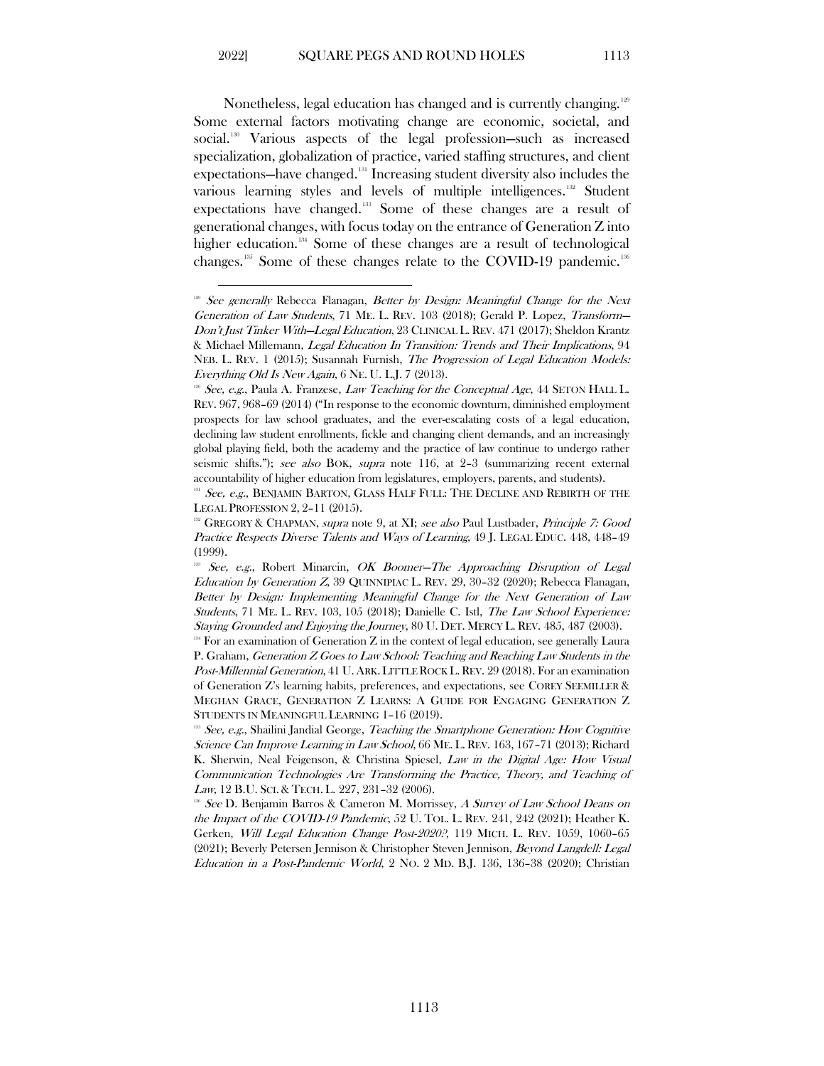Nonetheless, legal education has changed and is currently changing.[129] Some external factors motivating change are economic, societal, and social.[130] Various aspects of the legal profession—such as increased specialization, globalization of practice, varied staffing structures, and client expectations—have changed.[131] Increasing student diversity also includes the various learning styles and levels of multiple intelligences.[132] Student expectations have changed.[133] Some of these changes are a result of generational changes, with focus today on the entrance of Generation Z into higher education.[134] Some of these changes are a result of technological changes.[135] Some of these changes relate to the COVID-19 pandemic.[136]

---

[129] *See generally* Rebecca Flanagan, *Better by Design: Meaningful Change for the Next Generation of Law Students*, 71 ME. L. REV. 103 (2018); Gerald P. Lopez, *Transform—Don't Just Tinker With—Legal Education*, 23 CLINICAL L. REV. 471 (2017); Sheldon Krantz & Michael Millemann, *Legal Education In Transition: Trends and Their Implications*, 94 NEB. L. REV. 1 (2015); Susannah Furnish, *The Progression of Legal Education Models: Everything Old Is New Again*, 6 NE. U. L.J. 7 (2013).

[130] *See, e.g.*, Paula A. Franzese, *Law Teaching for the Conceptual Age*, 44 SETON HALL L. REV. 967, 968–69 (2014) ("In response to the economic downturn, diminished employment prospects for law school graduates, and the ever-escalating costs of a legal education, declining law student enrollments, fickle and changing client demands, and an increasingly global playing field, both the academy and the practice of law continue to undergo rather seismic shifts."); *see also* BOK, *supra* note 116, at 2–3 (summarizing recent external accountability of higher education from legislatures, employers, parents, and students).

[131] *See, e.g.*, BENJAMIN BARTON, GLASS HALF FULL: THE DECLINE AND REBIRTH OF THE LEGAL PROFESSION 2, 2–11 (2015).

[132] GREGORY & CHAPMAN, *supra* note 9, at XI; *see also* Paul Lustbader, *Principle 7: Good Practice Respects Diverse Talents and Ways of Learning*, 49 J. LEGAL EDUC. 448, 448–49 (1999).

[133] *See, e.g.*, Robert Minarcin, *OK Boomer—The Approaching Disruption of Legal Education by Generation Z*, 39 QUINNIPIAC L. REV. 29, 30–32 (2020); Rebecca Flanagan, *Better by Design: Implementing Meaningful Change for the Next Generation of Law Students*, 71 ME. L. REV. 103, 105 (2018); Danielle C. Istl, *The Law School Experience: Staying Grounded and Enjoying the Journey*, 80 U. DET. MERCY L. REV. 485, 487 (2003).

[134] For an examination of Generation Z in the context of legal education, see generally Laura P. Graham, *Generation Z Goes to Law School: Teaching and Reaching Law Students in the Post-Millennial Generation*, 41 U. ARK. LITTLE ROCK L. REV. 29 (2018). For an examination of Generation Z's learning habits, preferences, and expectations, see COREY SEEMILLER & MEGHAN GRACE, GENERATION Z LEARNS: A GUIDE FOR ENGAGING GENERATION Z STUDENTS IN MEANINGFUL LEARNING 1–16 (2019).

[135] *See, e.g.*, Shailini Jandial George, *Teaching the Smartphone Generation: How Cognitive Science Can Improve Learning in Law School*, 66 ME. L. REV. 163, 167–71 (2013); Richard K. Sherwin, Neal Feigenson, & Christina Spiesel, *Law in the Digital Age: How Visual Communication Technologies Are Transforming the Practice, Theory, and Teaching of Law*, 12 B.U. SCI. & TECH. L. 227, 231–32 (2006).

[136] *See* D. Benjamin Barros & Cameron M. Morrissey, *A Survey of Law School Deans on the Impact of the COVID-19 Pandemic*, 52 U. TOL. L. REV. 241, 242 (2021); Heather K. Gerken, *Will Legal Education Change Post-2020?*, 119 MICH. L. REV. 1059, 1060–65 (2021); Beverly Petersen Jennison & Christopher Steven Jennison, *Beyond Langdell: Legal Education in a Post-Pandemic World*, 2 NO. 2 MD. B.J. 136, 136–38 (2020); Christian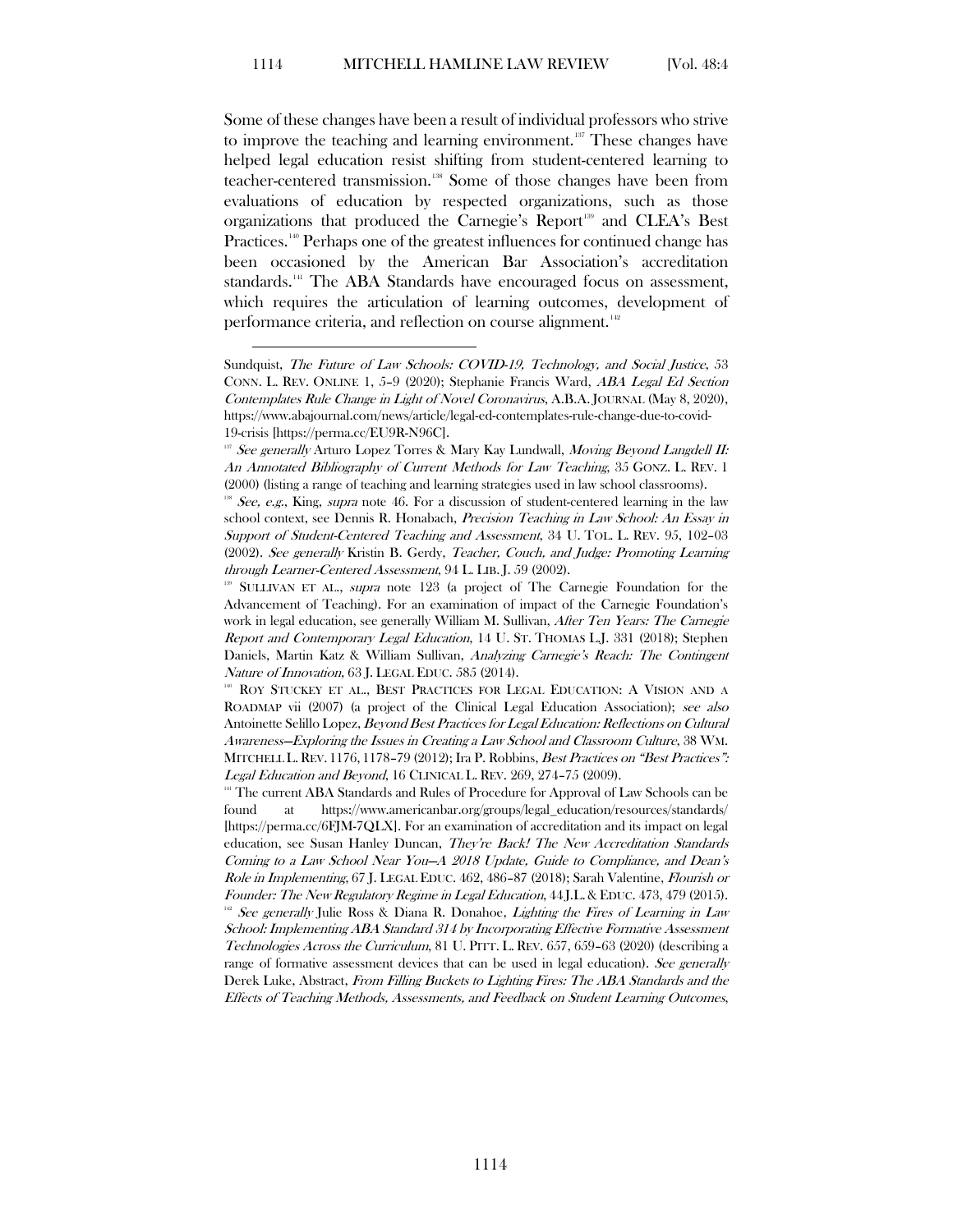Some of these changes have been a result of individual professors who strive to improve the teaching and learning environment.[137] These changes have helped legal education resist shifting from student-centered learning to teacher-centered transmission.[138] Some of those changes have been from evaluations of education by respected organizations, such as those organizations that produced the Carnegie's Report[139] and CLEA's Best Practices.[140] Perhaps one of the greatest influences for continued change has been occasioned by the American Bar Association's accreditation standards.[141] The ABA Standards have encouraged focus on assessment, which requires the articulation of learning outcomes, development of performance criteria, and reflection on course alignment.[142]

---

Sundquist, *The Future of Law Schools: COVID-19, Technology, and Social Justice*, 53 CONN. L. REV. ONLINE 1, 5–9 (2020); Stephanie Francis Ward, *ABA Legal Ed Section Contemplates Rule Change in Light of Novel Coronavirus*, A.B.A. JOURNAL (May 8, 2020), https://www.abajournal.com/news/article/legal-ed-contemplates-rule-change-due-to-covid-19-crisis [https://perma.cc/EU9R-N96C].

[137] *See generally* Arturo Lopez Torres & Mary Kay Lundwall, *Moving Beyond Langdell II: An Annotated Bibliography of Current Methods for Law Teaching*, 35 GONZ. L. REV. 1 (2000) (listing a range of teaching and learning strategies used in law school classrooms).

[138] *See, e.g.*, King, *supra* note 46. For a discussion of student-centered learning in the law school context, see Dennis R. Honabach, *Precision Teaching in Law School: An Essay in Support of Student-Centered Teaching and Assessment*, 34 U. TOL. L. REV. 95, 102–03 (2002). *See generally* Kristin B. Gerdy, *Teacher, Couch, and Judge: Promoting Learning through Learner-Centered Assessment*, 94 L. LIB. J. 59 (2002).

[139] SULLIVAN ET AL., *supra* note 123 (a project of The Carnegie Foundation for the Advancement of Teaching). For an examination of impact of the Carnegie Foundation's work in legal education, see generally William M. Sullivan, *After Ten Years: The Carnegie Report and Contemporary Legal Education*, 14 U. ST. THOMAS L.J. 331 (2018); Stephen Daniels, Martin Katz & William Sullivan, *Analyzing Carnegie's Reach: The Contingent Nature of Innovation*, 63 J. LEGAL EDUC. 585 (2014).

[140] ROY STUCKEY ET AL., BEST PRACTICES FOR LEGAL EDUCATION: A VISION AND A ROADMAP vii (2007) (a project of the Clinical Legal Education Association); *see also* Antoinette Selillo Lopez, *Beyond Best Practices for Legal Education: Reflections on Cultural Awareness—Exploring the Issues in Creating a Law School and Classroom Culture*, 38 WM. MITCHELL L. REV. 1176, 1178–79 (2012); Ira P. Robbins, *Best Practices on "Best Practices": Legal Education and Beyond*, 16 CLINICAL L. REV. 269, 274–75 (2009).

[141] The current ABA Standards and Rules of Procedure for Approval of Law Schools can be found at https://www.americanbar.org/groups/legal_education/resources/standards/ [https://perma.cc/6FJM-7QLX]. For an examination of accreditation and its impact on legal education, see Susan Hanley Duncan, *They're Back! The New Accreditation Standards Coming to a Law School Near You—A 2018 Update, Guide to Compliance, and Dean's Role in Implementing*, 67 J. LEGAL EDUC. 462, 486–87 (2018); Sarah Valentine, *Flourish or Founder: The New Regulatory Regime in Legal Education*, 44 J.L. & EDUC. 473, 479 (2015).

[142] *See generally* Julie Ross & Diana R. Donahoe, *Lighting the Fires of Learning in Law School: Implementing ABA Standard 314 by Incorporating Effective Formative Assessment Technologies Across the Curriculum*, 81 U. PITT. L. REV. 657, 659–63 (2020) (describing a range of formative assessment devices that can be used in legal education). *See generally* Derek Luke, Abstract, *From Filling Buckets to Lighting Fires: The ABA Standards and the Effects of Teaching Methods, Assessments, and Feedback on Student Learning Outcomes*,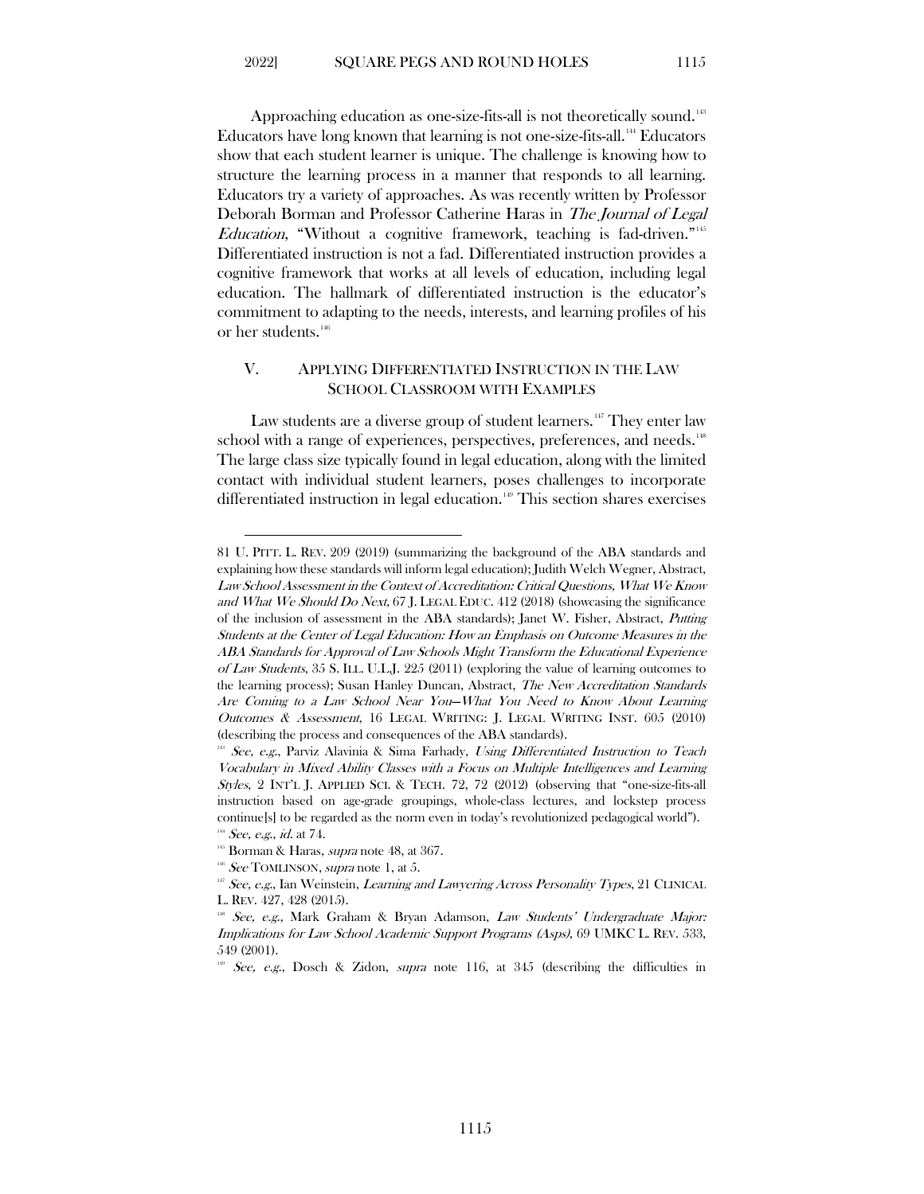Approaching education as one-size-fits-all is not theoretically sound.[143] Educators have long known that learning is not one-size-fits-all.[144] Educators show that each student learner is unique. The challenge is knowing how to structure the learning process in a manner that responds to all learning. Educators try a variety of approaches. As was recently written by Professor Deborah Borman and Professor Catherine Haras in *The Journal of Legal Education*, "Without a cognitive framework, teaching is fad-driven."[145] Differentiated instruction is not a fad. Differentiated instruction provides a cognitive framework that works at all levels of education, including legal education. The hallmark of differentiated instruction is the educator's commitment to adapting to the needs, interests, and learning profiles of his or her students.[146]

## V. APPLYING DIFFERENTIATED INSTRUCTION IN THE LAW SCHOOL CLASSROOM WITH EXAMPLES

Law students are a diverse group of student learners.[147] They enter law school with a range of experiences, perspectives, preferences, and needs.[148] The large class size typically found in legal education, along with the limited contact with individual student learners, poses challenges to incorporate differentiated instruction in legal education.[149] This section shares exercises

---

81 U. PITT. L. REV. 209 (2019) (summarizing the background of the ABA standards and explaining how these standards will inform legal education); Judith Welch Wegner, Abstract, *Law School Assessment in the Context of Accreditation: Critical Questions, What We Know and What We Should Do Next*, 67 J. LEGAL EDUC. 412 (2018) (showcasing the significance of the inclusion of assessment in the ABA standards); Janet W. Fisher, Abstract, *Putting Students at the Center of Legal Education: How an Emphasis on Outcome Measures in the ABA Standards for Approval of Law Schools Might Transform the Educational Experience of Law Students*, 35 S. ILL. U.L.J. 225 (2011) (exploring the value of learning outcomes to the learning process); Susan Hanley Duncan, Abstract, *The New Accreditation Standards Are Coming to a Law School Near You—What You Need to Know About Learning Outcomes & Assessment*, 16 LEGAL WRITING: J. LEGAL WRITING INST. 605 (2010) (describing the process and consequences of the ABA standards).

[143] *See, e.g.*, Parviz Alavinia & Sima Farhady, *Using Differentiated Instruction to Teach Vocabulary in Mixed Ability Classes with a Focus on Multiple Intelligences and Learning Styles*, 2 INT'L J. APPLIED SCI. & TECH. 72, 72 (2012) (observing that "one-size-fits-all instruction based on age-grade groupings, whole-class lectures, and lockstep process continue[s] to be regarded as the norm even in today's revolutionized pedagogical world").

[144] *See, e.g.*, *id.* at 74.

[145] Borman & Haras, *supra* note 48, at 367.

[146] *See* TOMLINSON, *supra* note 1, at 5.

[147] *See, e.g.*, Ian Weinstein, *Learning and Lawyering Across Personality Types*, 21 CLINICAL L. REV. 427, 428 (2015).

[148] *See, e.g.*, Mark Graham & Bryan Adamson, *Law Students' Undergraduate Major: Implications for Law School Academic Support Programs (Asps)*, 69 UMKC L. REV. 533, 549 (2001).

[149] *See, e.g.*, Dosch & Zidon, *supra* note 116, at 345 (describing the difficulties in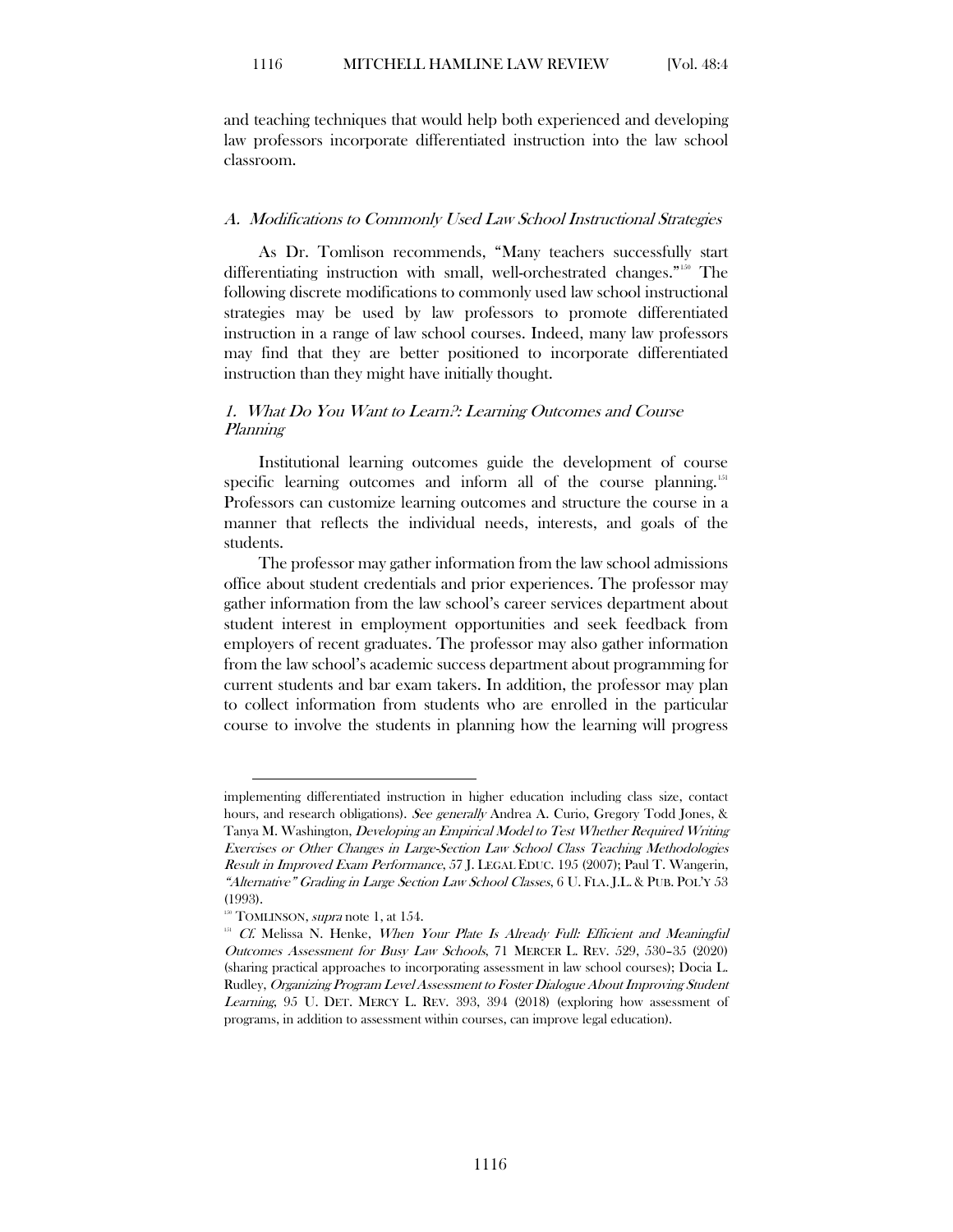and teaching techniques that would help both experienced and developing law professors incorporate differentiated instruction into the law school classroom.

### A. *Modifications to Commonly Used Law School Instructional Strategies*

As Dr. Tomlison recommends, "Many teachers successfully start differentiating instruction with small, well-orchestrated changes."[150] The following discrete modifications to commonly used law school instructional strategies may be used by law professors to promote differentiated instruction in a range of law school courses. Indeed, many law professors may find that they are better positioned to incorporate differentiated instruction than they might have initially thought.

#### 1. *What Do You Want to Learn?: Learning Outcomes and Course Planning*

Institutional learning outcomes guide the development of course specific learning outcomes and inform all of the course planning.[151] Professors can customize learning outcomes and structure the course in a manner that reflects the individual needs, interests, and goals of the students.

The professor may gather information from the law school admissions office about student credentials and prior experiences. The professor may gather information from the law school's career services department about student interest in employment opportunities and seek feedback from employers of recent graduates. The professor may also gather information from the law school's academic success department about programming for current students and bar exam takers. In addition, the professor may plan to collect information from students who are enrolled in the particular course to involve the students in planning how the learning will progress

---

implementing differentiated instruction in higher education including class size, contact hours, and research obligations). *See generally* Andrea A. Curio, Gregory Todd Jones, & Tanya M. Washington, *Developing an Empirical Model to Test Whether Required Writing Exercises or Other Changes in Large-Section Law School Class Teaching Methodologies Result in Improved Exam Performance*, 57 J. LEGAL EDUC. 195 (2007); Paul T. Wangerin, *"Alternative" Grading in Large Section Law School Classes*, 6 U. FLA. J.L. & PUB. POL'Y 53 (1993).

[150] TOMLINSON, *supra* note 1, at 154.

[151] *Cf.* Melissa N. Henke, *When Your Plate Is Already Full: Efficient and Meaningful Outcomes Assessment for Busy Law Schools*, 71 MERCER L. REV. 529, 530–35 (2020) (sharing practical approaches to incorporating assessment in law school courses); Docia L. Rudley, *Organizing Program Level Assessment to Foster Dialogue About Improving Student Learning*, 95 U. DET. MERCY L. REV. 393, 394 (2018) (exploring how assessment of programs, in addition to assessment within courses, can improve legal education).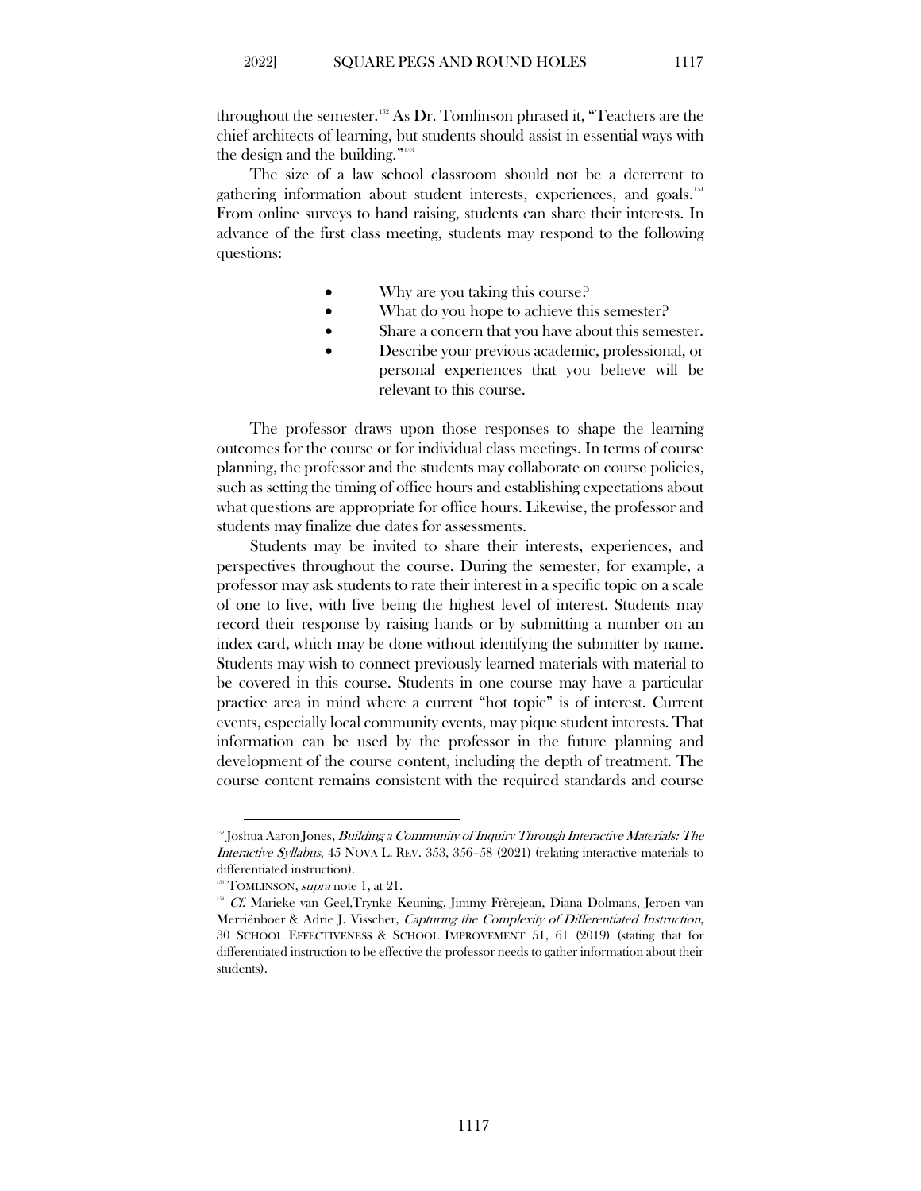throughout the semester.[152] As Dr. Tomlinson phrased it, "Teachers are the chief architects of learning, but students should assist in essential ways with the design and the building."[153]

The size of a law school classroom should not be a deterrent to gathering information about student interests, experiences, and goals.[154] From online surveys to hand raising, students can share their interests. In advance of the first class meeting, students may respond to the following questions:

- Why are you taking this course?
- What do you hope to achieve this semester?
- Share a concern that you have about this semester.
- Describe your previous academic, professional, or personal experiences that you believe will be relevant to this course.

The professor draws upon those responses to shape the learning outcomes for the course or for individual class meetings. In terms of course planning, the professor and the students may collaborate on course policies, such as setting the timing of office hours and establishing expectations about what questions are appropriate for office hours. Likewise, the professor and students may finalize due dates for assessments.

Students may be invited to share their interests, experiences, and perspectives throughout the course. During the semester, for example, a professor may ask students to rate their interest in a specific topic on a scale of one to five, with five being the highest level of interest. Students may record their response by raising hands or by submitting a number on an index card, which may be done without identifying the submitter by name. Students may wish to connect previously learned materials with material to be covered in this course. Students in one course may have a particular practice area in mind where a current "hot topic" is of interest. Current events, especially local community events, may pique student interests. That information can be used by the professor in the future planning and development of the course content, including the depth of treatment. The course content remains consistent with the required standards and course

---

[152] Joshua Aaron Jones, *Building a Community of Inquiry Through Interactive Materials: The Interactive Syllabus*, 45 NOVA L. REV. 353, 356–58 (2021) (relating interactive materials to differentiated instruction).

[153] TOMLINSON, *supra* note 1, at 21.

[154] *Cf.* Marieke van Geel, Trynke Keuning, Jimmy Frèrejean, Diana Dolmans, Jeroen van Merriënboer & Adrie J. Visscher, *Capturing the Complexity of Differentiated Instruction*, 30 SCHOOL EFFECTIVENESS & SCHOOL IMPROVEMENT 51, 61 (2019) (stating that for differentiated instruction to be effective the professor needs to gather information about their students).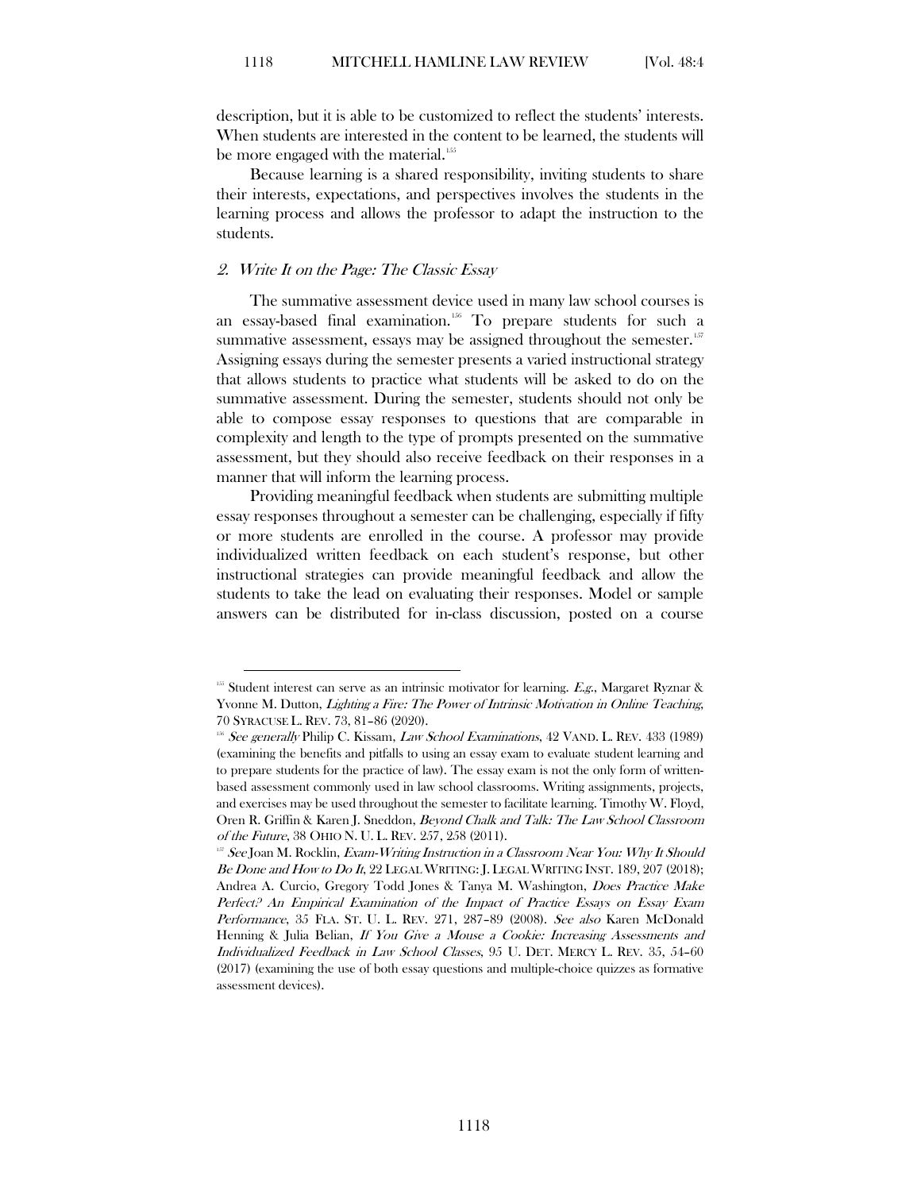description, but it is able to be customized to reflect the students' interests. When students are interested in the content to be learned, the students will be more engaged with the material.[155]

Because learning is a shared responsibility, inviting students to share their interests, expectations, and perspectives involves the students in the learning process and allows the professor to adapt the instruction to the students.

### 2. *Write It on the Page: The Classic Essay*

The summative assessment device used in many law school courses is an essay-based final examination.[156] To prepare students for such a summative assessment, essays may be assigned throughout the semester.[157] Assigning essays during the semester presents a varied instructional strategy that allows students to practice what students will be asked to do on the summative assessment. During the semester, students should not only be able to compose essay responses to questions that are comparable in complexity and length to the type of prompts presented on the summative assessment, but they should also receive feedback on their responses in a manner that will inform the learning process.

Providing meaningful feedback when students are submitting multiple essay responses throughout a semester can be challenging, especially if fifty or more students are enrolled in the course. A professor may provide individualized written feedback on each student's response, but other instructional strategies can provide meaningful feedback and allow the students to take the lead on evaluating their responses. Model or sample answers can be distributed for in-class discussion, posted on a course

---

[155] Student interest can serve as an intrinsic motivator for learning. *E.g.*, Margaret Ryznar & Yvonne M. Dutton, *Lighting a Fire: The Power of Intrinsic Motivation in Online Teaching*, 70 SYRACUSE L. REV. 73, 81–86 (2020).

[156] *See generally* Philip C. Kissam, *Law School Examinations*, 42 VAND. L. REV. 433 (1989) (examining the benefits and pitfalls to using an essay exam to evaluate student learning and to prepare students for the practice of law). The essay exam is not the only form of written-based assessment commonly used in law school classrooms. Writing assignments, projects, and exercises may be used throughout the semester to facilitate learning. Timothy W. Floyd, Oren R. Griffin & Karen J. Sneddon, *Beyond Chalk and Talk: The Law School Classroom of the Future*, 38 OHIO N. U. L. REV. 257, 258 (2011).

[157] *See* Joan M. Rocklin, *Exam-Writing Instruction in a Classroom Near You: Why It Should Be Done and How to Do It*, 22 LEGAL WRITING: J. LEGAL WRITING INST. 189, 207 (2018); Andrea A. Curcio, Gregory Todd Jones & Tanya M. Washington, *Does Practice Make Perfect? An Empirical Examination of the Impact of Practice Essays on Essay Exam Performance*, 35 FLA. ST. U. L. REV. 271, 287–89 (2008). *See also* Karen McDonald Henning & Julia Belian, *If You Give a Mouse a Cookie: Increasing Assessments and Individualized Feedback in Law School Classes*, 95 U. DET. MERCY L. REV. 35, 54–60 (2017) (examining the use of both essay questions and multiple-choice quizzes as formative assessment devices).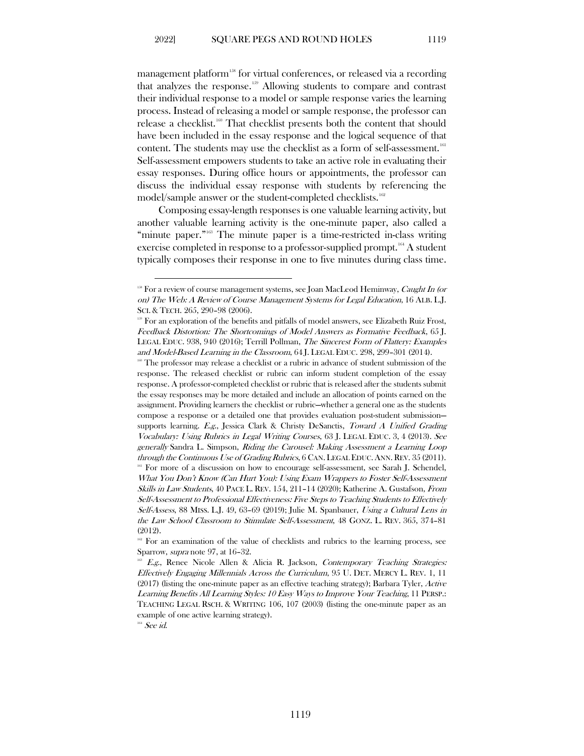management platform[158] for virtual conferences, or released via a recording that analyzes the response.[159] Allowing students to compare and contrast their individual response to a model or sample response varies the learning process. Instead of releasing a model or sample response, the professor can release a checklist.[160] That checklist presents both the content that should have been included in the essay response and the logical sequence of that content. The students may use the checklist as a form of self-assessment.[161] Self-assessment empowers students to take an active role in evaluating their essay responses. During office hours or appointments, the professor can discuss the individual essay response with students by referencing the model/sample answer or the student-completed checklists.[162]

Composing essay-length responses is one valuable learning activity, but another valuable learning activity is the one-minute paper, also called a "minute paper."[163] The minute paper is a time-restricted in-class writing exercise completed in response to a professor-supplied prompt.[164] A student typically composes their response in one to five minutes during class time.

---

[158] For a review of course management systems, see Joan MacLeod Heminway, *Caught In (or on) The Web: A Review of Course Management Systems for Legal Education*, 16 ALB. L.J. SCI. & TECH. 265, 290–98 (2006).

[159] For an exploration of the benefits and pitfalls of model answers, see Elizabeth Ruiz Frost, *Feedback Distortion: The Shortcomings of Model Answers as Formative Feedback*, 65 J. LEGAL EDUC. 938, 940 (2016); Terrill Pollman, *The Sincerest Form of Flattery: Examples and Model-Based Learning in the Classroom*, 64 J. LEGAL EDUC. 298, 299–301 (2014).

[160] The professor may release a checklist or a rubric in advance of student submission of the response. The released checklist or rubric can inform student completion of the essay response. A professor-completed checklist or rubric that is released after the students submit the essay responses may be more detailed and include an allocation of points earned on the assignment. Providing learners the checklist or rubric—whether a general one as the students compose a response or a detailed one that provides evaluation post-student submission—supports learning. *E.g.*, Jessica Clark & Christy DeSanctis, *Toward A Unified Grading Vocabulary: Using Rubrics in Legal Writing Courses*, 63 J. LEGAL EDUC. 3, 4 (2013). *See generally* Sandra L. Simpson, *Riding the Carousel: Making Assessment a Learning Loop through the Continuous Use of Grading Rubrics*, 6 CAN. LEGAL EDUC. ANN. REV. 35 (2011).

[161] For more of a discussion on how to encourage self-assessment, see Sarah J. Schendel, *What You Don't Know (Can Hurt You): Using Exam Wrappers to Foster Self-Assessment Skills in Law Students*, 40 PACE L. REV. 154, 211–14 (2020); Katherine A. Gustafson, *From Self-Assessment to Professional Effectiveness: Five Steps to Teaching Students to Effectively Self-Assess*, 88 MISS. L.J. 49, 63–69 (2019); Julie M. Spanbauer, *Using a Cultural Lens in the Law School Classroom to Stimulate Self-Assessment*, 48 GONZ. L. REV. 365, 374–81 (2012).

[162] For an examination of the value of checklists and rubrics to the learning process, see Sparrow, *supra* note 97, at 16–32.

[163] *E.g.*, Renee Nicole Allen & Alicia R. Jackson, *Contemporary Teaching Strategies: Effectively Engaging Millennials Across the Curriculum*, 95 U. DET. MERCY L. REV. 1, 11 (2017) (listing the one-minute paper as an effective teaching strategy); Barbara Tyler, *Active Learning Benefits All Learning Styles: 10 Easy Ways to Improve Your Teaching*, 11 PERSP.: TEACHING LEGAL RSCH. & WRITING 106, 107 (2003) (listing the one-minute paper as an example of one active learning strategy).

[164] *See id.*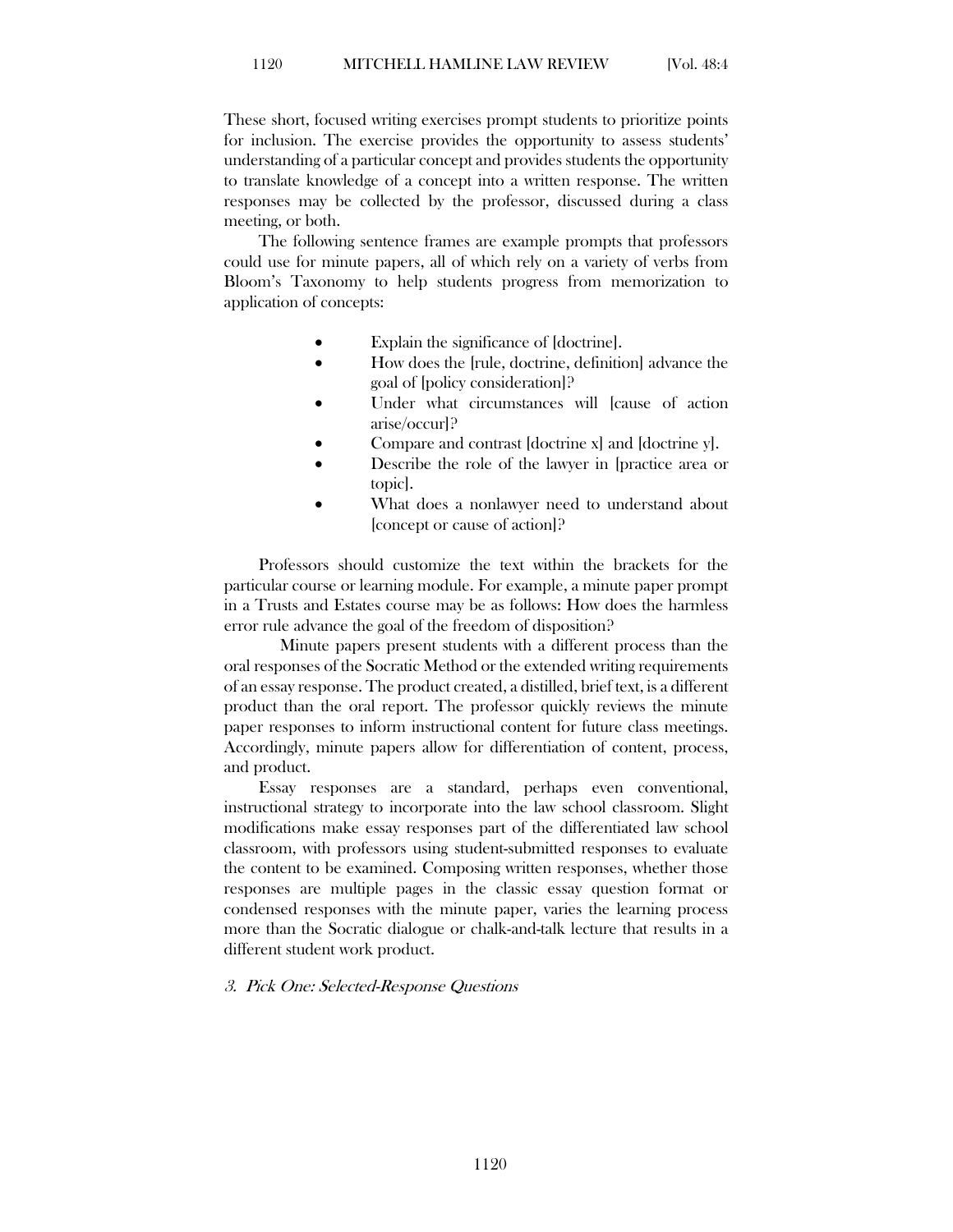These short, focused writing exercises prompt students to prioritize points for inclusion. The exercise provides the opportunity to assess students' understanding of a particular concept and provides students the opportunity to translate knowledge of a concept into a written response. The written responses may be collected by the professor, discussed during a class meeting, or both.

The following sentence frames are example prompts that professors could use for minute papers, all of which rely on a variety of verbs from Bloom's Taxonomy to help students progress from memorization to application of concepts:

- Explain the significance of [doctrine].
- How does the [rule, doctrine, definition] advance the goal of [policy consideration]?
- Under what circumstances will [cause of action arise/occur]?
- Compare and contrast [doctrine x] and [doctrine y].
- Describe the role of the lawyer in [practice area or topic].
- What does a nonlawyer need to understand about [concept or cause of action]?

Professors should customize the text within the brackets for the particular course or learning module. For example, a minute paper prompt in a Trusts and Estates course may be as follows: How does the harmless error rule advance the goal of the freedom of disposition?

Minute papers present students with a different process than the oral responses of the Socratic Method or the extended writing requirements of an essay response. The product created, a distilled, brief text, is a different product than the oral report. The professor quickly reviews the minute paper responses to inform instructional content for future class meetings. Accordingly, minute papers allow for differentiation of content, process, and product.

Essay responses are a standard, perhaps even conventional, instructional strategy to incorporate into the law school classroom. Slight modifications make essay responses part of the differentiated law school classroom, with professors using student-submitted responses to evaluate the content to be examined. Composing written responses, whether those responses are multiple pages in the classic essay question format or condensed responses with the minute paper, varies the learning process more than the Socratic dialogue or chalk-and-talk lecture that results in a different student work product.

### *3. Pick One: Selected-Response Questions*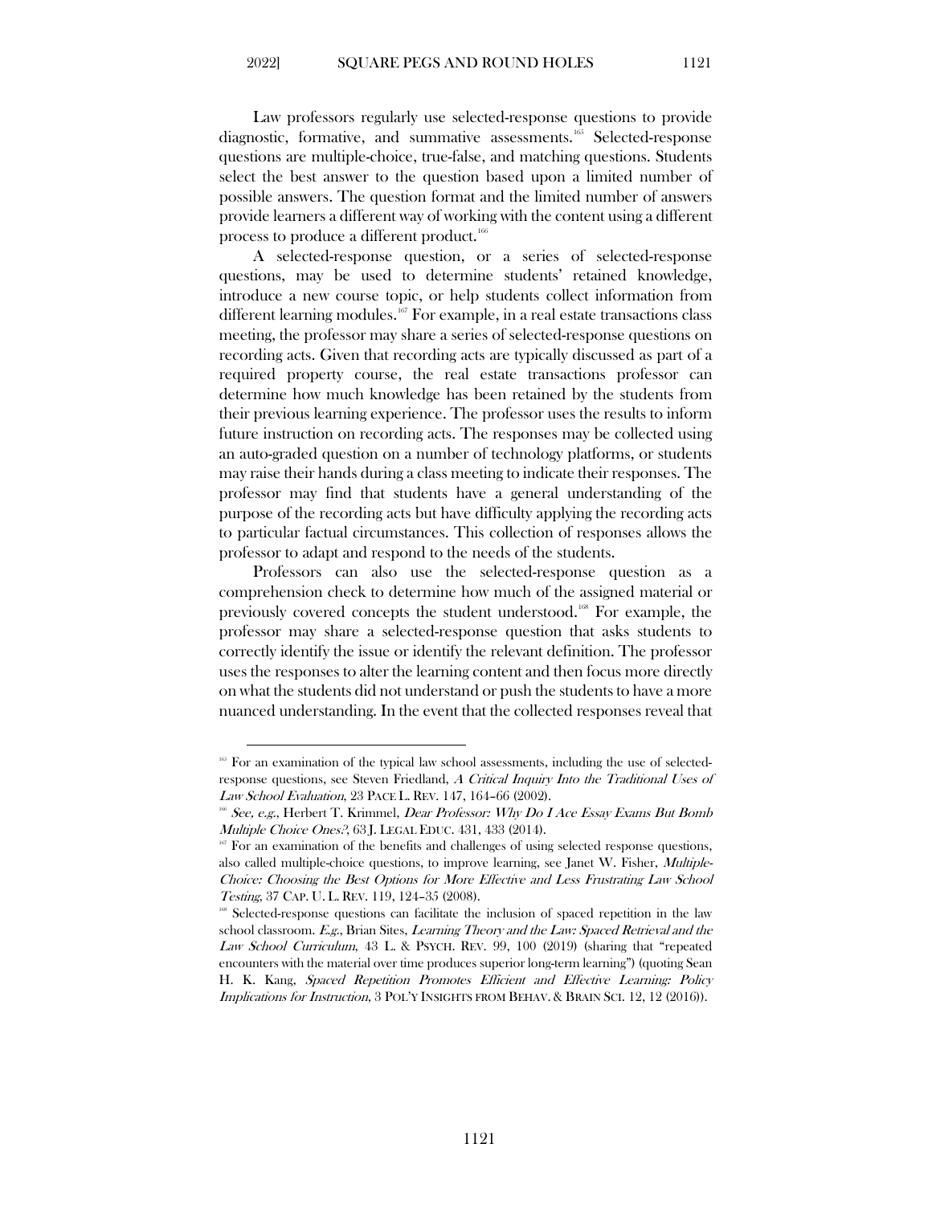Law professors regularly use selected-response questions to provide diagnostic, formative, and summative assessments.[165] Selected-response questions are multiple-choice, true-false, and matching questions. Students select the best answer to the question based upon a limited number of possible answers. The question format and the limited number of answers provide learners a different way of working with the content using a different process to produce a different product.[166]

A selected-response question, or a series of selected-response questions, may be used to determine students' retained knowledge, introduce a new course topic, or help students collect information from different learning modules.[167] For example, in a real estate transactions class meeting, the professor may share a series of selected-response questions on recording acts. Given that recording acts are typically discussed as part of a required property course, the real estate transactions professor can determine how much knowledge has been retained by the students from their previous learning experience. The professor uses the results to inform future instruction on recording acts. The responses may be collected using an auto-graded question on a number of technology platforms, or students may raise their hands during a class meeting to indicate their responses. The professor may find that students have a general understanding of the purpose of the recording acts but have difficulty applying the recording acts to particular factual circumstances. This collection of responses allows the professor to adapt and respond to the needs of the students.

Professors can also use the selected-response question as a comprehension check to determine how much of the assigned material or previously covered concepts the student understood.[168] For example, the professor may share a selected-response question that asks students to correctly identify the issue or identify the relevant definition. The professor uses the responses to alter the learning content and then focus more directly on what the students did not understand or push the students to have a more nuanced understanding. In the event that the collected responses reveal that

---

[165] For an examination of the typical law school assessments, including the use of selected-response questions, see Steven Friedland, *A Critical Inquiry Into the Traditional Uses of Law School Evaluation*, 23 PACE L. REV. 147, 164–66 (2002).

[166] *See, e.g.*, Herbert T. Krimmel, *Dear Professor: Why Do I Ace Essay Exams But Bomb Multiple Choice Ones?*, 63 J. LEGAL EDUC. 431, 433 (2014).

[167] For an examination of the benefits and challenges of using selected response questions, also called multiple-choice questions, to improve learning, see Janet W. Fisher, *Multiple-Choice: Choosing the Best Options for More Effective and Less Frustrating Law School Testing*, 37 CAP. U. L. REV. 119, 124–35 (2008).

[168] Selected-response questions can facilitate the inclusion of spaced repetition in the law school classroom. *E.g.*, Brian Sites, *Learning Theory and the Law: Spaced Retrieval and the Law School Curriculum*, 43 L. & PSYCH. REV. 99, 100 (2019) (sharing that "repeated encounters with the material over time produces superior long-term learning") (quoting Sean H. K. Kang, *Spaced Repetition Promotes Efficient and Effective Learning: Policy Implications for Instruction*, 3 POL'Y INSIGHTS FROM BEHAV. & BRAIN SCI. 12, 12 (2016)).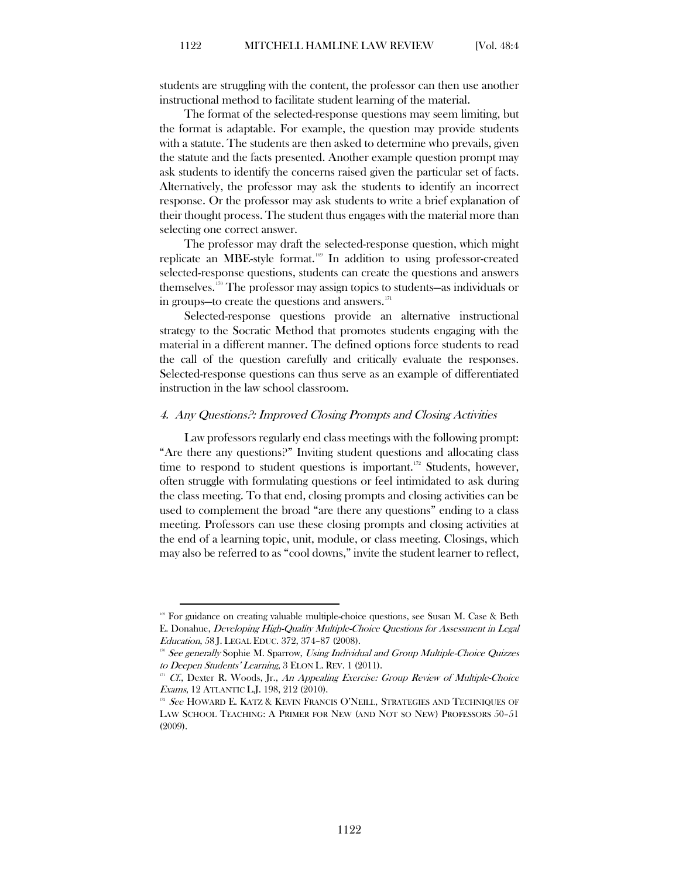students are struggling with the content, the professor can then use another instructional method to facilitate student learning of the material.

The format of the selected-response questions may seem limiting, but the format is adaptable. For example, the question may provide students with a statute. The students are then asked to determine who prevails, given the statute and the facts presented. Another example question prompt may ask students to identify the concerns raised given the particular set of facts. Alternatively, the professor may ask the students to identify an incorrect response. Or the professor may ask students to write a brief explanation of their thought process. The student thus engages with the material more than selecting one correct answer.

The professor may draft the selected-response question, which might replicate an MBE-style format.[169] In addition to using professor-created selected-response questions, students can create the questions and answers themselves.[170] The professor may assign topics to students—as individuals or in groups—to create the questions and answers.[171]

Selected-response questions provide an alternative instructional strategy to the Socratic Method that promotes students engaging with the material in a different manner. The defined options force students to read the call of the question carefully and critically evaluate the responses. Selected-response questions can thus serve as an example of differentiated instruction in the law school classroom.

#### *4. Any Questions?: Improved Closing Prompts and Closing Activities*

Law professors regularly end class meetings with the following prompt: "Are there any questions?" Inviting student questions and allocating class time to respond to student questions is important.[172] Students, however, often struggle with formulating questions or feel intimidated to ask during the class meeting. To that end, closing prompts and closing activities can be used to complement the broad "are there any questions" ending to a class meeting. Professors can use these closing prompts and closing activities at the end of a learning topic, unit, module, or class meeting. Closings, which may also be referred to as "cool downs," invite the student learner to reflect,

---

[169] For guidance on creating valuable multiple-choice questions, see Susan M. Case & Beth E. Donahue, *Developing High-Quality Multiple-Choice Questions for Assessment in Legal Education*, 58 J. LEGAL EDUC. 372, 374–87 (2008).

[170] *See generally* Sophie M. Sparrow, *Using Individual and Group Multiple-Choice Quizzes to Deepen Students' Learning*, 3 ELON L. REV. 1 (2011).

[171] *Cf.*, Dexter R. Woods, Jr., *An Appealing Exercise: Group Review of Multiple-Choice Exams*, 12 ATLANTIC L.J. 198, 212 (2010).

[172] *See* HOWARD E. KATZ & KEVIN FRANCIS O'NEILL, STRATEGIES AND TECHNIQUES OF LAW SCHOOL TEACHING: A PRIMER FOR NEW (AND NOT SO NEW) PROFESSORS 50–51 (2009).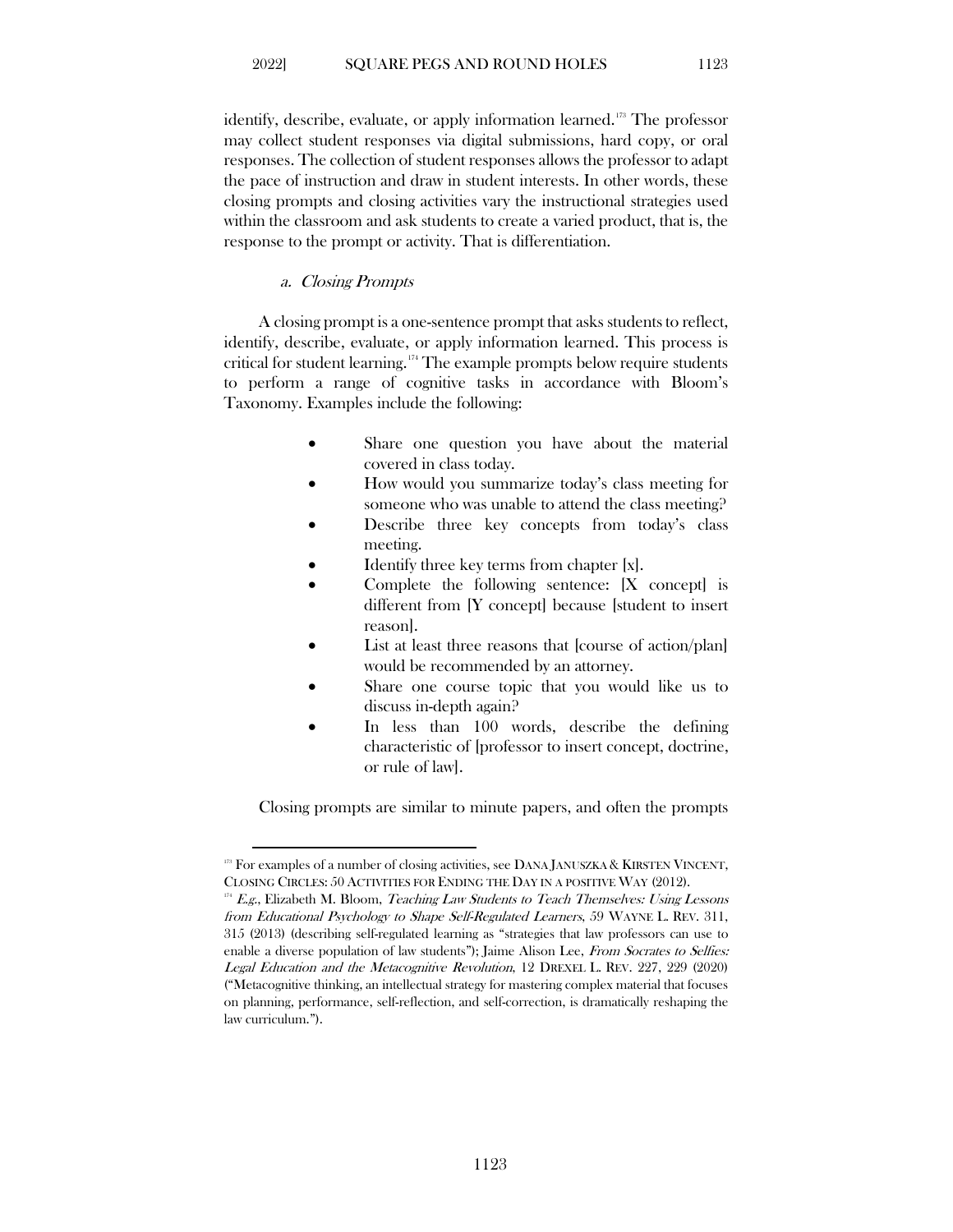identify, describe, evaluate, or apply information learned.[173] The professor may collect student responses via digital submissions, hard copy, or oral responses. The collection of student responses allows the professor to adapt the pace of instruction and draw in student interests. In other words, these closing prompts and closing activities vary the instructional strategies used within the classroom and ask students to create a varied product, that is, the response to the prompt or activity. That is differentiation.

#### a. *Closing Prompts*

A closing prompt is a one-sentence prompt that asks students to reflect, identify, describe, evaluate, or apply information learned. This process is critical for student learning.[174] The example prompts below require students to perform a range of cognitive tasks in accordance with Bloom's Taxonomy. Examples include the following:

- Share one question you have about the material covered in class today.
- How would you summarize today's class meeting for someone who was unable to attend the class meeting?
- Describe three key concepts from today's class meeting.
- Identify three key terms from chapter [x].
- Complete the following sentence: [X concept] is different from [Y concept] because [student to insert reason].
- List at least three reasons that [course of action/plan] would be recommended by an attorney.
- Share one course topic that you would like us to discuss in-depth again?
- In less than 100 words, describe the defining characteristic of [professor to insert concept, doctrine, or rule of law].

Closing prompts are similar to minute papers, and often the prompts

---

[173] For examples of a number of closing activities, see DANA JANUSZKA & KIRSTEN VINCENT, CLOSING CIRCLES: 50 ACTIVITIES FOR ENDING THE DAY IN A POSITIVE WAY (2012).

[174] *E.g.*, Elizabeth M. Bloom, *Teaching Law Students to Teach Themselves: Using Lessons from Educational Psychology to Shape Self-Regulated Learners*, 59 WAYNE L. REV. 311, 315 (2013) (describing self-regulated learning as "strategies that law professors can use to enable a diverse population of law students"); Jaime Alison Lee, *From Socrates to Selfies: Legal Education and the Metacognitive Revolution*, 12 DREXEL L. REV. 227, 229 (2020) ("Metacognitive thinking, an intellectual strategy for mastering complex material that focuses on planning, performance, self-reflection, and self-correction, is dramatically reshaping the law curriculum.").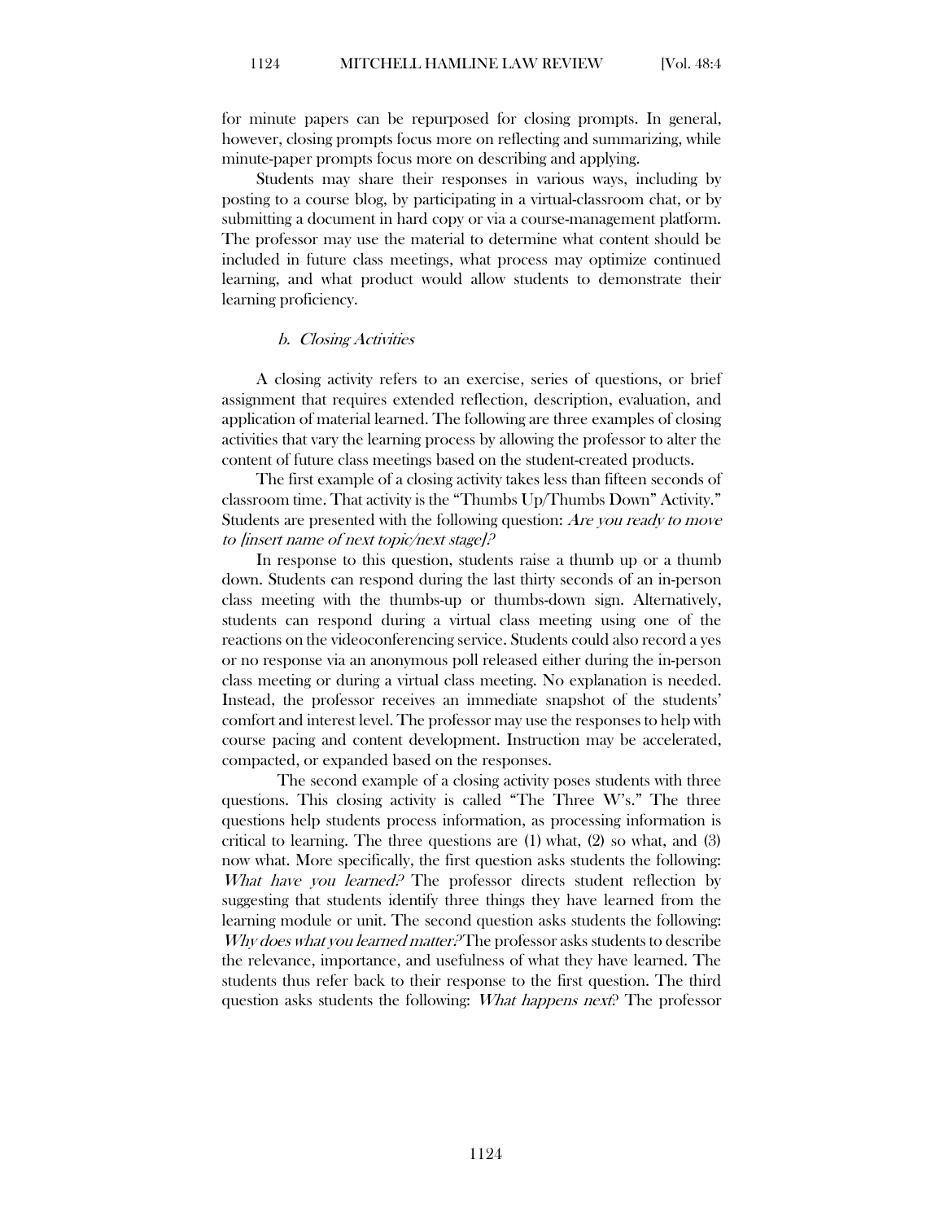for minute papers can be repurposed for closing prompts. In general, however, closing prompts focus more on reflecting and summarizing, while minute-paper prompts focus more on describing and applying.

Students may share their responses in various ways, including by posting to a course blog, by participating in a virtual-classroom chat, or by submitting a document in hard copy or via a course-management platform. The professor may use the material to determine what content should be included in future class meetings, what process may optimize continued learning, and what product would allow students to demonstrate their learning proficiency.

#### *b. Closing Activities*

A closing activity refers to an exercise, series of questions, or brief assignment that requires extended reflection, description, evaluation, and application of material learned. The following are three examples of closing activities that vary the learning process by allowing the professor to alter the content of future class meetings based on the student-created products.

The first example of a closing activity takes less than fifteen seconds of classroom time. That activity is the "Thumbs Up/Thumbs Down" Activity." Students are presented with the following question: *Are you ready to move to [insert name of next topic/next stage]?*

In response to this question, students raise a thumb up or a thumb down. Students can respond during the last thirty seconds of an in-person class meeting with the thumbs-up or thumbs-down sign. Alternatively, students can respond during a virtual class meeting using one of the reactions on the videoconferencing service. Students could also record a yes or no response via an anonymous poll released either during the in-person class meeting or during a virtual class meeting. No explanation is needed. Instead, the professor receives an immediate snapshot of the students' comfort and interest level. The professor may use the responses to help with course pacing and content development. Instruction may be accelerated, compacted, or expanded based on the responses.

The second example of a closing activity poses students with three questions. This closing activity is called "The Three W's." The three questions help students process information, as processing information is critical to learning. The three questions are (1) what, (2) so what, and (3) now what. More specifically, the first question asks students the following: *What have you learned?* The professor directs student reflection by suggesting that students identify three things they have learned from the learning module or unit. The second question asks students the following: *Why does what you learned matter?* The professor asks students to describe the relevance, importance, and usefulness of what they have learned. The students thus refer back to their response to the first question. The third question asks students the following: *What happens next*? The professor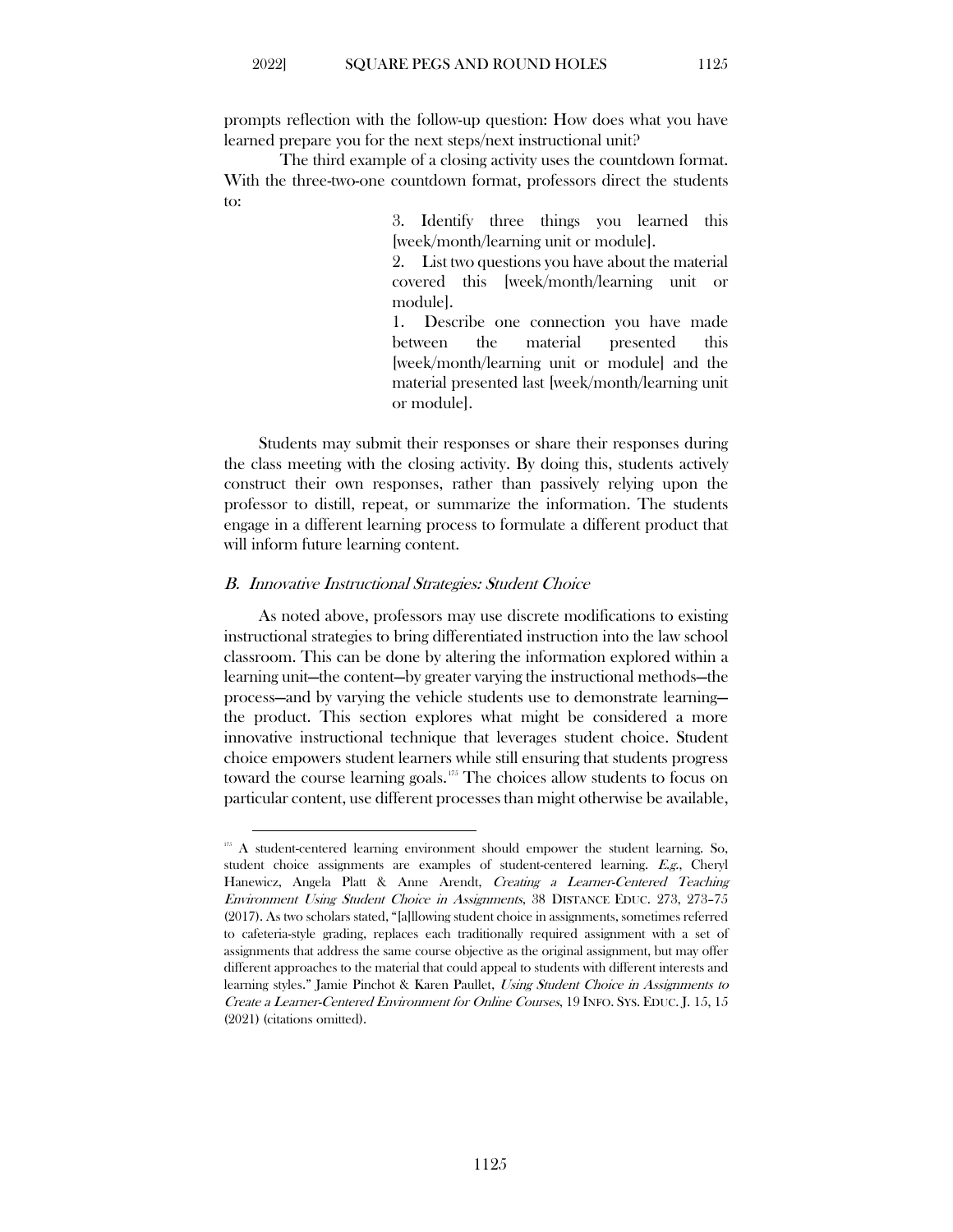prompts reflection with the follow-up question: How does what you have learned prepare you for the next steps/next instructional unit?

The third example of a closing activity uses the countdown format. With the three-two-one countdown format, professors direct the students to:

> 3. Identify three things you learned this [week/month/learning unit or module].
>
> 2. List two questions you have about the material covered this [week/month/learning unit or module].
>
> 1. Describe one connection you have made between the material presented this [week/month/learning unit or module] and the material presented last [week/month/learning unit or module].

Students may submit their responses or share their responses during the class meeting with the closing activity. By doing this, students actively construct their own responses, rather than passively relying upon the professor to distill, repeat, or summarize the information. The students engage in a different learning process to formulate a different product that will inform future learning content.

### *B. Innovative Instructional Strategies: Student Choice*

As noted above, professors may use discrete modifications to existing instructional strategies to bring differentiated instruction into the law school classroom. This can be done by altering the information explored within a learning unit—the content—by greater varying the instructional methods—the process—and by varying the vehicle students use to demonstrate learning—the product. This section explores what might be considered a more innovative instructional technique that leverages student choice. Student choice empowers student learners while still ensuring that students progress toward the course learning goals.[175] The choices allow students to focus on particular content, use different processes than might otherwise be available,

---

[175] A student-centered learning environment should empower the student learning. So, student choice assignments are examples of student-centered learning. *E.g.*, Cheryl Hanewicz, Angela Platt & Anne Arendt, *Creating a Learner-Centered Teaching Environment Using Student Choice in Assignments*, 38 DISTANCE EDUC. 273, 273–75 (2017). As two scholars stated, "[a]llowing student choice in assignments, sometimes referred to cafeteria-style grading, replaces each traditionally required assignment with a set of assignments that address the same course objective as the original assignment, but may offer different approaches to the material that could appeal to students with different interests and learning styles." Jamie Pinchot & Karen Paullet, *Using Student Choice in Assignments to Create a Learner-Centered Environment for Online Courses*, 19 INFO. SYS. EDUC. J. 15, 15 (2021) (citations omitted).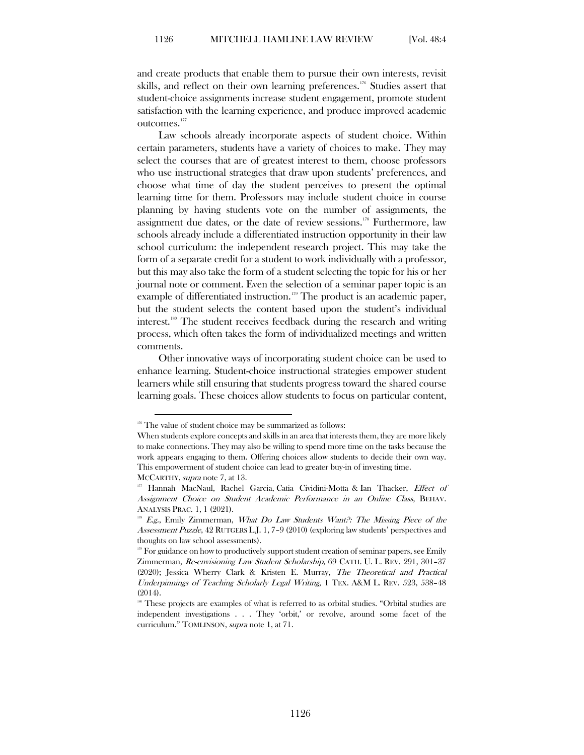and create products that enable them to pursue their own interests, revisit skills, and reflect on their own learning preferences.[176] Studies assert that student-choice assignments increase student engagement, promote student satisfaction with the learning experience, and produce improved academic outcomes.[177]

Law schools already incorporate aspects of student choice. Within certain parameters, students have a variety of choices to make. They may select the courses that are of greatest interest to them, choose professors who use instructional strategies that draw upon students' preferences, and choose what time of day the student perceives to present the optimal learning time for them. Professors may include student choice in course planning by having students vote on the number of assignments, the assignment due dates, or the date of review sessions.[178] Furthermore, law schools already include a differentiated instruction opportunity in their law school curriculum: the independent research project. This may take the form of a separate credit for a student to work individually with a professor, but this may also take the form of a student selecting the topic for his or her journal note or comment. Even the selection of a seminar paper topic is an example of differentiated instruction.[179] The product is an academic paper, but the student selects the content based upon the student's individual interest.[180] The student receives feedback during the research and writing process, which often takes the form of individualized meetings and written comments.

Other innovative ways of incorporating student choice can be used to enhance learning. Student-choice instructional strategies empower student learners while still ensuring that students progress toward the shared course learning goals. These choices allow students to focus on particular content,

---

[176] The value of student choice may be summarized as follows:

When students explore concepts and skills in an area that interests them, they are more likely to make connections. They may also be willing to spend more time on the tasks because the work appears engaging to them. Offering choices allow students to decide their own way. This empowerment of student choice can lead to greater buy-in of investing time.

MCCARTHY, *supra* note 7, at 13.

[177] Hannah MacNaul, Rachel Garcia, Catia Cividini-Motta & Ian Thacker, *Effect of Assignment Choice on Student Academic Performance in an Online Class*, BEHAV. ANALYSIS PRAC. 1, 1 (2021).

[178] *E.g.*, Emily Zimmerman, *What Do Law Students Want?: The Missing Piece of the Assessment Puzzle*, 42 RUTGERS L.J. 1, 7–9 (2010) (exploring law students' perspectives and thoughts on law school assessments).

[179] For guidance on how to productively support student creation of seminar papers, see Emily Zimmerman, *Re-envisioning Law Student Scholarship*, 69 CATH. U. L. REV. 291, 301–37 (2020); Jessica Wherry Clark & Kristen E. Murray, *The Theoretical and Practical Underpinnings of Teaching Scholarly Legal Writing*, 1 TEX. A&M L. REV. 523, 538–48 (2014).

[180] These projects are examples of what is referred to as orbital studies. "Orbital studies are independent investigations . . . They 'orbit,' or revolve, around some facet of the curriculum." TOMLINSON, *supra* note 1, at 71.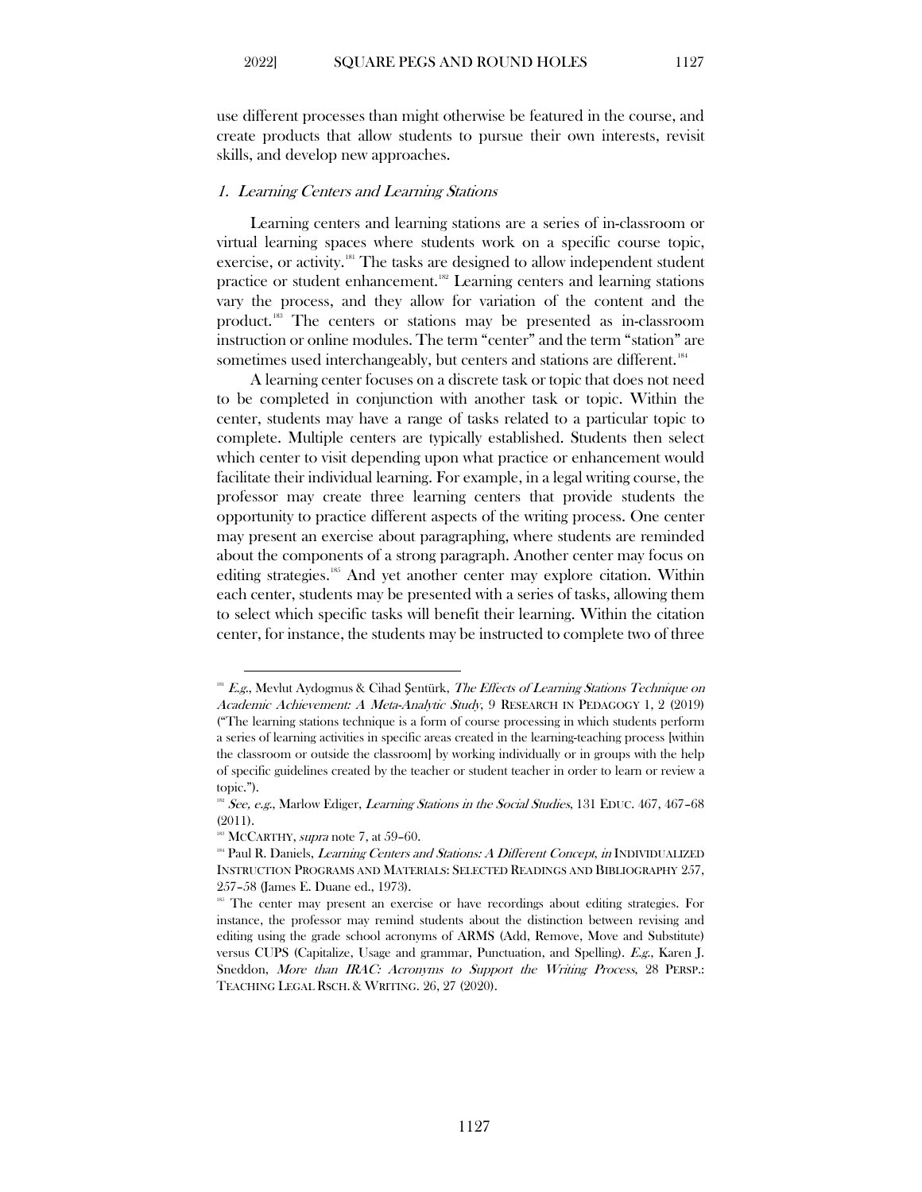use different processes than might otherwise be featured in the course, and create products that allow students to pursue their own interests, revisit skills, and develop new approaches.

### *1. Learning Centers and Learning Stations*

Learning centers and learning stations are a series of in-classroom or virtual learning spaces where students work on a specific course topic, exercise, or activity.[181] The tasks are designed to allow independent student practice or student enhancement.[182] Learning centers and learning stations vary the process, and they allow for variation of the content and the product.[183] The centers or stations may be presented as in-classroom instruction or online modules. The term "center" and the term "station" are sometimes used interchangeably, but centers and stations are different.[184]

A learning center focuses on a discrete task or topic that does not need to be completed in conjunction with another task or topic. Within the center, students may have a range of tasks related to a particular topic to complete. Multiple centers are typically established. Students then select which center to visit depending upon what practice or enhancement would facilitate their individual learning. For example, in a legal writing course, the professor may create three learning centers that provide students the opportunity to practice different aspects of the writing process. One center may present an exercise about paragraphing, where students are reminded about the components of a strong paragraph. Another center may focus on editing strategies.[185] And yet another center may explore citation. Within each center, students may be presented with a series of tasks, allowing them to select which specific tasks will benefit their learning. Within the citation center, for instance, the students may be instructed to complete two of three

---

[181] *E.g.*, Mevlut Aydogmus & Cihad Şentürk, *The Effects of Learning Stations Technique on Academic Achievement: A Meta-Analytic Study*, 9 RESEARCH IN PEDAGOGY 1, 2 (2019) ("The learning stations technique is a form of course processing in which students perform a series of learning activities in specific areas created in the learning-teaching process [within the classroom or outside the classroom] by working individually or in groups with the help of specific guidelines created by the teacher or student teacher in order to learn or review a topic.").

[182] *See, e.g.*, Marlow Ediger, *Learning Stations in the Social Studies*, 131 EDUC. 467, 467–68 (2011).

[183] MCCARTHY, *supra* note 7, at 59–60.

[184] Paul R. Daniels, *Learning Centers and Stations: A Different Concept*, *in* INDIVIDUALIZED INSTRUCTION PROGRAMS AND MATERIALS: SELECTED READINGS AND BIBLIOGRAPHY 257, 257–58 (James E. Duane ed., 1973).

[185] The center may present an exercise or have recordings about editing strategies. For instance, the professor may remind students about the distinction between revising and editing using the grade school acronyms of ARMS (Add, Remove, Move and Substitute) versus CUPS (Capitalize, Usage and grammar, Punctuation, and Spelling). *E.g.*, Karen J. Sneddon, *More than IRAC: Acronyms to Support the Writing Process*, 28 PERSP.: TEACHING LEGAL RSCH. & WRITING. 26, 27 (2020).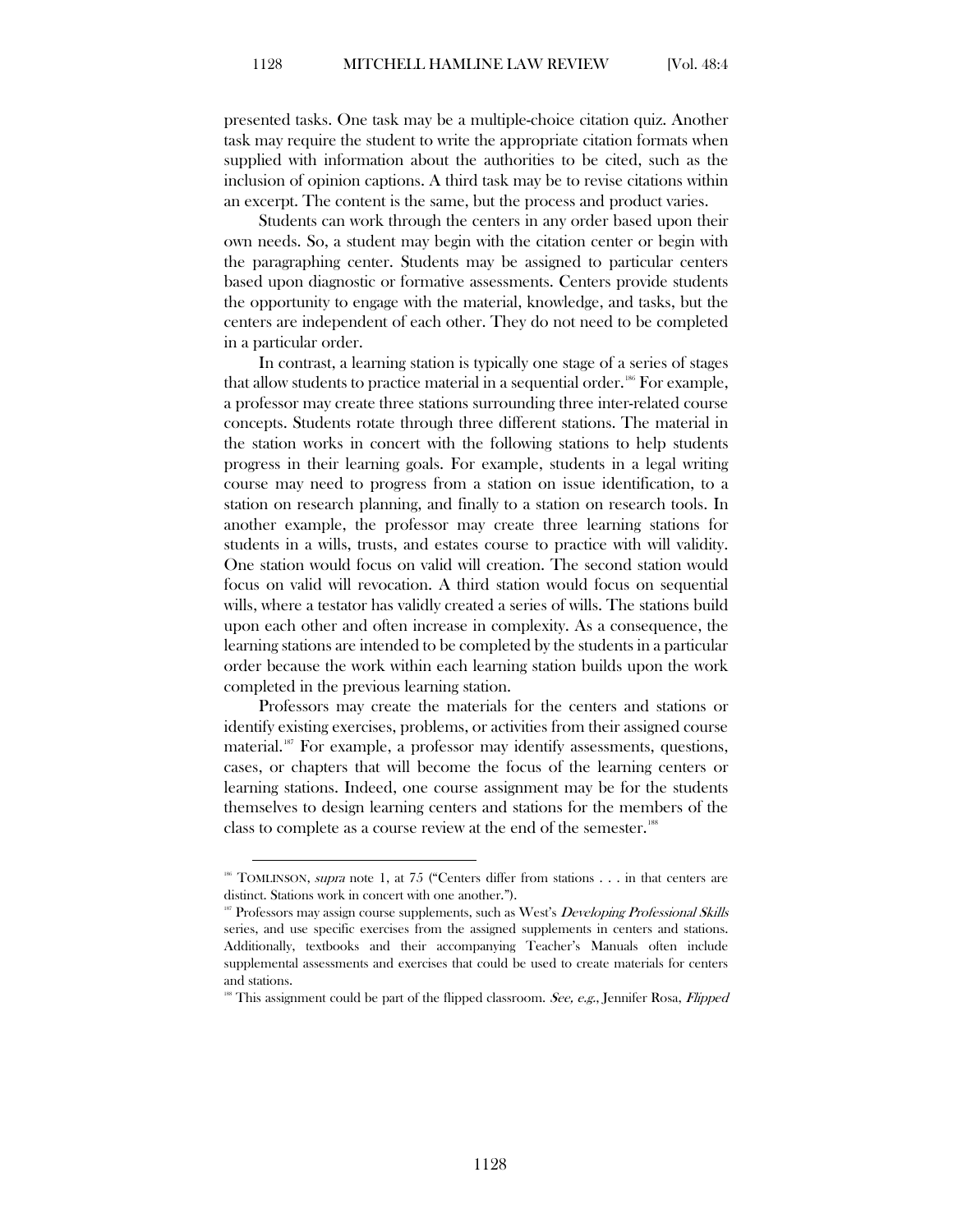presented tasks. One task may be a multiple-choice citation quiz. Another task may require the student to write the appropriate citation formats when supplied with information about the authorities to be cited, such as the inclusion of opinion captions. A third task may be to revise citations within an excerpt. The content is the same, but the process and product varies.

Students can work through the centers in any order based upon their own needs. So, a student may begin with the citation center or begin with the paragraphing center. Students may be assigned to particular centers based upon diagnostic or formative assessments. Centers provide students the opportunity to engage with the material, knowledge, and tasks, but the centers are independent of each other. They do not need to be completed in a particular order.

In contrast, a learning station is typically one stage of a series of stages that allow students to practice material in a sequential order.[186] For example, a professor may create three stations surrounding three inter-related course concepts. Students rotate through three different stations. The material in the station works in concert with the following stations to help students progress in their learning goals. For example, students in a legal writing course may need to progress from a station on issue identification, to a station on research planning, and finally to a station on research tools. In another example, the professor may create three learning stations for students in a wills, trusts, and estates course to practice with will validity. One station would focus on valid will creation. The second station would focus on valid will revocation. A third station would focus on sequential wills, where a testator has validly created a series of wills. The stations build upon each other and often increase in complexity. As a consequence, the learning stations are intended to be completed by the students in a particular order because the work within each learning station builds upon the work completed in the previous learning station.

Professors may create the materials for the centers and stations or identify existing exercises, problems, or activities from their assigned course material.[187] For example, a professor may identify assessments, questions, cases, or chapters that will become the focus of the learning centers or learning stations. Indeed, one course assignment may be for the students themselves to design learning centers and stations for the members of the class to complete as a course review at the end of the semester.[188]

---

[186] TOMLINSON, *supra* note 1, at 75 ("Centers differ from stations . . . in that centers are distinct. Stations work in concert with one another.").

[187] Professors may assign course supplements, such as West's *Developing Professional Skills* series, and use specific exercises from the assigned supplements in centers and stations. Additionally, textbooks and their accompanying Teacher's Manuals often include supplemental assessments and exercises that could be used to create materials for centers and stations.

[188] This assignment could be part of the flipped classroom. *See, e.g.*, Jennifer Rosa, *Flipped*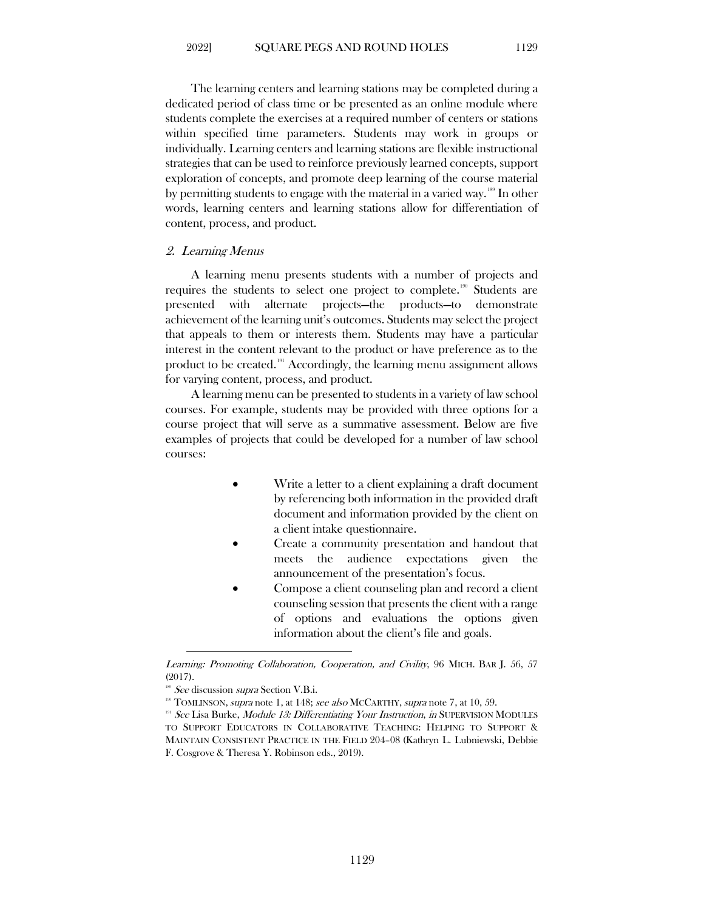The learning centers and learning stations may be completed during a dedicated period of class time or be presented as an online module where students complete the exercises at a required number of centers or stations within specified time parameters. Students may work in groups or individually. Learning centers and learning stations are flexible instructional strategies that can be used to reinforce previously learned concepts, support exploration of concepts, and promote deep learning of the course material by permitting students to engage with the material in a varied way.[189] In other words, learning centers and learning stations allow for differentiation of content, process, and product.

### *2. Learning Menus*

A learning menu presents students with a number of projects and requires the students to select one project to complete.[190] Students are presented with alternate projects—the products—to demonstrate achievement of the learning unit's outcomes. Students may select the project that appeals to them or interests them. Students may have a particular interest in the content relevant to the product or have preference as to the product to be created.[191] Accordingly, the learning menu assignment allows for varying content, process, and product.

A learning menu can be presented to students in a variety of law school courses. For example, students may be provided with three options for a course project that will serve as a summative assessment. Below are five examples of projects that could be developed for a number of law school courses:

- Write a letter to a client explaining a draft document by referencing both information in the provided draft document and information provided by the client on a client intake questionnaire.
- Create a community presentation and handout that meets the audience expectations given the announcement of the presentation's focus.
- Compose a client counseling plan and record a client counseling session that presents the client with a range of options and evaluations the options given information about the client's file and goals.

---

*Learning: Promoting Collaboration, Cooperation, and Civility*, 96 MICH. BAR J. 56, 57 (2017).

[189] *See* discussion *supra* Section V.B.i.

[190] TOMLINSON, *supra* note 1, at 148; *see also* MCCARTHY, *supra* note 7, at 10, 59.

[191] *See* Lisa Burke, *Module 13: Differentiating Your Instruction*, *in* SUPERVISION MODULES TO SUPPORT EDUCATORS IN COLLABORATIVE TEACHING: HELPING TO SUPPORT & MAINTAIN CONSISTENT PRACTICE IN THE FIELD 204–08 (Kathryn L. Lubniewski, Debbie F. Cosgrove & Theresa Y. Robinson eds., 2019).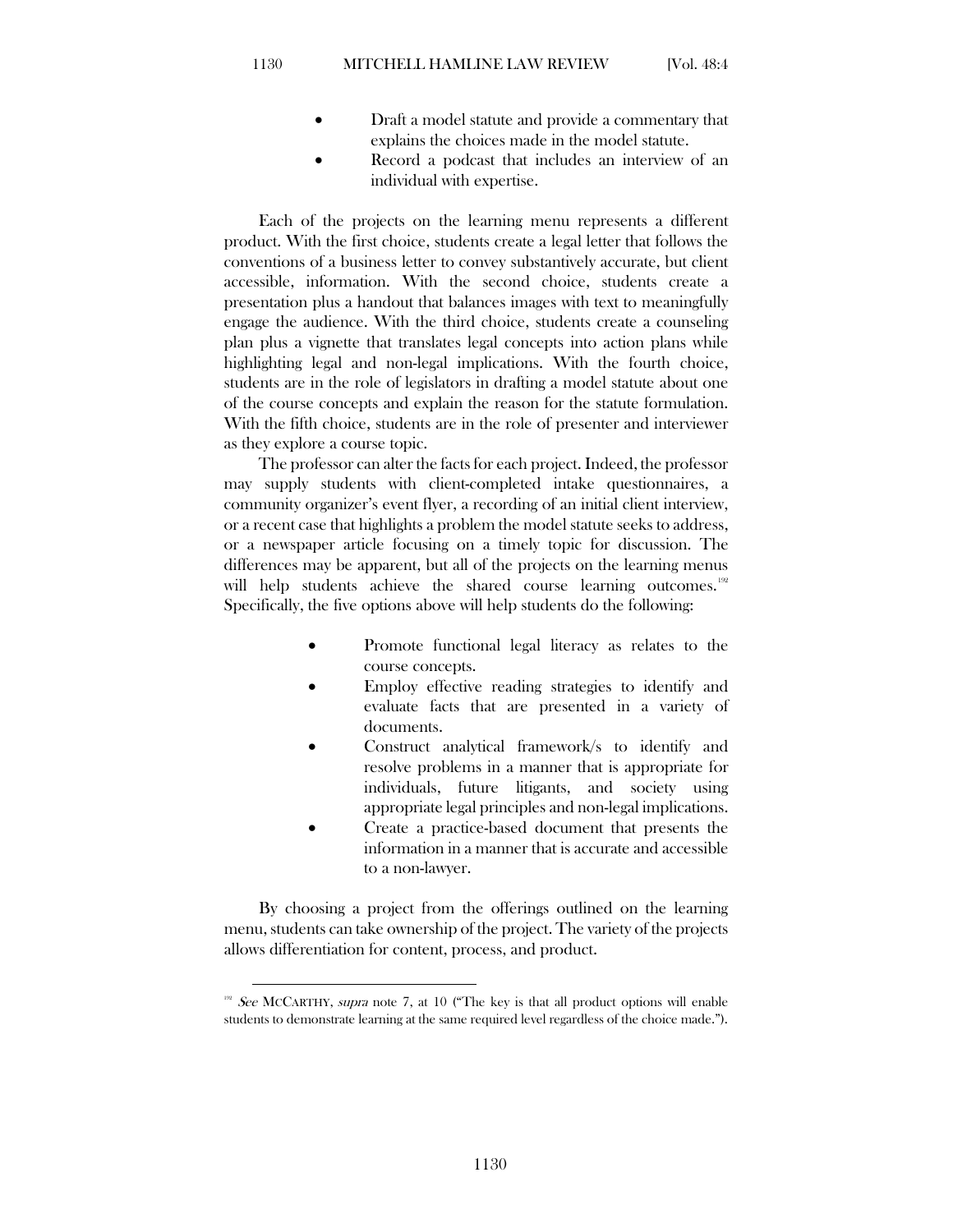- Draft a model statute and provide a commentary that explains the choices made in the model statute.
- Record a podcast that includes an interview of an individual with expertise.

Each of the projects on the learning menu represents a different product. With the first choice, students create a legal letter that follows the conventions of a business letter to convey substantively accurate, but client accessible, information. With the second choice, students create a presentation plus a handout that balances images with text to meaningfully engage the audience. With the third choice, students create a counseling plan plus a vignette that translates legal concepts into action plans while highlighting legal and non-legal implications. With the fourth choice, students are in the role of legislators in drafting a model statute about one of the course concepts and explain the reason for the statute formulation. With the fifth choice, students are in the role of presenter and interviewer as they explore a course topic.

The professor can alter the facts for each project. Indeed, the professor may supply students with client-completed intake questionnaires, a community organizer's event flyer, a recording of an initial client interview, or a recent case that highlights a problem the model statute seeks to address, or a newspaper article focusing on a timely topic for discussion. The differences may be apparent, but all of the projects on the learning menus will help students achieve the shared course learning outcomes.[192] Specifically, the five options above will help students do the following:

- Promote functional legal literacy as relates to the course concepts.
- Employ effective reading strategies to identify and evaluate facts that are presented in a variety of documents.
- Construct analytical framework/s to identify and resolve problems in a manner that is appropriate for individuals, future litigants, and society using appropriate legal principles and non-legal implications.
- Create a practice-based document that presents the information in a manner that is accurate and accessible to a non-lawyer.

By choosing a project from the offerings outlined on the learning menu, students can take ownership of the project. The variety of the projects allows differentiation for content, process, and product.

---

[192] *See* MCCARTHY, *supra* note 7, at 10 ("The key is that all product options will enable students to demonstrate learning at the same required level regardless of the choice made.").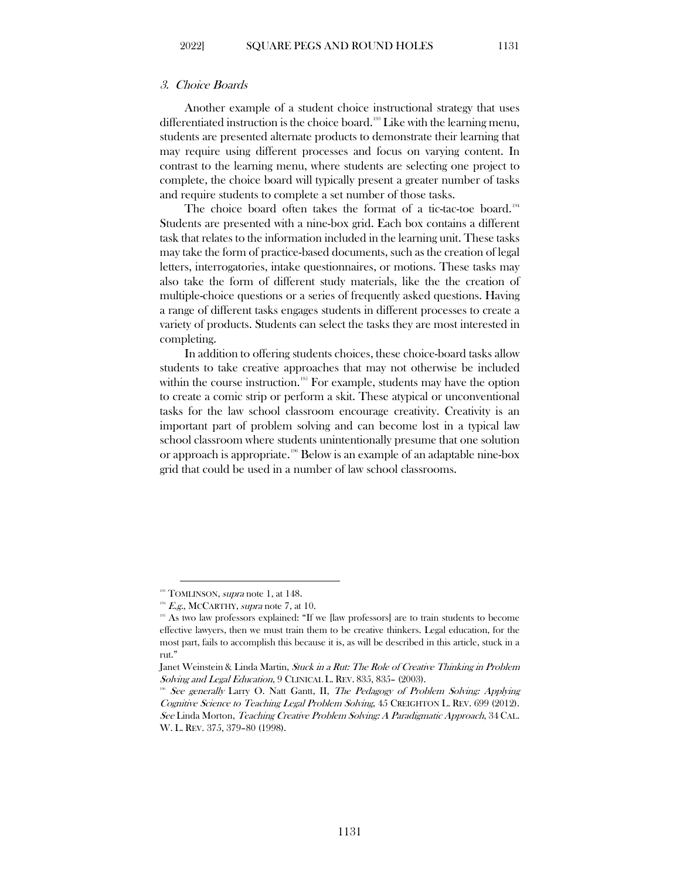### 3. Choice Boards

Another example of a student choice instructional strategy that uses differentiated instruction is the choice board.[193] Like with the learning menu, students are presented alternate products to demonstrate their learning that may require using different processes and focus on varying content. In contrast to the learning menu, where students are selecting one project to complete, the choice board will typically present a greater number of tasks and require students to complete a set number of those tasks.

The choice board often takes the format of a tic-tac-toe board.[194] Students are presented with a nine-box grid. Each box contains a different task that relates to the information included in the learning unit. These tasks may take the form of practice-based documents, such as the creation of legal letters, interrogatories, intake questionnaires, or motions. These tasks may also take the form of different study materials, like the the creation of multiple-choice questions or a series of frequently asked questions. Having a range of different tasks engages students in different processes to create a variety of products. Students can select the tasks they are most interested in completing.

In addition to offering students choices, these choice-board tasks allow students to take creative approaches that may not otherwise be included within the course instruction.[195] For example, students may have the option to create a comic strip or perform a skit. These atypical or unconventional tasks for the law school classroom encourage creativity. Creativity is an important part of problem solving and can become lost in a typical law school classroom where students unintentionally presume that one solution or approach is appropriate.[196] Below is an example of an adaptable nine-box grid that could be used in a number of law school classrooms.

---

[193] TOMLINSON, *supra* note 1, at 148.

[194] *E.g.*, MCCARTHY, *supra* note 7, at 10.

[195] As two law professors explained: "If we [law professors] are to train students to become effective lawyers, then we must train them to be creative thinkers. Legal education, for the most part, fails to accomplish this because it is, as will be described in this article, stuck in a rut."

Janet Weinstein & Linda Martin, *Stuck in a Rut: The Role of Creative Thinking in Problem Solving and Legal Education*, 9 CLINICAL L. REV. 835, 835– (2003).

[196] *See generally* Larry O. Natt Gantt, II, *The Pedagogy of Problem Solving: Applying Cognitive Science to Teaching Legal Problem Solving*, 45 CREIGHTON L. REV. 699 (2012). *See* Linda Morton, *Teaching Creative Problem Solving: A Paradigmatic Approach*, 34 CAL. W. L. REV. 375, 379–80 (1998).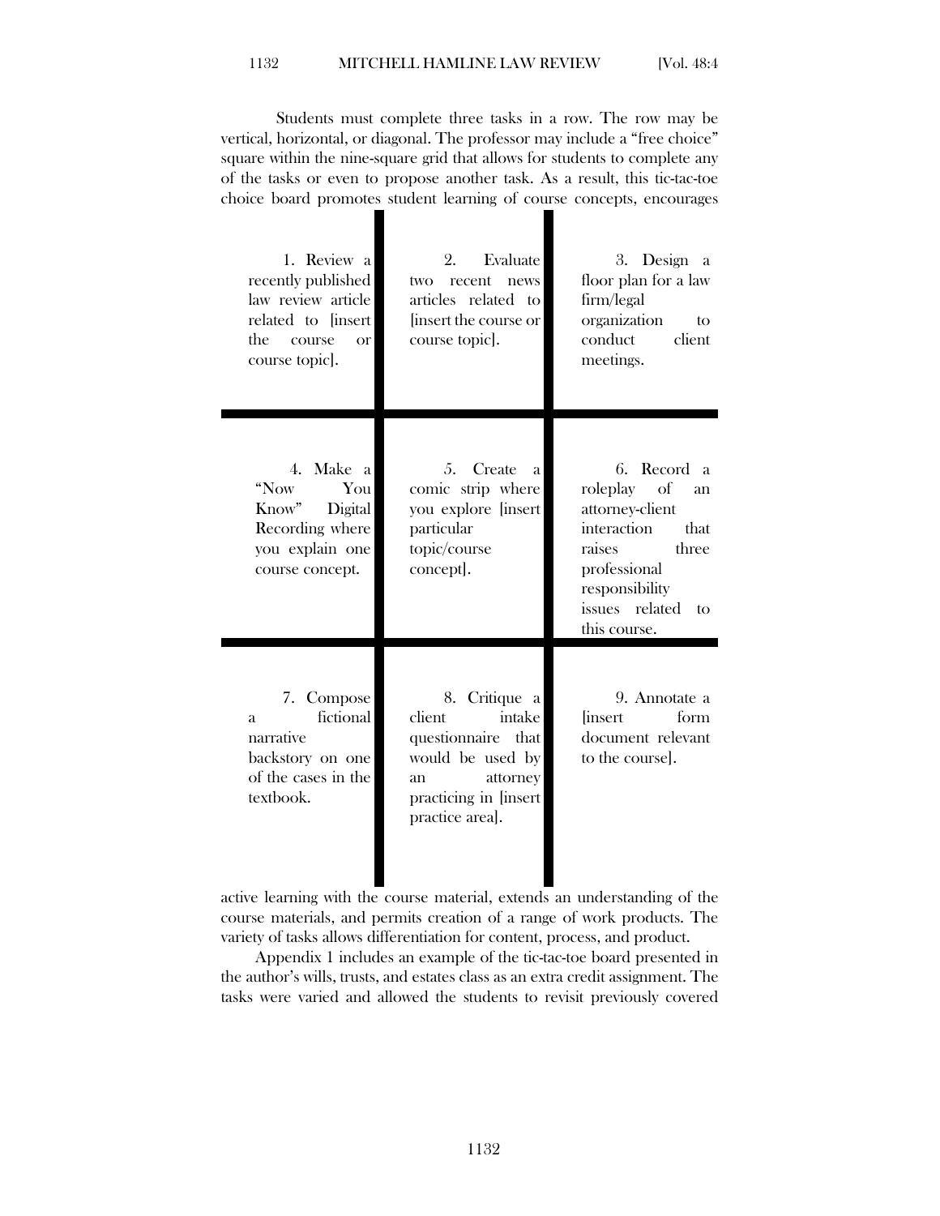Students must complete three tasks in a row. The row may be vertical, horizontal, or diagonal. The professor may include a "free choice" square within the nine-square grid that allows for students to complete any of the tasks or even to propose another task. As a result, this tic-tac-toe choice board promotes student learning of course concepts, encourages active learning with the course material, extends an understanding of the course materials, and permits creation of a range of work products. The variety of tasks allows differentiation for content, process, and product.

| | | |
|---|---|---|
| 1. Review a recently published law review article related to [insert the course or course topic]. | 2. Evaluate two recent news articles related to [insert the course or course topic]. | 3. Design a floor plan for a law firm/legal organization to conduct client meetings. |
| 4. Make a "Now You Know" Digital Recording where you explain one course concept. | 5. Create a comic strip where you explore [insert particular topic/course concept]. | 6. Record a roleplay of an attorney-client interaction that raises three professional responsibility issues related to this course. |
| 7. Compose a fictional narrative backstory on one of the cases in the textbook. | 8. Critique a client intake questionnaire that would be used by an attorney practicing in [insert practice area]. | 9. Annotate a [insert form document relevant to the course]. |

Appendix 1 includes an example of the tic-tac-toe board presented in the author's wills, trusts, and estates class as an extra credit assignment. The tasks were varied and allowed the students to revisit previously covered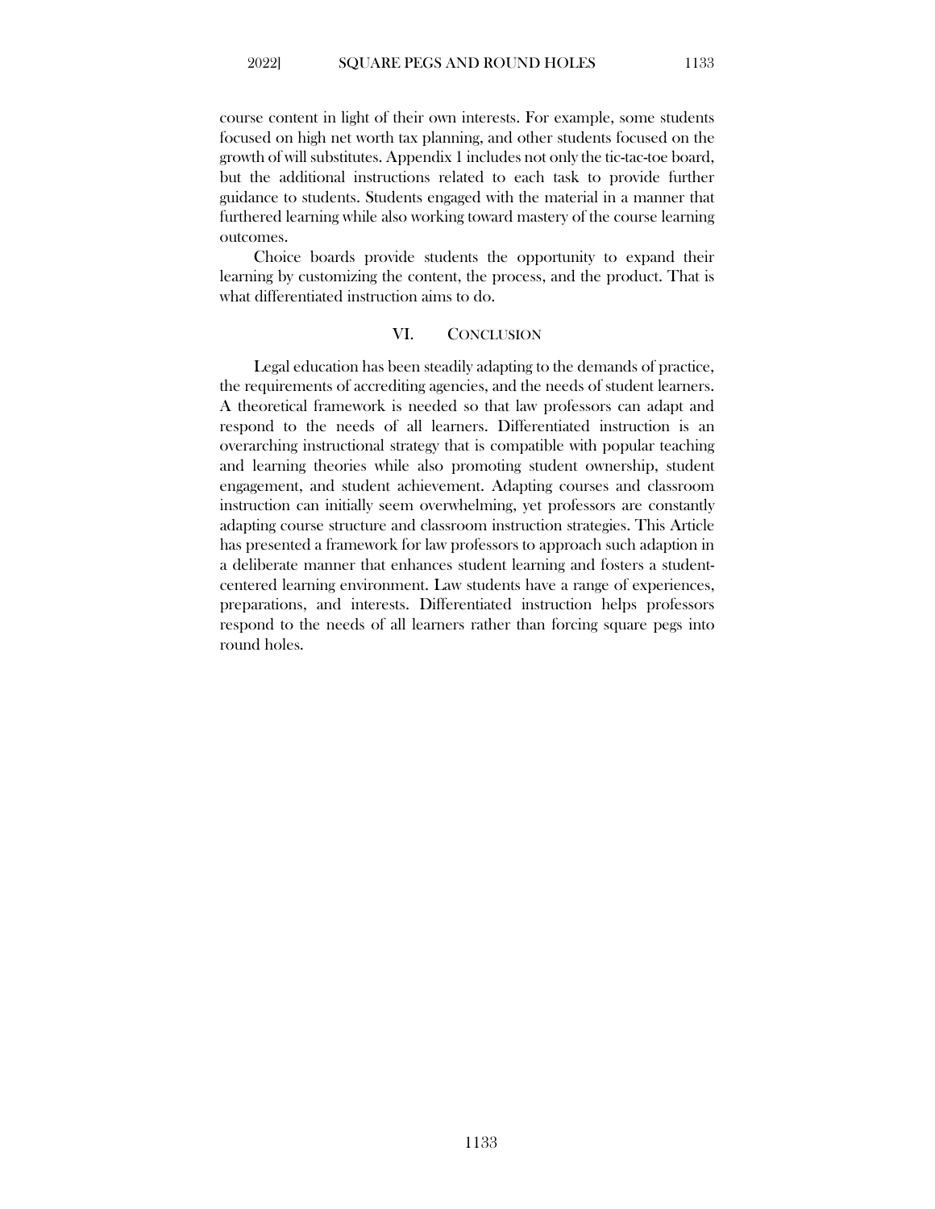course content in light of their own interests. For example, some students focused on high net worth tax planning, and other students focused on the growth of will substitutes. Appendix 1 includes not only the tic-tac-toe board, but the additional instructions related to each task to provide further guidance to students. Students engaged with the material in a manner that furthered learning while also working toward mastery of the course learning outcomes.

Choice boards provide students the opportunity to expand their learning by customizing the content, the process, and the product. That is what differentiated instruction aims to do.

## VI. CONCLUSION

Legal education has been steadily adapting to the demands of practice, the requirements of accrediting agencies, and the needs of student learners. A theoretical framework is needed so that law professors can adapt and respond to the needs of all learners. Differentiated instruction is an overarching instructional strategy that is compatible with popular teaching and learning theories while also promoting student ownership, student engagement, and student achievement. Adapting courses and classroom instruction can initially seem overwhelming, yet professors are constantly adapting course structure and classroom instruction strategies. This Article has presented a framework for law professors to approach such adaption in a deliberate manner that enhances student learning and fosters a student-centered learning environment. Law students have a range of experiences, preparations, and interests. Differentiated instruction helps professors respond to the needs of all learners rather than forcing square pegs into round holes.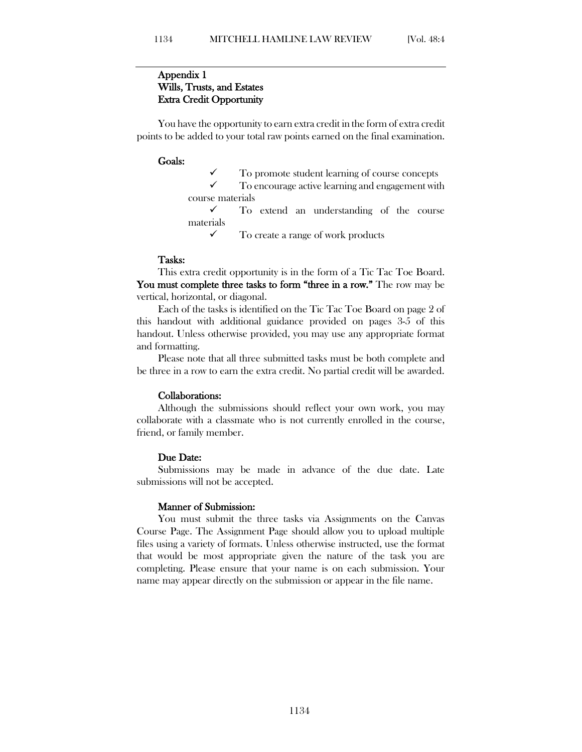## Appendix 1
## Wills, Trusts, and Estates
## Extra Credit Opportunity

You have the opportunity to earn extra credit in the form of extra credit points to be added to your total raw points earned on the final examination.

**Goals:**

- ✓ To promote student learning of course concepts
- ✓ To encourage active learning and engagement with course materials
- ✓ To extend an understanding of the course materials
- ✓ To create a range of work products

**Tasks:**

This extra credit opportunity is in the form of a Tic Tac Toe Board. **You must complete three tasks to form "three in a row."** The row may be vertical, horizontal, or diagonal.

Each of the tasks is identified on the Tic Tac Toe Board on page 2 of this handout with additional guidance provided on pages 3-5 of this handout. Unless otherwise provided, you may use any appropriate format and formatting.

Please note that all three submitted tasks must be both complete and be three in a row to earn the extra credit. No partial credit will be awarded.

**Collaborations:**

Although the submissions should reflect your own work, you may collaborate with a classmate who is not currently enrolled in the course, friend, or family member.

**Due Date:**

Submissions may be made in advance of the due date. Late submissions will not be accepted.

**Manner of Submission:**

You must submit the three tasks via Assignments on the Canvas Course Page. The Assignment Page should allow you to upload multiple files using a variety of formats. Unless otherwise instructed, use the format that would be most appropriate given the nature of the task you are completing. Please ensure that your name is on each submission. Your name may appear directly on the submission or appear in the file name.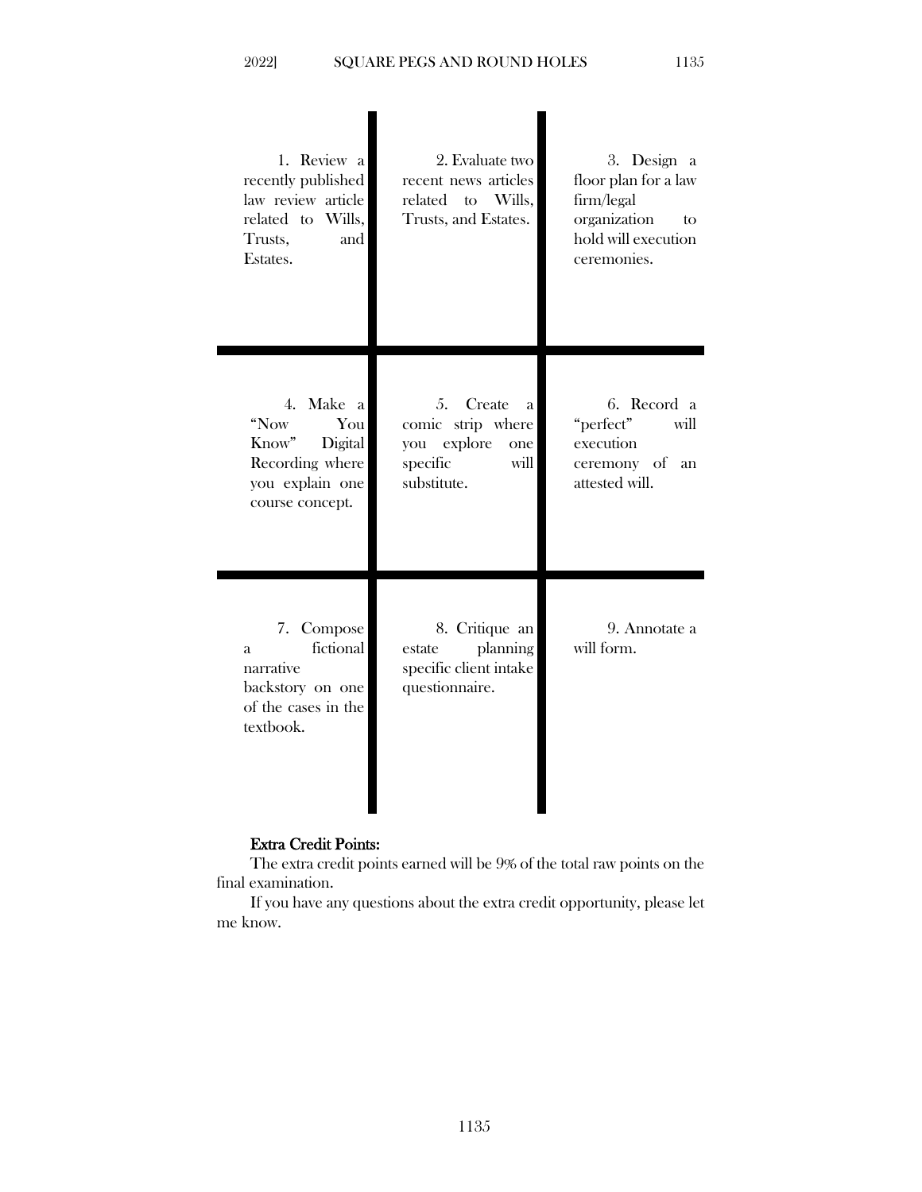| | | |
|---|---|---|
| 1. Review a recently published law review article related to Wills, Trusts, and Estates. | 2. Evaluate two recent news articles related to Wills, Trusts, and Estates. | 3. Design a floor plan for a law firm/legal organization to hold will execution ceremonies. |
| 4. Make a "Now You Know" Digital Recording where you explain one course concept. | 5. Create a comic strip where you explore one specific will substitute. | 6. Record a "perfect" will execution ceremony of an attested will. |
| 7. Compose a fictional narrative backstory on one of the cases in the textbook. | 8. Critique an estate planning specific client intake questionnaire. | 9. Annotate a will form. |

**Extra Credit Points:**

The extra credit points earned will be 9% of the total raw points on the final examination.

If you have any questions about the extra credit opportunity, please let me know.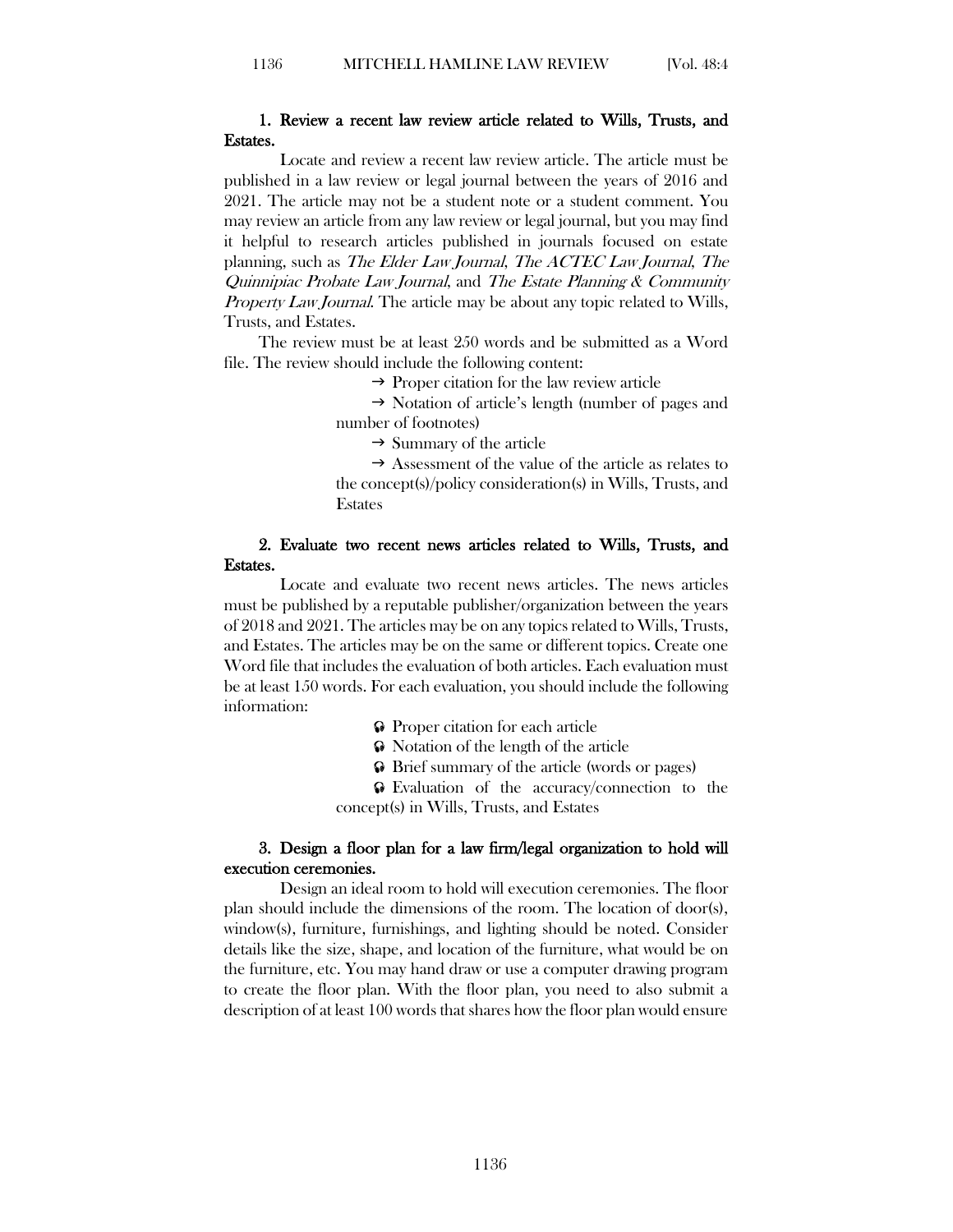**1. Review a recent law review article related to Wills, Trusts, and Estates.**

Locate and review a recent law review article. The article must be published in a law review or legal journal between the years of 2016 and 2021. The article may not be a student note or a student comment. You may review an article from any law review or legal journal, but you may find it helpful to research articles published in journals focused on estate planning, such as *The Elder Law Journal*, *The ACTEC Law Journal*, *The Quinnipiac Probate Law Journal*, and *The Estate Planning & Community Property Law Journal*. The article may be about any topic related to Wills, Trusts, and Estates.

The review must be at least 250 words and be submitted as a Word file. The review should include the following content:

→ Proper citation for the law review article

→ Notation of article's length (number of pages and number of footnotes)

→ Summary of the article

→ Assessment of the value of the article as relates to the concept(s)/policy consideration(s) in Wills, Trusts, and Estates

**2. Evaluate two recent news articles related to Wills, Trusts, and Estates.**

Locate and evaluate two recent news articles. The news articles must be published by a reputable publisher/organization between the years of 2018 and 2021. The articles may be on any topics related to Wills, Trusts, and Estates. The articles may be on the same or different topics. Create one Word file that includes the evaluation of both articles. Each evaluation must be at least 150 words. For each evaluation, you should include the following information:

- Proper citation for each article
- Notation of the length of the article
- Brief summary of the article (words or pages)
- Evaluation of the accuracy/connection to the concept(s) in Wills, Trusts, and Estates

**3. Design a floor plan for a law firm/legal organization to hold will execution ceremonies.**

Design an ideal room to hold will execution ceremonies. The floor plan should include the dimensions of the room. The location of door(s), window(s), furniture, furnishings, and lighting should be noted. Consider details like the size, shape, and location of the furniture, what would be on the furniture, etc. You may hand draw or use a computer drawing program to create the floor plan. With the floor plan, you need to also submit a description of at least 100 words that shares how the floor plan would ensure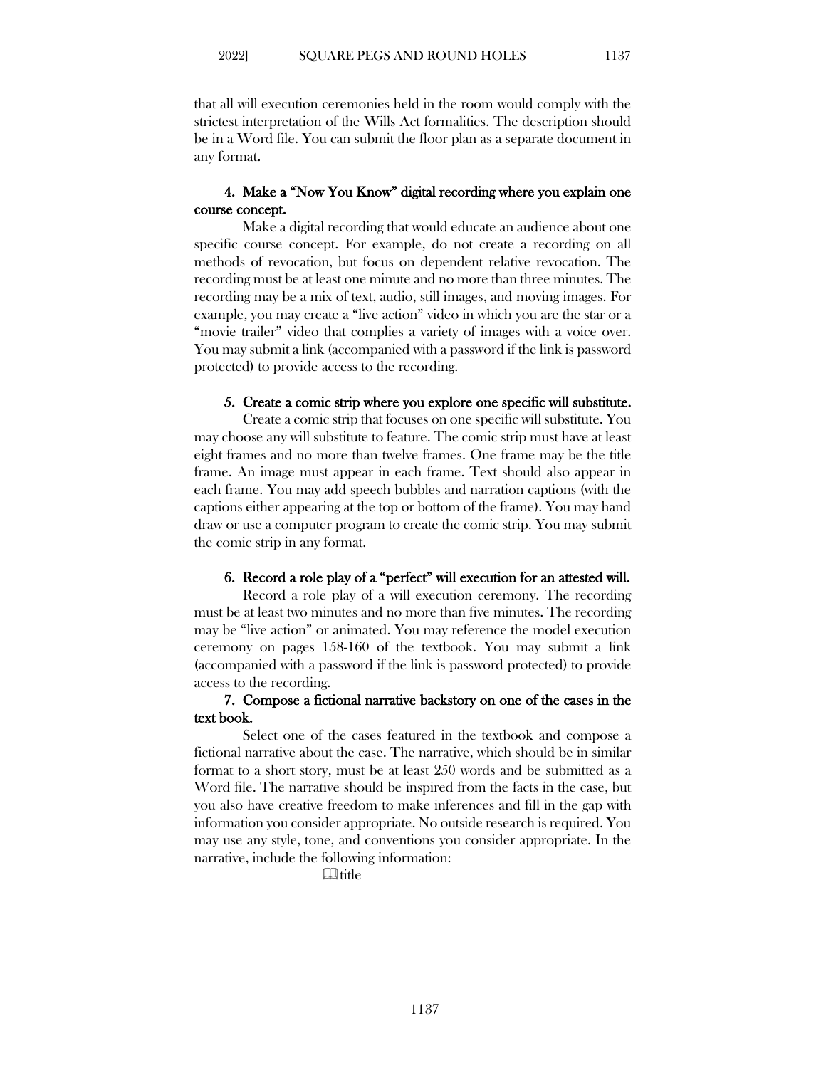that all will execution ceremonies held in the room would comply with the strictest interpretation of the Wills Act formalities. The description should be in a Word file. You can submit the floor plan as a separate document in any format.

**4. Make a "Now You Know" digital recording where you explain one course concept.**

Make a digital recording that would educate an audience about one specific course concept. For example, do not create a recording on all methods of revocation, but focus on dependent relative revocation. The recording must be at least one minute and no more than three minutes. The recording may be a mix of text, audio, still images, and moving images. For example, you may create a "live action" video in which you are the star or a "movie trailer" video that complies a variety of images with a voice over. You may submit a link (accompanied with a password if the link is password protected) to provide access to the recording.

**5. Create a comic strip where you explore one specific will substitute.**

Create a comic strip that focuses on one specific will substitute. You may choose any will substitute to feature. The comic strip must have at least eight frames and no more than twelve frames. One frame may be the title frame. An image must appear in each frame. Text should also appear in each frame. You may add speech bubbles and narration captions (with the captions either appearing at the top or bottom of the frame). You may hand draw or use a computer program to create the comic strip. You may submit the comic strip in any format.

**6. Record a role play of a "perfect" will execution for an attested will.**

Record a role play of a will execution ceremony. The recording must be at least two minutes and no more than five minutes. The recording may be "live action" or animated. You may reference the model execution ceremony on pages 158-160 of the textbook. You may submit a link (accompanied with a password if the link is password protected) to provide access to the recording.

**7. Compose a fictional narrative backstory on one of the cases in the text book.**

Select one of the cases featured in the textbook and compose a fictional narrative about the case. The narrative, which should be in similar format to a short story, must be at least 250 words and be submitted as a Word file. The narrative should be inspired from the facts in the case, but you also have creative freedom to make inferences and fill in the gap with information you consider appropriate. No outside research is required. You may use any style, tone, and conventions you consider appropriate. In the narrative, include the following information:

- title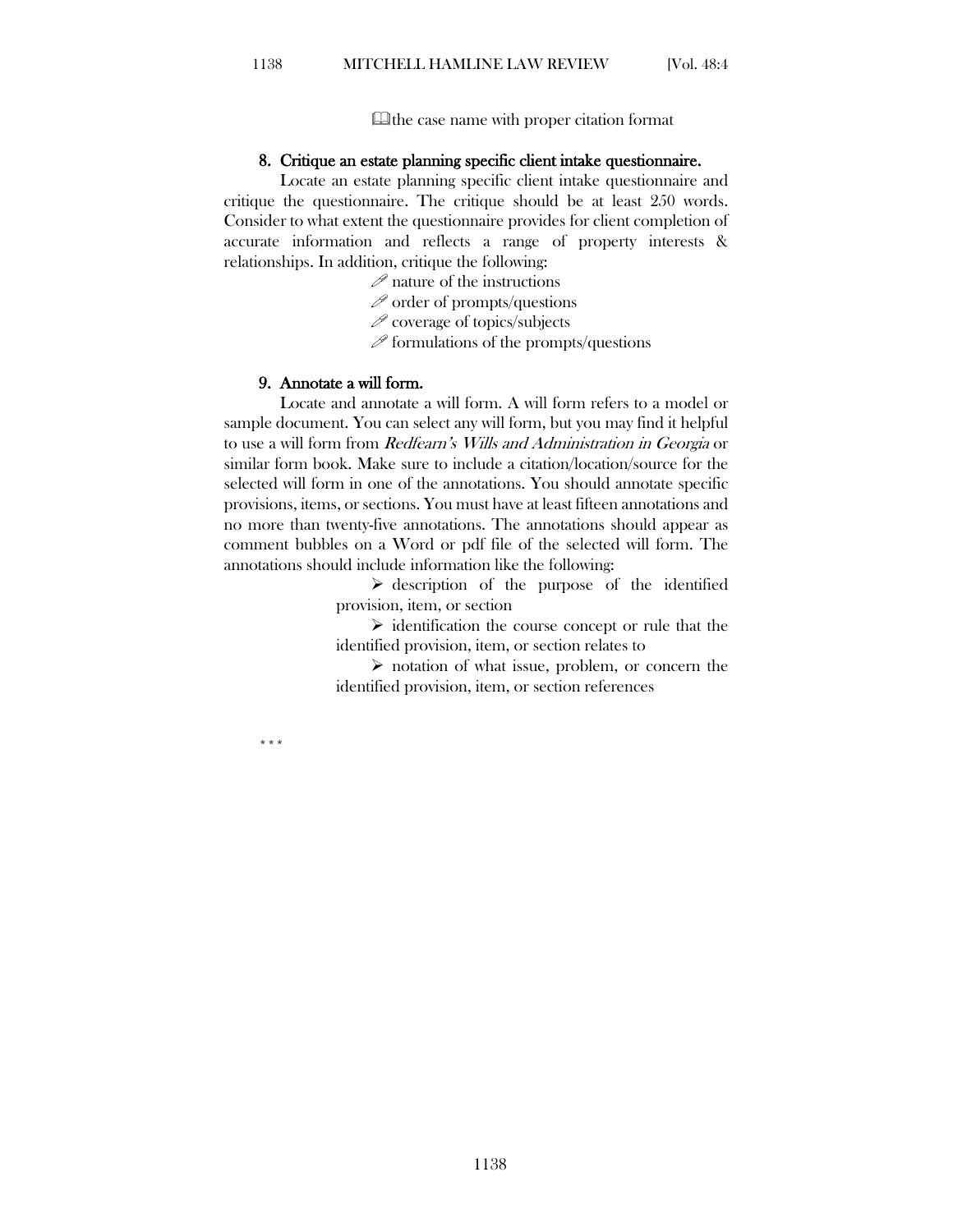📖the case name with proper citation format

### 8. Critique an estate planning specific client intake questionnaire.

Locate an estate planning specific client intake questionnaire and critique the questionnaire. The critique should be at least 250 words. Consider to what extent the questionnaire provides for client completion of accurate information and reflects a range of property interests & relationships. In addition, critique the following:

- ✐ nature of the instructions
- ✐ order of prompts/questions
- ✐ coverage of topics/subjects
- ✐ formulations of the prompts/questions

### 9. Annotate a will form.

Locate and annotate a will form. A will form refers to a model or sample document. You can select any will form, but you may find it helpful to use a will form from *Redfearn's Wills and Administration in Georgia* or similar form book. Make sure to include a citation/location/source for the selected will form in one of the annotations. You should annotate specific provisions, items, or sections. You must have at least fifteen annotations and no more than twenty-five annotations. The annotations should appear as comment bubbles on a Word or pdf file of the selected will form. The annotations should include information like the following:

- ➢ description of the purpose of the identified provision, item, or section
- ➢ identification the course concept or rule that the identified provision, item, or section relates to
- ➢ notation of what issue, problem, or concern the identified provision, item, or section references

\* \* \*